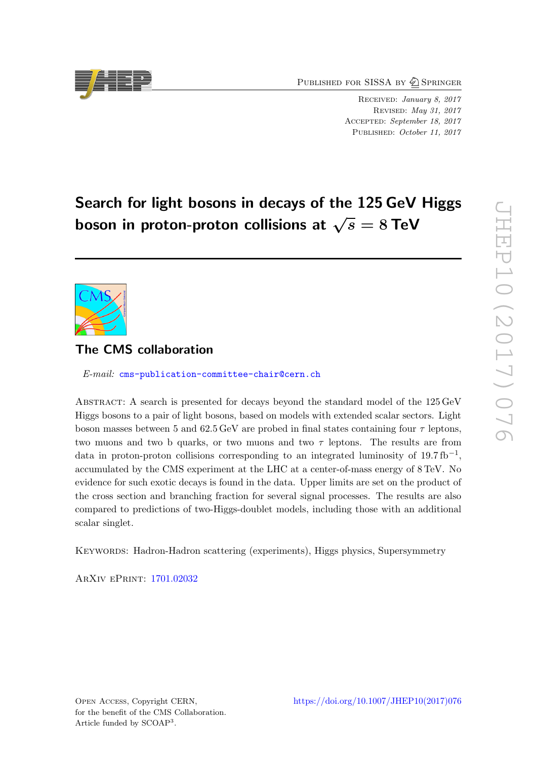Published for SISSA by Springer

Received: *January 8, 2017*
Revised: *May 31, 2017*
Accepted: *September 18, 2017*
Published: *October 11, 2017*

# Search for light bosons in decays of the 125 GeV Higgs boson in proton-proton collisions at $\sqrt{s} = 8$ TeV

## The CMS collaboration

*E-mail:* cms-publication-committee-chair@cern.ch

Abstract: A search is presented for decays beyond the standard model of the 125 GeV Higgs bosons to a pair of light bosons, based on models with extended scalar sectors. Light boson masses between 5 and 62.5 GeV are probed in final states containing four $\tau$ leptons, two muons and two b quarks, or two muons and two $\tau$ leptons. The results are from data in proton-proton collisions corresponding to an integrated luminosity of 19.7 $\mathrm{fb}^{-1}$, accumulated by the CMS experiment at the LHC at a center-of-mass energy of 8 TeV. No evidence for such exotic decays is found in the data. Upper limits are set on the product of the cross section and branching fraction for several signal processes. The results are also compared to predictions of two-Higgs-doublet models, including those with an additional scalar singlet.

Keywords: Hadron-Hadron scattering (experiments), Higgs physics, Supersymmetry

ArXiv ePrint: 1701.02032

Open Access, Copyright CERN, for the benefit of the CMS Collaboration. Article funded by SCOAP[3].

https://doi.org/10.1007/JHEP10(2017)076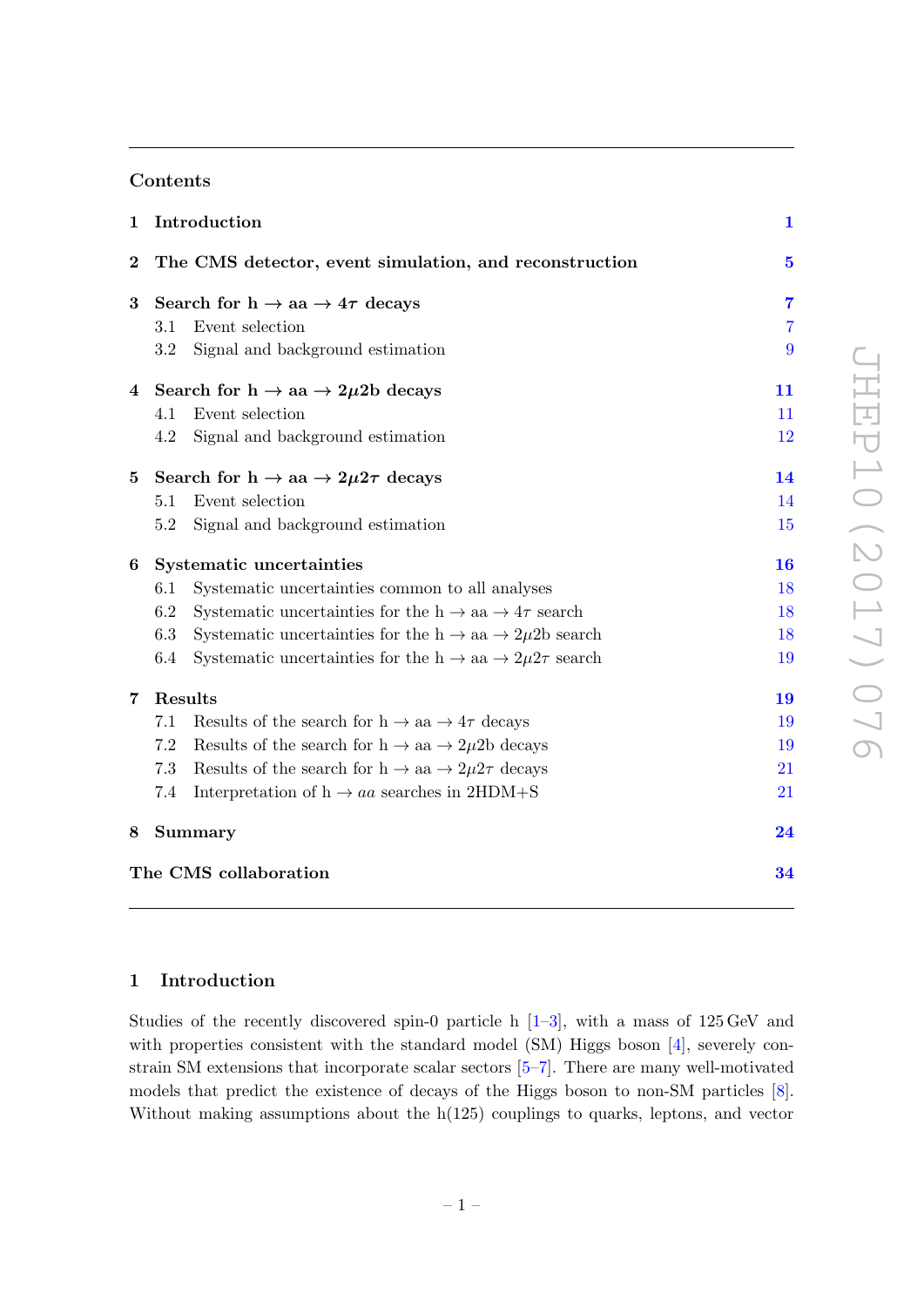## Contents

| | | |
|---|---|---|
| **1** | **Introduction** | **1** |
| **2** | **The CMS detector, event simulation, and reconstruction** | **5** |
| **3** | **Search for h → aa → 4$\tau$ decays** | **7** |
| | 3.1 Event selection | 7 |
| | 3.2 Signal and background estimation | 9 |
| **4** | **Search for h → aa → 2$\mu$2b decays** | **11** |
| | 4.1 Event selection | 11 |
| | 4.2 Signal and background estimation | 12 |
| **5** | **Search for h → aa → 2$\mu$2$\tau$ decays** | **14** |
| | 5.1 Event selection | 14 |
| | 5.2 Signal and background estimation | 15 |
| **6** | **Systematic uncertainties** | **16** |
| | 6.1 Systematic uncertainties common to all analyses | 18 |
| | 6.2 Systematic uncertainties for the h → aa → 4$\tau$ search | 18 |
| | 6.3 Systematic uncertainties for the h → aa → 2$\mu$2b search | 18 |
| | 6.4 Systematic uncertainties for the h → aa → 2$\mu$2$\tau$ search | 19 |
| **7** | **Results** | **19** |
| | 7.1 Results of the search for h → aa → 4$\tau$ decays | 19 |
| | 7.2 Results of the search for h → aa → 2$\mu$2b decays | 19 |
| | 7.3 Results of the search for h → aa → 2$\mu$2$\tau$ decays | 21 |
| | 7.4 Interpretation of h → $aa$ searches in 2HDM+S | 21 |
| **8** | **Summary** | **24** |
| | **The CMS collaboration** | **34** |

## 1 Introduction

Studies of the recently discovered spin-0 particle h [1–3], with a mass of 125 GeV and with properties consistent with the standard model (SM) Higgs boson [4], severely constrain SM extensions that incorporate scalar sectors [5–7]. There are many well-motivated models that predict the existence of decays of the Higgs boson to non-SM particles [8]. Without making assumptions about the h(125) couplings to quarks, leptons, and vector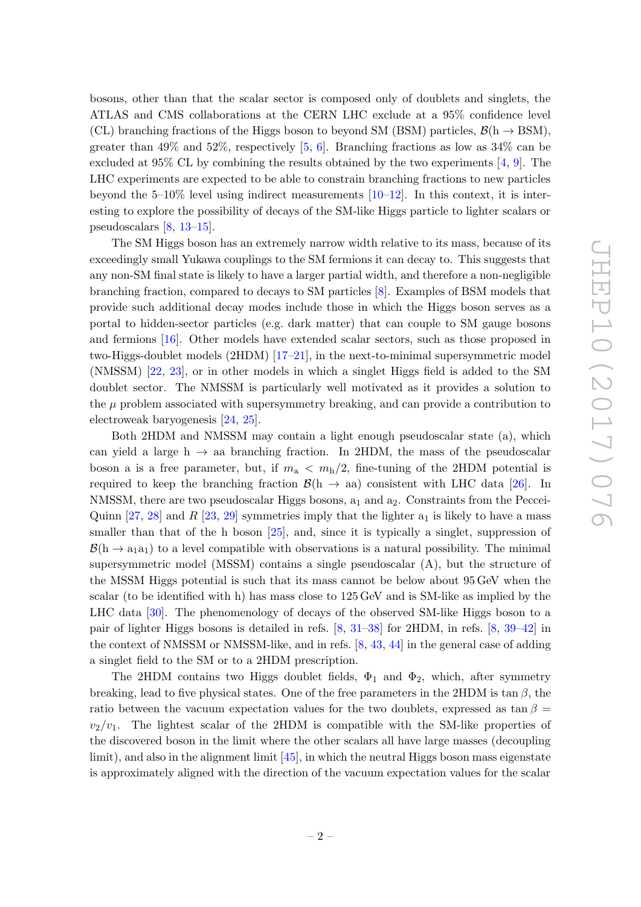bosons, other than that the scalar sector is composed only of doublets and singlets, the ATLAS and CMS collaborations at the CERN LHC exclude at a 95% confidence level (CL) branching fractions of the Higgs boson to beyond SM (BSM) particles, $\mathcal{B}(\mathrm{h} \to \mathrm{BSM})$, greater than 49% and 52%, respectively [5, 6]. Branching fractions as low as 34% can be excluded at 95% CL by combining the results obtained by the two experiments [4, 9]. The LHC experiments are expected to be able to constrain branching fractions to new particles beyond the 5–10% level using indirect measurements [10–12]. In this context, it is interesting to explore the possibility of decays of the SM-like Higgs particle to lighter scalars or pseudoscalars [8, 13–15].

The SM Higgs boson has an extremely narrow width relative to its mass, because of its exceedingly small Yukawa couplings to the SM fermions it can decay to. This suggests that any non-SM final state is likely to have a larger partial width, and therefore a non-negligible branching fraction, compared to decays to SM particles [8]. Examples of BSM models that provide such additional decay modes include those in which the Higgs boson serves as a portal to hidden-sector particles (e.g. dark matter) that can couple to SM gauge bosons and fermions [16]. Other models have extended scalar sectors, such as those proposed in two-Higgs-doublet models (2HDM) [17–21], in the next-to-minimal supersymmetric model (NMSSM) [22, 23], or in other models in which a singlet Higgs field is added to the SM doublet sector. The NMSSM is particularly well motivated as it provides a solution to the $\mu$ problem associated with supersymmetry breaking, and can provide a contribution to electroweak baryogenesis [24, 25].

Both 2HDM and NMSSM may contain a light enough pseudoscalar state (a), which can yield a large $\mathrm{h} \to \mathrm{aa}$ branching fraction. In 2HDM, the mass of the pseudoscalar boson a is a free parameter, but, if $m_{\mathrm{a}} < m_{\mathrm{h}}/2$, fine-tuning of the 2HDM potential is required to keep the branching fraction $\mathcal{B}(\mathrm{h} \to \mathrm{aa})$ consistent with LHC data [26]. In NMSSM, there are two pseudoscalar Higgs bosons, $\mathrm{a}_1$ and $\mathrm{a}_2$. Constraints from the Peccei-Quinn [27, 28] and $R$ [23, 29] symmetries imply that the lighter $\mathrm{a}_1$ is likely to have a mass smaller than that of the h boson [25], and, since it is typically a singlet, suppression of $\mathcal{B}(\mathrm{h} \to \mathrm{a}_1\mathrm{a}_1)$ to a level compatible with observations is a natural possibility. The minimal supersymmetric model (MSSM) contains a single pseudoscalar (A), but the structure of the MSSM Higgs potential is such that its mass cannot be below about 95 GeV when the scalar (to be identified with h) has mass close to 125 GeV and is SM-like as implied by the LHC data [30]. The phenomenology of decays of the observed SM-like Higgs boson to a pair of lighter Higgs bosons is detailed in refs. [8, 31–38] for 2HDM, in refs. [8, 39–42] in the context of NMSSM or NMSSM-like, and in refs. [8, 43, 44] in the general case of adding a singlet field to the SM or to a 2HDM prescription.

The 2HDM contains two Higgs doublet fields, $\Phi_1$ and $\Phi_2$, which, after symmetry breaking, lead to five physical states. One of the free parameters in the 2HDM is $\tan\beta$, the ratio between the vacuum expectation values for the two doublets, expressed as $\tan\beta = v_2/v_1$. The lightest scalar of the 2HDM is compatible with the SM-like properties of the discovered boson in the limit where the other scalars all have large masses (decoupling limit), and also in the alignment limit [45], in which the neutral Higgs boson mass eigenstate is approximately aligned with the direction of the vacuum expectation values for the scalar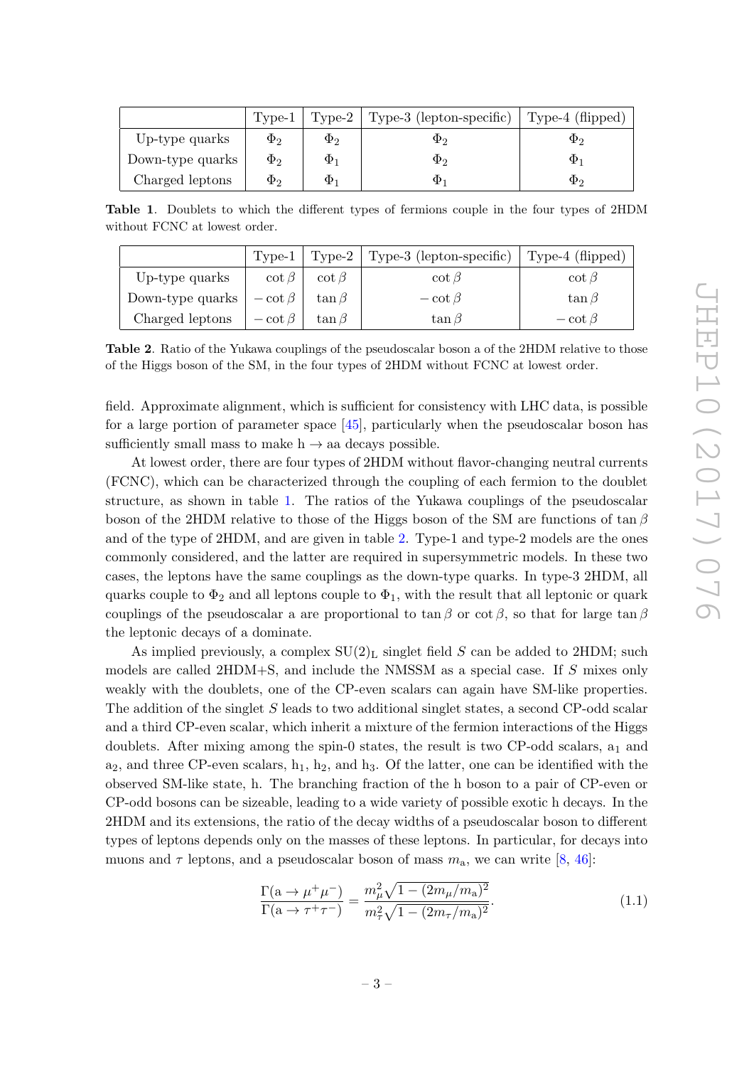| | Type-1 | Type-2 | Type-3 (lepton-specific) | Type-4 (flipped) |
|---|---|---|---|---|
| Up-type quarks | $\Phi_2$ | $\Phi_2$ | $\Phi_2$ | $\Phi_2$ |
| Down-type quarks | $\Phi_2$ | $\Phi_1$ | $\Phi_2$ | $\Phi_1$ |
| Charged leptons | $\Phi_2$ | $\Phi_1$ | $\Phi_1$ | $\Phi_2$ |

**Table 1**. Doublets to which the different types of fermions couple in the four types of 2HDM without FCNC at lowest order.

| | Type-1 | Type-2 | Type-3 (lepton-specific) | Type-4 (flipped) |
|---|---|---|---|---|
| Up-type quarks | $\cot\beta$ | $\cot\beta$ | $\cot\beta$ | $\cot\beta$ |
| Down-type quarks | $-\cot\beta$ | $\tan\beta$ | $-\cot\beta$ | $\tan\beta$ |
| Charged leptons | $-\cot\beta$ | $\tan\beta$ | $\tan\beta$ | $-\cot\beta$ |

**Table 2**. Ratio of the Yukawa couplings of the pseudoscalar boson a of the 2HDM relative to those of the Higgs boson of the SM, in the four types of 2HDM without FCNC at lowest order.

field. Approximate alignment, which is sufficient for consistency with LHC data, is possible for a large portion of parameter space [45], particularly when the pseudoscalar boson has sufficiently small mass to make $\mathrm{h} \to \mathrm{aa}$ decays possible.

At lowest order, there are four types of 2HDM without flavor-changing neutral currents (FCNC), which can be characterized through the coupling of each fermion to the doublet structure, as shown in table 1. The ratios of the Yukawa couplings of the pseudoscalar boson of the 2HDM relative to those of the Higgs boson of the SM are functions of $\tan\beta$ and of the type of 2HDM, and are given in table 2. Type-1 and type-2 models are the ones commonly considered, and the latter are required in supersymmetric models. In these two cases, the leptons have the same couplings as the down-type quarks. In type-3 2HDM, all quarks couple to $\Phi_2$ and all leptons couple to $\Phi_1$, with the result that all leptonic or quark couplings of the pseudoscalar a are proportional to $\tan\beta$ or $\cot\beta$, so that for large $\tan\beta$ the leptonic decays of a dominate.

As implied previously, a complex $\mathrm{SU(2)_L}$ singlet field $S$ can be added to 2HDM; such models are called 2HDM+S, and include the NMSSM as a special case. If $S$ mixes only weakly with the doublets, one of the CP-even scalars can again have SM-like properties. The addition of the singlet $S$ leads to two additional singlet states, a second CP-odd scalar and a third CP-even scalar, which inherit a mixture of the fermion interactions of the Higgs doublets. After mixing among the spin-0 states, the result is two CP-odd scalars, $\mathrm{a}_1$ and $\mathrm{a}_2$, and three CP-even scalars, $\mathrm{h}_1$, $\mathrm{h}_2$, and $\mathrm{h}_3$. Of the latter, one can be identified with the observed SM-like state, h. The branching fraction of the h boson to a pair of CP-even or CP-odd bosons can be sizeable, leading to a wide variety of possible exotic h decays. In the 2HDM and its extensions, the ratio of the decay widths of a pseudoscalar boson to different types of leptons depends only on the masses of these leptons. In particular, for decays into muons and $\tau$ leptons, and a pseudoscalar boson of mass $m_\mathrm{a}$, we can write [8, 46]:

$$\frac{\Gamma(\mathrm{a} \to \mu^+\mu^-)}{\Gamma(\mathrm{a} \to \tau^+\tau^-)} = \frac{m_\mu^2 \sqrt{1-(2m_\mu/m_\mathrm{a})^2}}{m_\tau^2 \sqrt{1-(2m_\tau/m_\mathrm{a})^2}}. \tag{1.1}$$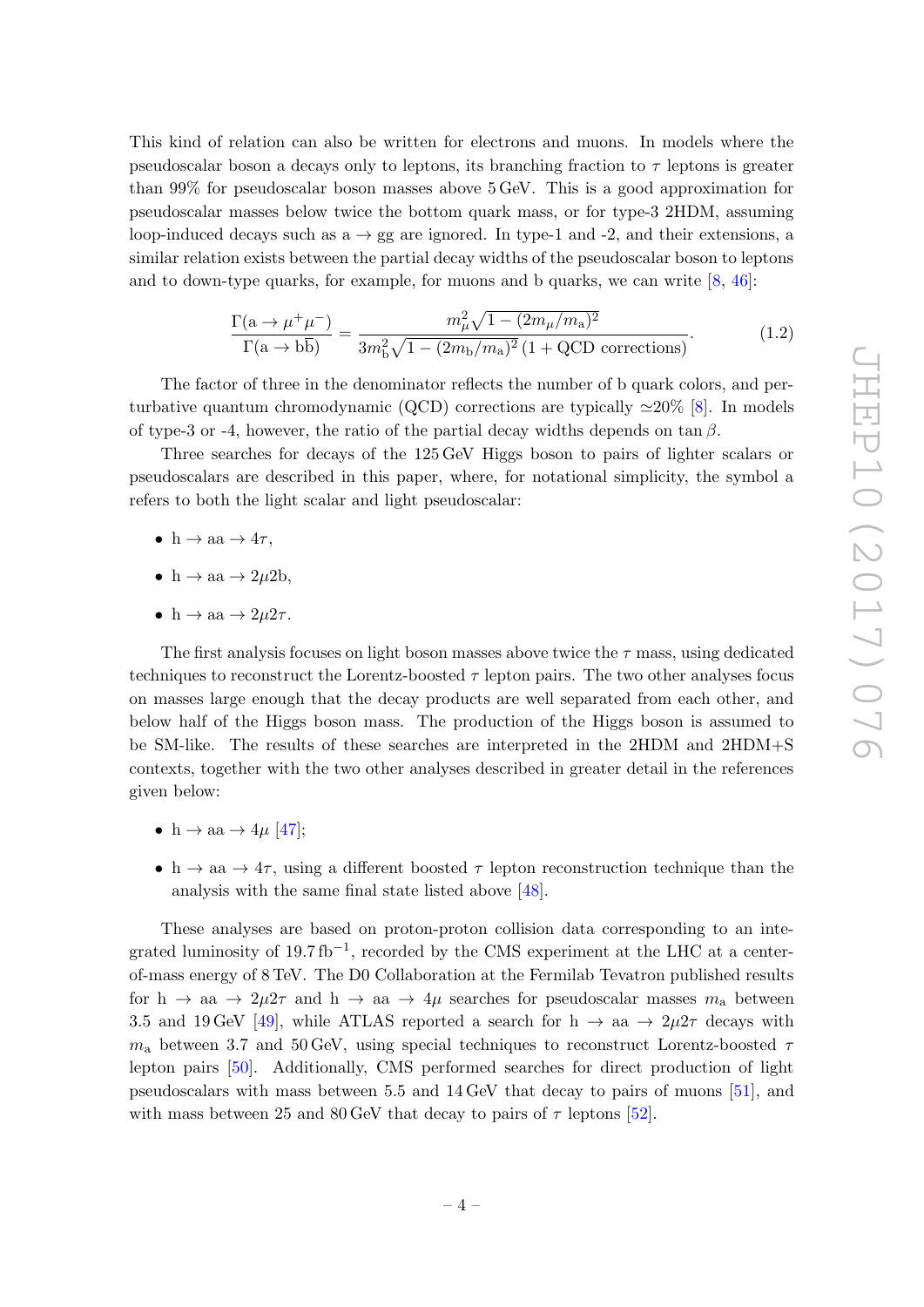This kind of relation can also be written for electrons and muons. In models where the pseudoscalar boson a decays only to leptons, its branching fraction to $\tau$ leptons is greater than 99% for pseudoscalar boson masses above 5 GeV. This is a good approximation for pseudoscalar masses below twice the bottom quark mass, or for type-3 2HDM, assuming loop-induced decays such as $\mathrm{a} \to \mathrm{gg}$ are ignored. In type-1 and -2, and their extensions, a similar relation exists between the partial decay widths of the pseudoscalar boson to leptons and to down-type quarks, for example, for muons and b quarks, we can write [8, 46]:

$$\frac{\Gamma(\mathrm{a} \to \mu^+\mu^-)}{\Gamma(\mathrm{a} \to \mathrm{b\bar{b}})} = \frac{m_\mu^2 \sqrt{1 - (2m_\mu/m_\mathrm{a})^2}}{3m_\mathrm{b}^2 \sqrt{1 - (2m_\mathrm{b}/m_\mathrm{a})^2}\,(1 + \text{QCD corrections})}. \tag{1.2}$$

The factor of three in the denominator reflects the number of b quark colors, and perturbative quantum chromodynamic (QCD) corrections are typically $\simeq$20% [8]. In models of type-3 or -4, however, the ratio of the partial decay widths depends on $\tan\beta$.

Three searches for decays of the 125 GeV Higgs boson to pairs of lighter scalars or pseudoscalars are described in this paper, where, for notational simplicity, the symbol a refers to both the light scalar and light pseudoscalar:

- $\mathrm{h} \to \mathrm{aa} \to 4\tau$,
- $\mathrm{h} \to \mathrm{aa} \to 2\mu 2\mathrm{b}$,
- $\mathrm{h} \to \mathrm{aa} \to 2\mu 2\tau$.

The first analysis focuses on light boson masses above twice the $\tau$ mass, using dedicated techniques to reconstruct the Lorentz-boosted $\tau$ lepton pairs. The two other analyses focus on masses large enough that the decay products are well separated from each other, and below half of the Higgs boson mass. The production of the Higgs boson is assumed to be SM-like. The results of these searches are interpreted in the 2HDM and 2HDM+S contexts, together with the two other analyses described in greater detail in the references given below:

- $\mathrm{h} \to \mathrm{aa} \to 4\mu$ [47];
- $\mathrm{h} \to \mathrm{aa} \to 4\tau$, using a different boosted $\tau$ lepton reconstruction technique than the analysis with the same final state listed above [48].

These analyses are based on proton-proton collision data corresponding to an integrated luminosity of 19.7 $\mathrm{fb}^{-1}$, recorded by the CMS experiment at the LHC at a center-of-mass energy of 8 TeV. The D0 Collaboration at the Fermilab Tevatron published results for $\mathrm{h} \to \mathrm{aa} \to 2\mu 2\tau$ and $\mathrm{h} \to \mathrm{aa} \to 4\mu$ searches for pseudoscalar masses $m_\mathrm{a}$ between 3.5 and 19 GeV [49], while ATLAS reported a search for $\mathrm{h} \to \mathrm{aa} \to 2\mu 2\tau$ decays with $m_\mathrm{a}$ between 3.7 and 50 GeV, using special techniques to reconstruct Lorentz-boosted $\tau$ lepton pairs [50]. Additionally, CMS performed searches for direct production of light pseudoscalars with mass between 5.5 and 14 GeV that decay to pairs of muons [51], and with mass between 25 and 80 GeV that decay to pairs of $\tau$ leptons [52].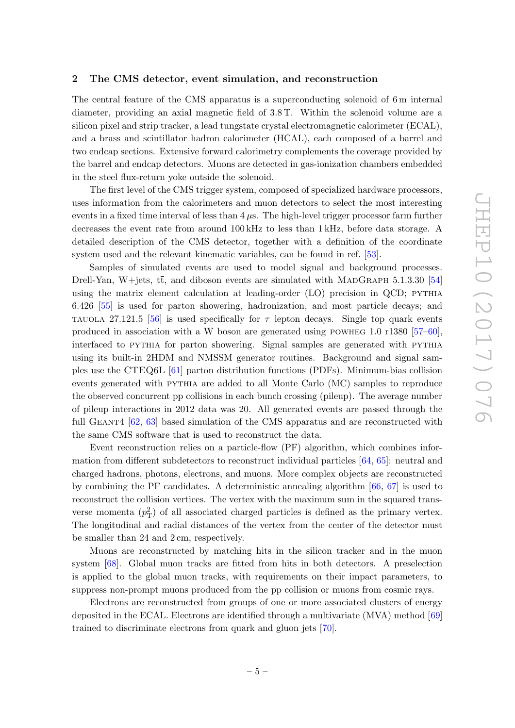## 2 The CMS detector, event simulation, and reconstruction

The central feature of the CMS apparatus is a superconducting solenoid of 6 m internal diameter, providing an axial magnetic field of 3.8 T. Within the solenoid volume are a silicon pixel and strip tracker, a lead tungstate crystal electromagnetic calorimeter (ECAL), and a brass and scintillator hadron calorimeter (HCAL), each composed of a barrel and two endcap sections. Extensive forward calorimetry complements the coverage provided by the barrel and endcap detectors. Muons are detected in gas-ionization chambers embedded in the steel flux-return yoke outside the solenoid.

The first level of the CMS trigger system, composed of specialized hardware processors, uses information from the calorimeters and muon detectors to select the most interesting events in a fixed time interval of less than 4 $\mu$s. The high-level trigger processor farm further decreases the event rate from around 100 kHz to less than 1 kHz, before data storage. A detailed description of the CMS detector, together with a definition of the coordinate system used and the relevant kinematic variables, can be found in ref. [53].

Samples of simulated events are used to model signal and background processes. Drell-Yan, W+jets, $\mathrm{t\bar{t}}$, and diboson events are simulated with MadGraph 5.1.3.30 [54] using the matrix element calculation at leading-order (LO) precision in QCD; pythia 6.426 [55] is used for parton showering, hadronization, and most particle decays; and tauola 27.121.5 [56] is used specifically for $\tau$ lepton decays. Single top quark events produced in association with a W boson are generated using powheg 1.0 r1380 [57–60], interfaced to pythia for parton showering. Signal samples are generated with pythia using its built-in 2HDM and NMSSM generator routines. Background and signal samples use the CTEQ6L [61] parton distribution functions (PDFs). Minimum-bias collision events generated with pythia are added to all Monte Carlo (MC) samples to reproduce the observed concurrent pp collisions in each bunch crossing (pileup). The average number of pileup interactions in 2012 data was 20. All generated events are passed through the full Geant4 [62, 63] based simulation of the CMS apparatus and are reconstructed with the same CMS software that is used to reconstruct the data.

Event reconstruction relies on a particle-flow (PF) algorithm, which combines information from different subdetectors to reconstruct individual particles [64, 65]: neutral and charged hadrons, photons, electrons, and muons. More complex objects are reconstructed by combining the PF candidates. A deterministic annealing algorithm [66, 67] is used to reconstruct the collision vertices. The vertex with the maximum sum in the squared transverse momenta ($p_{\mathrm{T}}^2$) of all associated charged particles is defined as the primary vertex. The longitudinal and radial distances of the vertex from the center of the detector must be smaller than 24 and 2 cm, respectively.

Muons are reconstructed by matching hits in the silicon tracker and in the muon system [68]. Global muon tracks are fitted from hits in both detectors. A preselection is applied to the global muon tracks, with requirements on their impact parameters, to suppress non-prompt muons produced from the pp collision or muons from cosmic rays.

Electrons are reconstructed from groups of one or more associated clusters of energy deposited in the ECAL. Electrons are identified through a multivariate (MVA) method [69] trained to discriminate electrons from quark and gluon jets [70].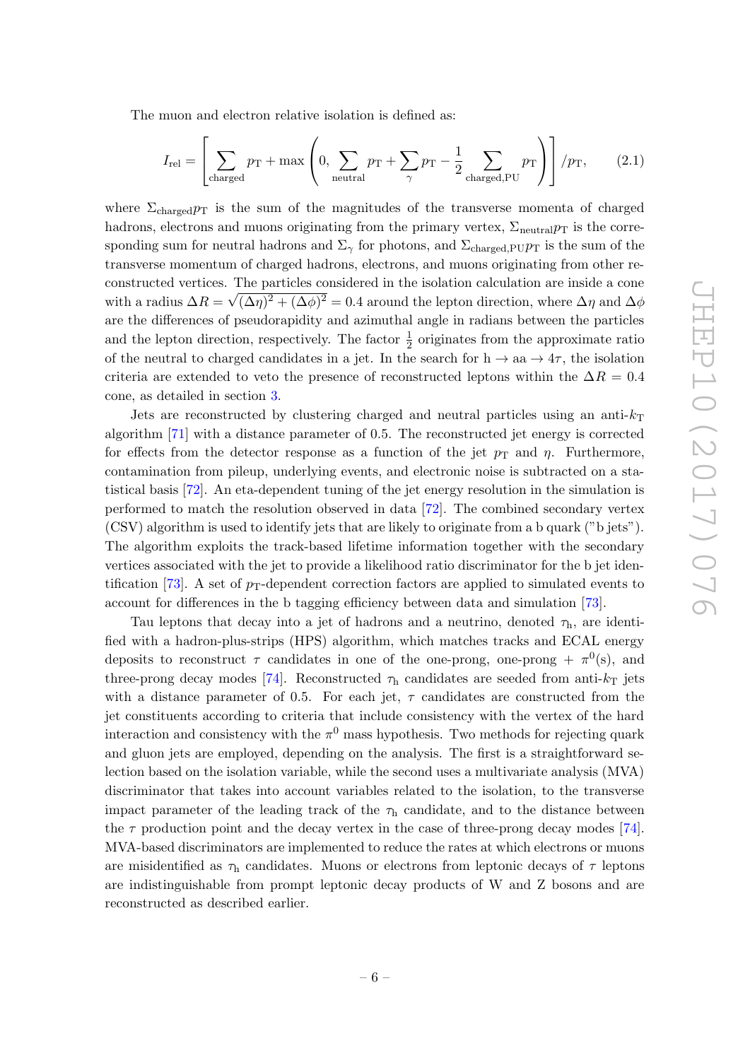The muon and electron relative isolation is defined as:

$$I_{\text{rel}} = \left[ \sum_{\text{charged}} p_{\text{T}} + \max\left(0, \sum_{\text{neutral}} p_{\text{T}} + \sum_{\gamma} p_{\text{T}} - \frac{1}{2} \sum_{\text{charged,PU}} p_{\text{T}} \right) \right] / p_{\text{T}}, \tag{2.1}$$

where $\Sigma_{\text{charged}} p_{\text{T}}$ is the sum of the magnitudes of the transverse momenta of charged hadrons, electrons and muons originating from the primary vertex, $\Sigma_{\text{neutral}} p_{\text{T}}$ is the corresponding sum for neutral hadrons and $\Sigma_{\gamma}$ for photons, and $\Sigma_{\text{charged,PU}} p_{\text{T}}$ is the sum of the transverse momentum of charged hadrons, electrons, and muons originating from other reconstructed vertices. The particles considered in the isolation calculation are inside a cone with a radius $\Delta R = \sqrt{(\Delta\eta)^2 + (\Delta\phi)^2} = 0.4$ around the lepton direction, where $\Delta\eta$ and $\Delta\phi$ are the differences of pseudorapidity and azimuthal angle in radians between the particles and the lepton direction, respectively. The factor $\frac{1}{2}$ originates from the approximate ratio of the neutral to charged candidates in a jet. In the search for $\text{h} \to \text{aa} \to 4\tau$, the isolation criteria are extended to veto the presence of reconstructed leptons within the $\Delta R = 0.4$ cone, as detailed in section 3.

Jets are reconstructed by clustering charged and neutral particles using an anti-$k_{\text{T}}$ algorithm [71] with a distance parameter of 0.5. The reconstructed jet energy is corrected for effects from the detector response as a function of the jet $p_{\text{T}}$ and $\eta$. Furthermore, contamination from pileup, underlying events, and electronic noise is subtracted on a statistical basis [72]. An eta-dependent tuning of the jet energy resolution in the simulation is performed to match the resolution observed in data [72]. The combined secondary vertex (CSV) algorithm is used to identify jets that are likely to originate from a b quark ("b jets"). The algorithm exploits the track-based lifetime information together with the secondary vertices associated with the jet to provide a likelihood ratio discriminator for the b jet identification [73]. A set of $p_{\text{T}}$-dependent correction factors are applied to simulated events to account for differences in the b tagging efficiency between data and simulation [73].

Tau leptons that decay into a jet of hadrons and a neutrino, denoted $\tau_{\text{h}}$, are identified with a hadron-plus-strips (HPS) algorithm, which matches tracks and ECAL energy deposits to reconstruct $\tau$ candidates in one of the one-prong, one-prong + $\pi^0$(s), and three-prong decay modes [74]. Reconstructed $\tau_{\text{h}}$ candidates are seeded from anti-$k_{\text{T}}$ jets with a distance parameter of 0.5. For each jet, $\tau$ candidates are constructed from the jet constituents according to criteria that include consistency with the vertex of the hard interaction and consistency with the $\pi^0$ mass hypothesis. Two methods for rejecting quark and gluon jets are employed, depending on the analysis. The first is a straightforward selection based on the isolation variable, while the second uses a multivariate analysis (MVA) discriminator that takes into account variables related to the isolation, to the transverse impact parameter of the leading track of the $\tau_{\text{h}}$ candidate, and to the distance between the $\tau$ production point and the decay vertex in the case of three-prong decay modes [74]. MVA-based discriminators are implemented to reduce the rates at which electrons or muons are misidentified as $\tau_{\text{h}}$ candidates. Muons or electrons from leptonic decays of $\tau$ leptons are indistinguishable from prompt leptonic decay products of W and Z bosons and are reconstructed as described earlier.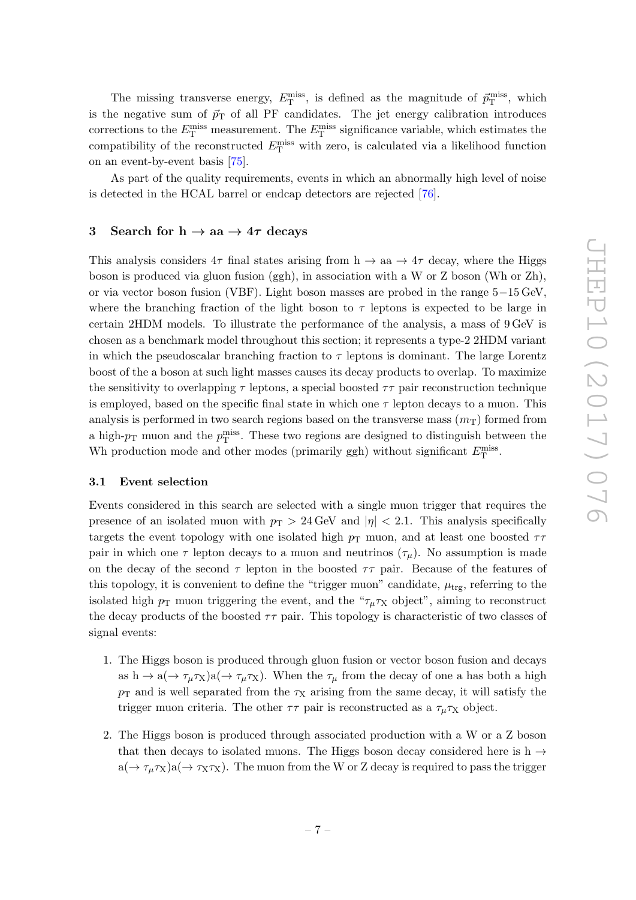The missing transverse energy, $E_{\mathrm{T}}^{\mathrm{miss}}$, is defined as the magnitude of $\vec{p}_{\mathrm{T}}^{\mathrm{miss}}$, which is the negative sum of $\vec{p}_{\mathrm{T}}$ of all PF candidates. The jet energy calibration introduces corrections to the $E_{\mathrm{T}}^{\mathrm{miss}}$ measurement. The $E_{\mathrm{T}}^{\mathrm{miss}}$ significance variable, which estimates the compatibility of the reconstructed $E_{\mathrm{T}}^{\mathrm{miss}}$ with zero, is calculated via a likelihood function on an event-by-event basis [75].

As part of the quality requirements, events in which an abnormally high level of noise is detected in the HCAL barrel or endcap detectors are rejected [76].

## 3 Search for $\mathrm{h} \to \mathrm{aa} \to 4\tau$ decays

This analysis considers $4\tau$ final states arising from $\mathrm{h} \to \mathrm{aa} \to 4\tau$ decay, where the Higgs boson is produced via gluon fusion (ggh), in association with a W or Z boson (Wh or Zh), or via vector boson fusion (VBF). Light boson masses are probed in the range $5-15\,\mathrm{GeV}$, where the branching fraction of the light boson to $\tau$ leptons is expected to be large in certain 2HDM models. To illustrate the performance of the analysis, a mass of $9\,\mathrm{GeV}$ is chosen as a benchmark model throughout this section; it represents a type-2 2HDM variant in which the pseudoscalar branching fraction to $\tau$ leptons is dominant. The large Lorentz boost of the a boson at such light masses causes its decay products to overlap. To maximize the sensitivity to overlapping $\tau$ leptons, a special boosted $\tau\tau$ pair reconstruction technique is employed, based on the specific final state in which one $\tau$ lepton decays to a muon. This analysis is performed in two search regions based on the transverse mass ($m_{\mathrm{T}}$) formed from a high-$p_{\mathrm{T}}$ muon and the $p_{\mathrm{T}}^{\mathrm{miss}}$. These two regions are designed to distinguish between the Wh production mode and other modes (primarily ggh) without significant $E_{\mathrm{T}}^{\mathrm{miss}}$.

### 3.1 Event selection

Events considered in this search are selected with a single muon trigger that requires the presence of an isolated muon with $p_{\mathrm{T}} > 24\,\mathrm{GeV}$ and $|\eta| < 2.1$. This analysis specifically targets the event topology with one isolated high $p_{\mathrm{T}}$ muon, and at least one boosted $\tau\tau$ pair in which one $\tau$ lepton decays to a muon and neutrinos ($\tau_{\mu}$). No assumption is made on the decay of the second $\tau$ lepton in the boosted $\tau\tau$ pair. Because of the features of this topology, it is convenient to define the "trigger muon" candidate, $\mu_{\mathrm{trg}}$, referring to the isolated high $p_{\mathrm{T}}$ muon triggering the event, and the "$\tau_{\mu}\tau_{\mathrm{X}}$ object", aiming to reconstruct the decay products of the boosted $\tau\tau$ pair. This topology is characteristic of two classes of signal events:

1. The Higgs boson is produced through gluon fusion or vector boson fusion and decays as $\mathrm{h} \to \mathrm{a}(\to \tau_{\mu}\tau_{\mathrm{X}})\mathrm{a}(\to \tau_{\mu}\tau_{\mathrm{X}})$. When the $\tau_{\mu}$ from the decay of one a has both a high $p_{\mathrm{T}}$ and is well separated from the $\tau_{\mathrm{X}}$ arising from the same decay, it will satisfy the trigger muon criteria. The other $\tau\tau$ pair is reconstructed as a $\tau_{\mu}\tau_{\mathrm{X}}$ object.

2. The Higgs boson is produced through associated production with a W or a Z boson that then decays to isolated muons. The Higgs boson decay considered here is $\mathrm{h} \to \mathrm{a}(\to \tau_{\mu}\tau_{\mathrm{X}})\mathrm{a}(\to \tau_{\mathrm{X}}\tau_{\mathrm{X}})$. The muon from the W or Z decay is required to pass the trigger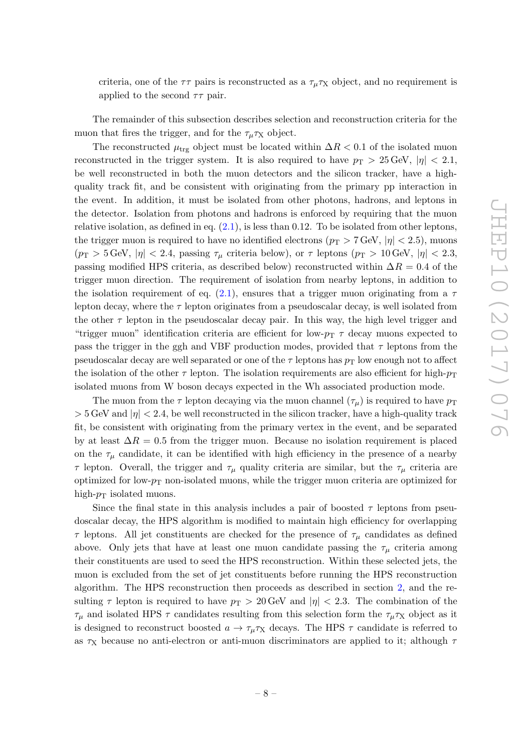criteria, one of the $\tau\tau$ pairs is reconstructed as a $\tau_\mu\tau_\mathrm{X}$ object, and no requirement is applied to the second $\tau\tau$ pair.

The remainder of this subsection describes selection and reconstruction criteria for the muon that fires the trigger, and for the $\tau_\mu\tau_\mathrm{X}$ object.

The reconstructed $\mu_\mathrm{trg}$ object must be located within $\Delta R < 0.1$ of the isolated muon reconstructed in the trigger system. It is also required to have $p_\mathrm{T} > 25\,\mathrm{GeV}$, $|\eta| < 2.1$, be well reconstructed in both the muon detectors and the silicon tracker, have a high-quality track fit, and be consistent with originating from the primary pp interaction in the event. In addition, it must be isolated from other photons, hadrons, and leptons in the detector. Isolation from photons and hadrons is enforced by requiring that the muon relative isolation, as defined in eq. (2.1), is less than 0.12. To be isolated from other leptons, the trigger muon is required to have no identified electrons ($p_\mathrm{T} > 7\,\mathrm{GeV}$, $|\eta| < 2.5$), muons ($p_\mathrm{T} > 5\,\mathrm{GeV}$, $|\eta| < 2.4$, passing $\tau_\mu$ criteria below), or $\tau$ leptons ($p_\mathrm{T} > 10\,\mathrm{GeV}$, $|\eta| < 2.3$, passing modified HPS criteria, as described below) reconstructed within $\Delta R = 0.4$ of the trigger muon direction. The requirement of isolation from nearby leptons, in addition to the isolation requirement of eq. (2.1), ensures that a trigger muon originating from a $\tau$ lepton decay, where the $\tau$ lepton originates from a pseudoscalar decay, is well isolated from the other $\tau$ lepton in the pseudoscalar decay pair. In this way, the high level trigger and "trigger muon" identification criteria are efficient for low-$p_\mathrm{T}$ $\tau$ decay muons expected to pass the trigger in the ggh and VBF production modes, provided that $\tau$ leptons from the pseudoscalar decay are well separated or one of the $\tau$ leptons has $p_\mathrm{T}$ low enough not to affect the isolation of the other $\tau$ lepton. The isolation requirements are also efficient for high-$p_\mathrm{T}$ isolated muons from W boson decays expected in the Wh associated production mode.

The muon from the $\tau$ lepton decaying via the muon channel ($\tau_\mu$) is required to have $p_\mathrm{T} > 5\,\mathrm{GeV}$ and $|\eta| < 2.4$, be well reconstructed in the silicon tracker, have a high-quality track fit, be consistent with originating from the primary vertex in the event, and be separated by at least $\Delta R = 0.5$ from the trigger muon. Because no isolation requirement is placed on the $\tau_\mu$ candidate, it can be identified with high efficiency in the presence of a nearby $\tau$ lepton. Overall, the trigger and $\tau_\mu$ quality criteria are similar, but the $\tau_\mu$ criteria are optimized for low-$p_\mathrm{T}$ non-isolated muons, while the trigger muon criteria are optimized for high-$p_\mathrm{T}$ isolated muons.

Since the final state in this analysis includes a pair of boosted $\tau$ leptons from pseudoscalar decay, the HPS algorithm is modified to maintain high efficiency for overlapping $\tau$ leptons. All jet constituents are checked for the presence of $\tau_\mu$ candidates as defined above. Only jets that have at least one muon candidate passing the $\tau_\mu$ criteria among their constituents are used to seed the HPS reconstruction. Within these selected jets, the muon is excluded from the set of jet constituents before running the HPS reconstruction algorithm. The HPS reconstruction then proceeds as described in section 2, and the resulting $\tau$ lepton is required to have $p_\mathrm{T} > 20\,\mathrm{GeV}$ and $|\eta| < 2.3$. The combination of the $\tau_\mu$ and isolated HPS $\tau$ candidates resulting from this selection form the $\tau_\mu\tau_\mathrm{X}$ object as it is designed to reconstruct boosted $a \to \tau_\mu\tau_\mathrm{X}$ decays. The HPS $\tau$ candidate is referred to as $\tau_\mathrm{X}$ because no anti-electron or anti-muon discriminators are applied to it; although $\tau$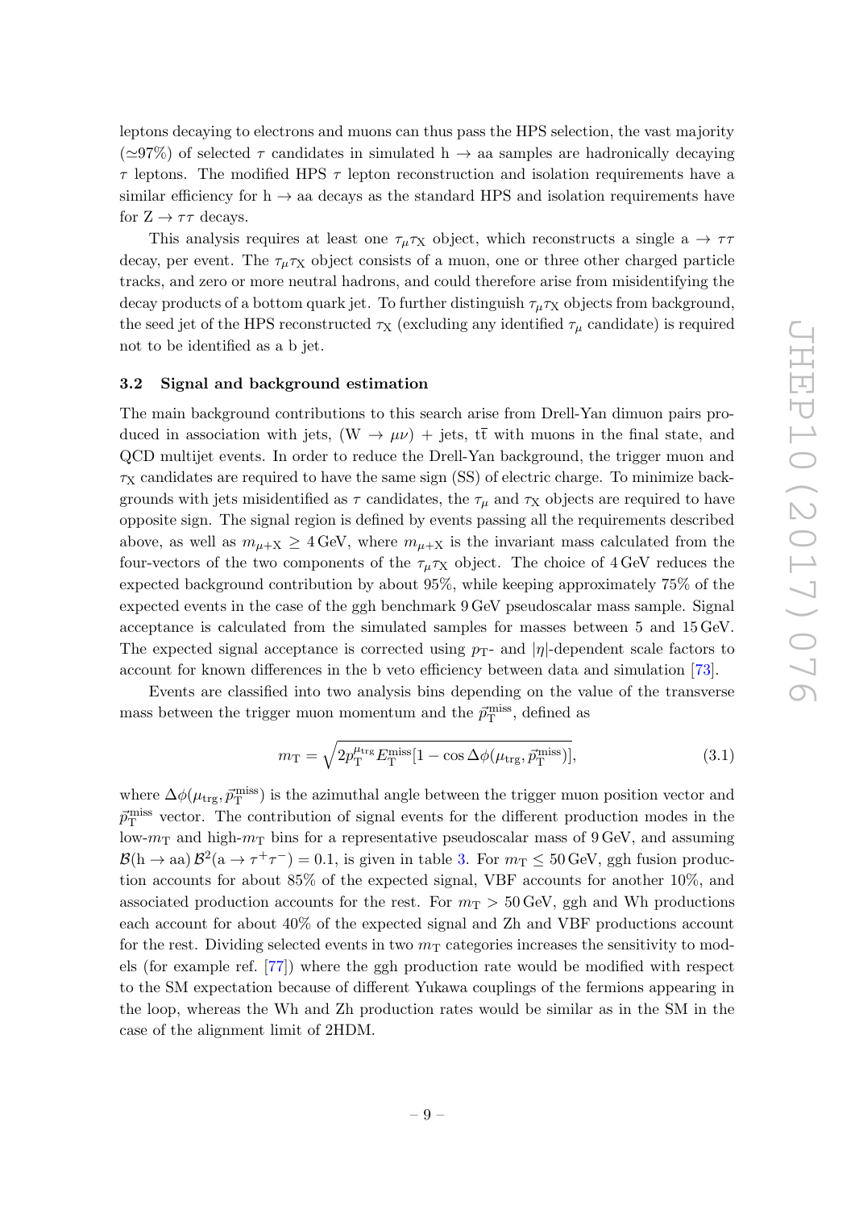leptons decaying to electrons and muons can thus pass the HPS selection, the vast majority ($\simeq$97%) of selected $\tau$ candidates in simulated $\mathrm{h} \to \mathrm{aa}$ samples are hadronically decaying $\tau$ leptons. The modified HPS $\tau$ lepton reconstruction and isolation requirements have a similar efficiency for $\mathrm{h} \to \mathrm{aa}$ decays as the standard HPS and isolation requirements have for $\mathrm{Z} \to \tau\tau$ decays.

This analysis requires at least one $\tau_\mu \tau_\mathrm{X}$ object, which reconstructs a single $\mathrm{a} \to \tau\tau$ decay, per event. The $\tau_\mu \tau_\mathrm{X}$ object consists of a muon, one or three other charged particle tracks, and zero or more neutral hadrons, and could therefore arise from misidentifying the decay products of a bottom quark jet. To further distinguish $\tau_\mu \tau_\mathrm{X}$ objects from background, the seed jet of the HPS reconstructed $\tau_\mathrm{X}$ (excluding any identified $\tau_\mu$ candidate) is required not to be identified as a b jet.

### 3.2 Signal and background estimation

The main background contributions to this search arise from Drell-Yan dimuon pairs produced in association with jets, $(\mathrm{W} \to \mu\nu)$ + jets, $\mathrm{t\bar{t}}$ with muons in the final state, and QCD multijet events. In order to reduce the Drell-Yan background, the trigger muon and $\tau_\mathrm{X}$ candidates are required to have the same sign (SS) of electric charge. To minimize backgrounds with jets misidentified as $\tau$ candidates, the $\tau_\mu$ and $\tau_\mathrm{X}$ objects are required to have opposite sign. The signal region is defined by events passing all the requirements described above, as well as $m_{\mu+\mathrm{X}} \geq 4\,\mathrm{GeV}$, where $m_{\mu+\mathrm{X}}$ is the invariant mass calculated from the four-vectors of the two components of the $\tau_\mu \tau_\mathrm{X}$ object. The choice of 4 GeV reduces the expected background contribution by about 95%, while keeping approximately 75% of the expected events in the case of the ggh benchmark 9 GeV pseudoscalar mass sample. Signal acceptance is calculated from the simulated samples for masses between 5 and 15 GeV. The expected signal acceptance is corrected using $p_\mathrm{T}$- and $|\eta|$-dependent scale factors to account for known differences in the b veto efficiency between data and simulation [73].

Events are classified into two analysis bins depending on the value of the transverse mass between the trigger muon momentum and the $\vec{p}_\mathrm{T}^\mathrm{miss}$, defined as

$$m_\mathrm{T} = \sqrt{2 p_\mathrm{T}^{\mu_\mathrm{trg}} E_\mathrm{T}^\mathrm{miss} [1 - \cos \Delta\phi(\mu_\mathrm{trg}, \vec{p}_\mathrm{T}^\mathrm{miss})]}, \tag{3.1}$$

where $\Delta\phi(\mu_\mathrm{trg}, \vec{p}_\mathrm{T}^\mathrm{miss})$ is the azimuthal angle between the trigger muon position vector and $\vec{p}_\mathrm{T}^\mathrm{miss}$ vector. The contribution of signal events for the different production modes in the low-$m_\mathrm{T}$ and high-$m_\mathrm{T}$ bins for a representative pseudoscalar mass of 9 GeV, and assuming $\mathcal{B}(\mathrm{h} \to \mathrm{aa})\, \mathcal{B}^2(\mathrm{a} \to \tau^+\tau^-) = 0.1$, is given in table 3. For $m_\mathrm{T} \leq 50\,\mathrm{GeV}$, ggh fusion production accounts for about 85% of the expected signal, VBF accounts for another 10%, and associated production accounts for the rest. For $m_\mathrm{T} > 50\,\mathrm{GeV}$, ggh and Wh productions each account for about 40% of the expected signal and Zh and VBF productions account for the rest. Dividing selected events in two $m_\mathrm{T}$ categories increases the sensitivity to models (for example ref. [77]) where the ggh production rate would be modified with respect to the SM expectation because of different Yukawa couplings of the fermions appearing in the loop, whereas the Wh and Zh production rates would be similar as in the SM in the case of the alignment limit of 2HDM.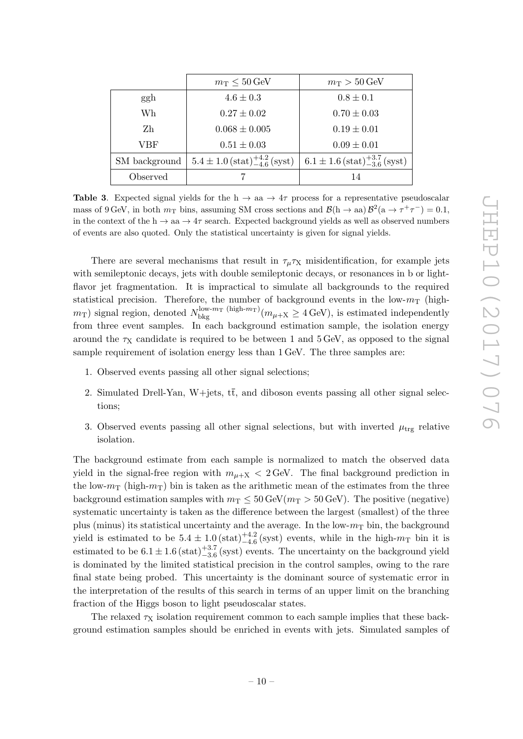|  | $m_T \leq 50\,\text{GeV}$ | $m_T > 50\,\text{GeV}$ |
|---|---|---|
| ggh | $4.6 \pm 0.3$ | $0.8 \pm 0.1$ |
| Wh | $0.27 \pm 0.02$ | $0.70 \pm 0.03$ |
| Zh | $0.068 \pm 0.005$ | $0.19 \pm 0.01$ |
| VBF | $0.51 \pm 0.03$ | $0.09 \pm 0.01$ |
| SM background | $5.4 \pm 1.0\,(\text{stat})^{+4.2}_{-4.6}\,(\text{syst})$ | $6.1 \pm 1.6\,(\text{stat})^{+3.7}_{-3.6}\,(\text{syst})$ |
| Observed | 7 | 14 |

**Table 3**. Expected signal yields for the $\text{h} \to \text{aa} \to 4\tau$ process for a representative pseudoscalar mass of 9 GeV, in both $m_T$ bins, assuming SM cross sections and $\mathcal{B}(\text{h} \to \text{aa})\,\mathcal{B}^2(\text{a} \to \tau^+\tau^-) = 0.1$, in the context of the $\text{h} \to \text{aa} \to 4\tau$ search. Expected background yields as well as observed numbers of events are also quoted. Only the statistical uncertainty is given for signal yields.

There are several mechanisms that result in $\tau_\mu\tau_X$ misidentification, for example jets with semileptonic decays, jets with double semileptonic decays, or resonances in b or light-flavor jet fragmentation. It is impractical to simulate all backgrounds to the required statistical precision. Therefore, the number of background events in the low-$m_T$ (high-$m_T$) signal region, denoted $N_{\text{bkg}}^{\text{low-}m_T\ (\text{high-}m_T)}(m_{\mu+X} \geq 4\,\text{GeV})$, is estimated independently from three event samples. In each background estimation sample, the isolation energy around the $\tau_X$ candidate is required to be between 1 and 5 GeV, as opposed to the signal sample requirement of isolation energy less than 1 GeV. The three samples are:

1. Observed events passing all other signal selections;
2. Simulated Drell-Yan, W+jets, $\text{t}\bar{\text{t}}$, and diboson events passing all other signal selections;
3. Observed events passing all other signal selections, but with inverted $\mu_{\text{trg}}$ relative isolation.

The background estimate from each sample is normalized to match the observed data yield in the signal-free region with $m_{\mu+X} < 2\,\text{GeV}$. The final background prediction in the low-$m_T$ (high-$m_T$) bin is taken as the arithmetic mean of the estimates from the three background estimation samples with $m_T \leq 50\,\text{GeV}(m_T > 50\,\text{GeV})$. The positive (negative) systematic uncertainty is taken as the difference between the largest (smallest) of the three plus (minus) its statistical uncertainty and the average. In the low-$m_T$ bin, the background yield is estimated to be $5.4 \pm 1.0\,(\text{stat})^{+4.2}_{-4.6}\,(\text{syst})$ events, while in the high-$m_T$ bin it is estimated to be $6.1 \pm 1.6\,(\text{stat})^{+3.7}_{-3.6}\,(\text{syst})$ events. The uncertainty on the background yield is dominated by the limited statistical precision in the control samples, owing to the rare final state being probed. This uncertainty is the dominant source of systematic error in the interpretation of the results of this search in terms of an upper limit on the branching fraction of the Higgs boson to light pseudoscalar states.

The relaxed $\tau_X$ isolation requirement common to each sample implies that these background estimation samples should be enriched in events with jets. Simulated samples of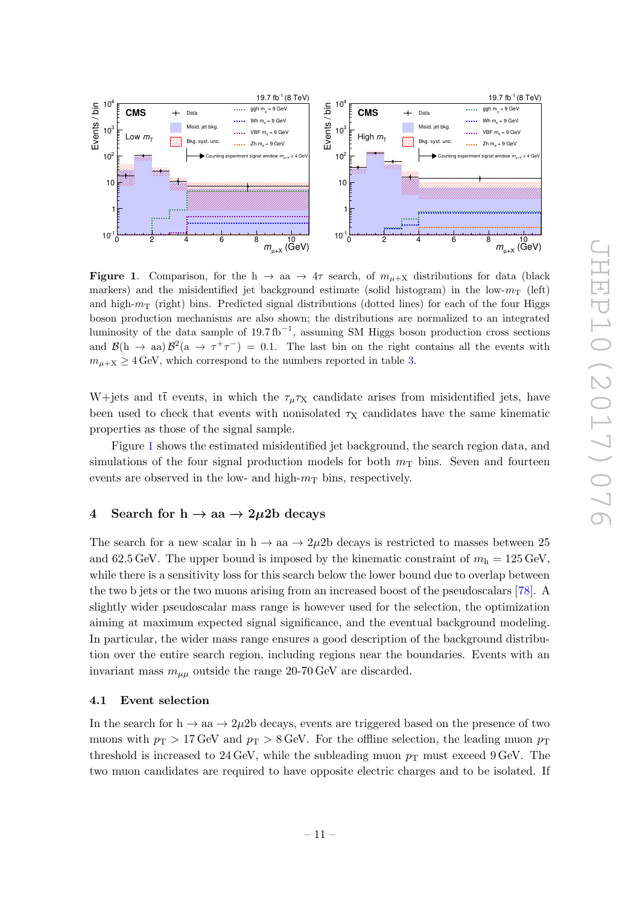**Figure 1**. Comparison, for the $h \to aa \to 4\tau$ search, of $m_{\mu+X}$ distributions for data (black markers) and the misidentified jet background estimate (solid histogram) in the low-$m_T$ (left) and high-$m_T$ (right) bins. Predicted signal distributions (dotted lines) for each of the four Higgs boson production mechanisms are also shown; the distributions are normalized to an integrated luminosity of the data sample of 19.7 fb$^{-1}$, assuming SM Higgs boson production cross sections and $\mathcal{B}(h \to aa)\,\mathcal{B}^2(a \to \tau^+\tau^-) = 0.1$. The last bin on the right contains all the events with $m_{\mu+X} \geq 4$ GeV, which correspond to the numbers reported in table 3.

W+jets and $t\bar{t}$ events, in which the $\tau_\mu\tau_X$ candidate arises from misidentified jets, have been used to check that events with nonisolated $\tau_X$ candidates have the same kinematic properties as those of the signal sample.

Figure 1 shows the estimated misidentified jet background, the search region data, and simulations of the four signal production models for both $m_T$ bins. Seven and fourteen events are observed in the low- and high-$m_T$ bins, respectively.

## 4 Search for $h \to aa \to 2\mu 2b$ decays

The search for a new scalar in $h \to aa \to 2\mu 2b$ decays is restricted to masses between 25 and 62.5 GeV. The upper bound is imposed by the kinematic constraint of $m_h = 125$ GeV, while there is a sensitivity loss for this search below the lower bound due to overlap between the two b jets or the two muons arising from an increased boost of the pseudoscalars [78]. A slightly wider pseudoscalar mass range is however used for the selection, the optimization aiming at maximum expected signal significance, and the eventual background modeling. In particular, the wider mass range ensures a good description of the background distribution over the entire search region, including regions near the boundaries. Events with an invariant mass $m_{\mu\mu}$ outside the range 20-70 GeV are discarded.

### 4.1 Event selection

In the search for $h \to aa \to 2\mu 2b$ decays, events are triggered based on the presence of two muons with $p_T > 17$ GeV and $p_T > 8$ GeV. For the offline selection, the leading muon $p_T$ threshold is increased to 24 GeV, while the subleading muon $p_T$ must exceed 9 GeV. The two muon candidates are required to have opposite electric charges and to be isolated. If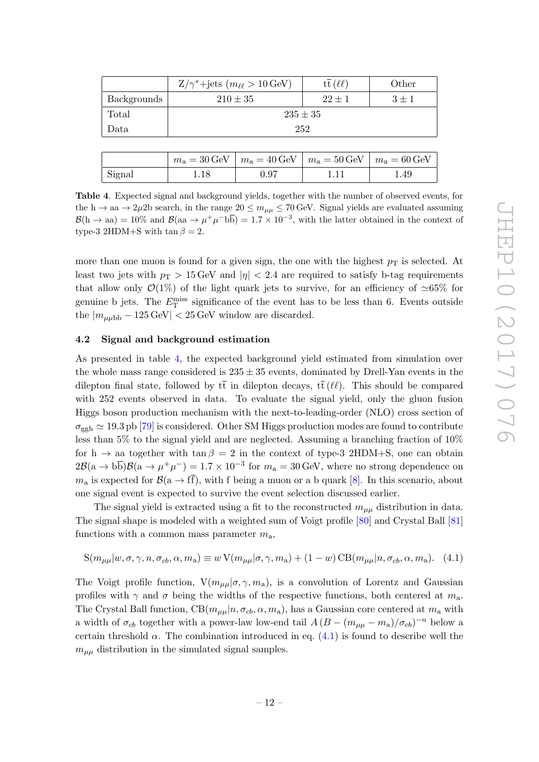| | $Z/\gamma^*$+jets ($m_{\ell\ell} > 10\,\text{GeV}$) | $t\bar{t}\,(\ell\ell)$ | Other |
|---|---|---|---|
| Backgrounds | $210 \pm 35$ | $22 \pm 1$ | $3 \pm 1$ |
| Total | $235 \pm 35$ | | |
| Data | 252 | | |

| | $m_a = 30\,\text{GeV}$ | $m_a = 40\,\text{GeV}$ | $m_a = 50\,\text{GeV}$ | $m_a = 60\,\text{GeV}$ |
|---|---|---|---|---|
| Signal | 1.18 | 0.97 | 1.11 | 1.49 |

**Table 4**. Expected signal and background yields, together with the number of observed events, for the $h \to aa \to 2\mu 2b$ search, in the range $20 \leq m_{\mu\mu} \leq 70\,\text{GeV}$. Signal yields are evaluated assuming $\mathcal{B}(h \to aa) = 10\%$ and $\mathcal{B}(aa \to \mu^+\mu^- b\bar{b}) = 1.7 \times 10^{-3}$, with the latter obtained in the context of type-3 2HDM+S with $\tan\beta = 2$.

more than one muon is found for a given sign, the one with the highest $p_T$ is selected. At least two jets with $p_T > 15\,\text{GeV}$ and $|\eta| < 2.4$ are required to satisfy b-tag requirements that allow only $\mathcal{O}(1\%)$ of the light quark jets to survive, for an efficiency of $\simeq 65\%$ for genuine b jets. The $E_T^{\text{miss}}$ significance of the event has to be less than 6. Events outside the $|m_{\mu\mu bb} - 125\,\text{GeV}| < 25\,\text{GeV}$ window are discarded.

### 4.2 Signal and background estimation

As presented in table 4, the expected background yield estimated from simulation over the whole mass range considered is $235 \pm 35$ events, dominated by Drell-Yan events in the dilepton final state, followed by $t\bar{t}$ in dilepton decays, $t\bar{t}\,(\ell\ell)$. This should be compared with 252 events observed in data. To evaluate the signal yield, only the gluon fusion Higgs boson production mechanism with the next-to-leading-order (NLO) cross section of $\sigma_{\text{ggh}} \simeq 19.3\,\text{pb}$ [79] is considered. Other SM Higgs production modes are found to contribute less than 5% to the signal yield and are neglected. Assuming a branching fraction of 10% for $h \to aa$ together with $\tan\beta = 2$ in the context of type-3 2HDM+S, one can obtain $2\mathcal{B}(a \to b\bar{b})\mathcal{B}(a \to \mu^+\mu^-) = 1.7 \times 10^{-3}$ for $m_a = 30\,\text{GeV}$, where no strong dependence on $m_a$ is expected for $\mathcal{B}(a \to f\bar{f})$, with f being a muon or a b quark [8]. In this scenario, about one signal event is expected to survive the event selection discussed earlier.

The signal yield is extracted using a fit to the reconstructed $m_{\mu\mu}$ distribution in data. The signal shape is modeled with a weighted sum of Voigt profile [80] and Crystal Ball [81] functions with a common mass parameter $m_a$,

$$\text{S}(m_{\mu\mu}|w, \sigma, \gamma, n, \sigma_{cb}, \alpha, m_a) \equiv w\,\text{V}(m_{\mu\mu}|\sigma, \gamma, m_a) + (1 - w)\,\text{CB}(m_{\mu\mu}|n, \sigma_{cb}, \alpha, m_a). \quad (4.1)$$

The Voigt profile function, $\text{V}(m_{\mu\mu}|\sigma, \gamma, m_a)$, is a convolution of Lorentz and Gaussian profiles with $\gamma$ and $\sigma$ being the widths of the respective functions, both centered at $m_a$. The Crystal Ball function, $\text{CB}(m_{\mu\mu}|n, \sigma_{cb}, \alpha, m_a)$, has a Gaussian core centered at $m_a$ with a width of $\sigma_{cb}$ together with a power-law low-end tail $A\,(B - (m_{\mu\mu} - m_a)/\sigma_{cb})^{-n}$ below a certain threshold $\alpha$. The combination introduced in eq. (4.1) is found to describe well the $m_{\mu\mu}$ distribution in the simulated signal samples.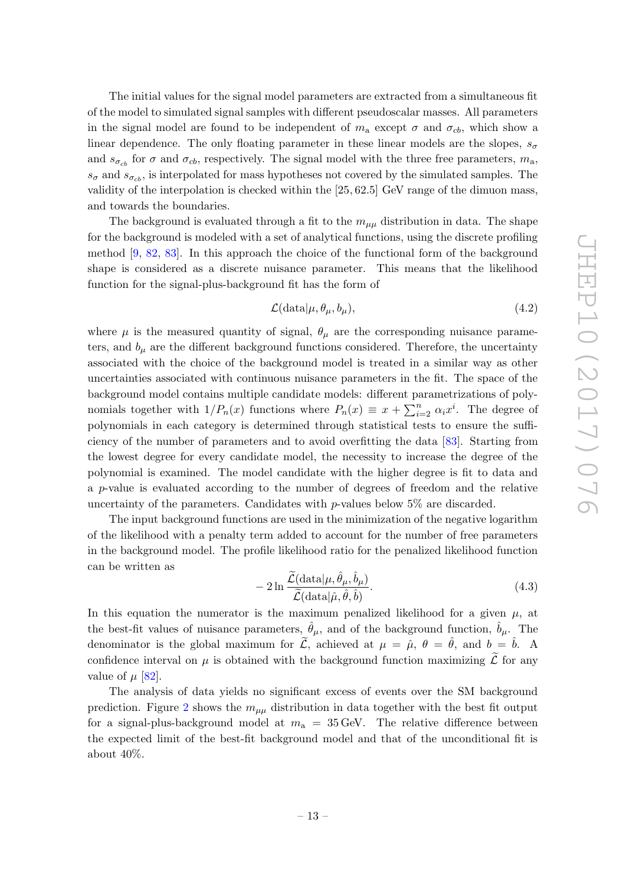The initial values for the signal model parameters are extracted from a simultaneous fit of the model to simulated signal samples with different pseudoscalar masses. All parameters in the signal model are found to be independent of $m_{\rm a}$ except $\sigma$ and $\sigma_{cb}$, which show a linear dependence. The only floating parameter in these linear models are the slopes, $s_\sigma$ and $s_{\sigma_{cb}}$ for $\sigma$ and $\sigma_{cb}$, respectively. The signal model with the three free parameters, $m_{\rm a}$, $s_\sigma$ and $s_{\sigma_{cb}}$, is interpolated for mass hypotheses not covered by the simulated samples. The validity of the interpolation is checked within the [25, 62.5] GeV range of the dimuon mass, and towards the boundaries.

The background is evaluated through a fit to the $m_{\mu\mu}$ distribution in data. The shape for the background is modeled with a set of analytical functions, using the discrete profiling method [9, 82, 83]. In this approach the choice of the functional form of the background shape is considered as a discrete nuisance parameter. This means that the likelihood function for the signal-plus-background fit has the form of

$$\mathcal{L}(\text{data}|\mu, \theta_\mu, b_\mu), \tag{4.2}$$

where $\mu$ is the measured quantity of signal, $\theta_\mu$ are the corresponding nuisance parameters, and $b_\mu$ are the different background functions considered. Therefore, the uncertainty associated with the choice of the background model is treated in a similar way as other uncertainties associated with continuous nuisance parameters in the fit. The space of the background model contains multiple candidate models: different parametrizations of polynomials together with $1/P_n(x)$ functions where $P_n(x) \equiv x + \sum_{i=2}^{n} \alpha_i x^i$. The degree of polynomials in each category is determined through statistical tests to ensure the sufficiency of the number of parameters and to avoid overfitting the data [83]. Starting from the lowest degree for every candidate model, the necessity to increase the degree of the polynomial is examined. The model candidate with the higher degree is fit to data and a $p$-value is evaluated according to the number of degrees of freedom and the relative uncertainty of the parameters. Candidates with $p$-values below 5% are discarded.

The input background functions are used in the minimization of the negative logarithm of the likelihood with a penalty term added to account for the number of free parameters in the background model. The profile likelihood ratio for the penalized likelihood function can be written as

$$-2\ln\frac{\widetilde{\mathcal{L}}(\text{data}|\mu, \hat{\theta}_\mu, \hat{b}_\mu)}{\widetilde{\mathcal{L}}(\text{data}|\hat{\mu}, \hat{\theta}, \hat{b})}. \tag{4.3}$$

In this equation the numerator is the maximum penalized likelihood for a given $\mu$, at the best-fit values of nuisance parameters, $\hat{\theta}_\mu$, and of the background function, $\hat{b}_\mu$. The denominator is the global maximum for $\widetilde{\mathcal{L}}$, achieved at $\mu = \hat{\mu}$, $\theta = \hat{\theta}$, and $b = \hat{b}$. A confidence interval on $\mu$ is obtained with the background function maximizing $\widetilde{\mathcal{L}}$ for any value of $\mu$ [82].

The analysis of data yields no significant excess of events over the SM background prediction. Figure 2 shows the $m_{\mu\mu}$ distribution in data together with the best fit output for a signal-plus-background model at $m_{\rm a} = 35$ GeV. The relative difference between the expected limit of the best-fit background model and that of the unconditional fit is about 40%.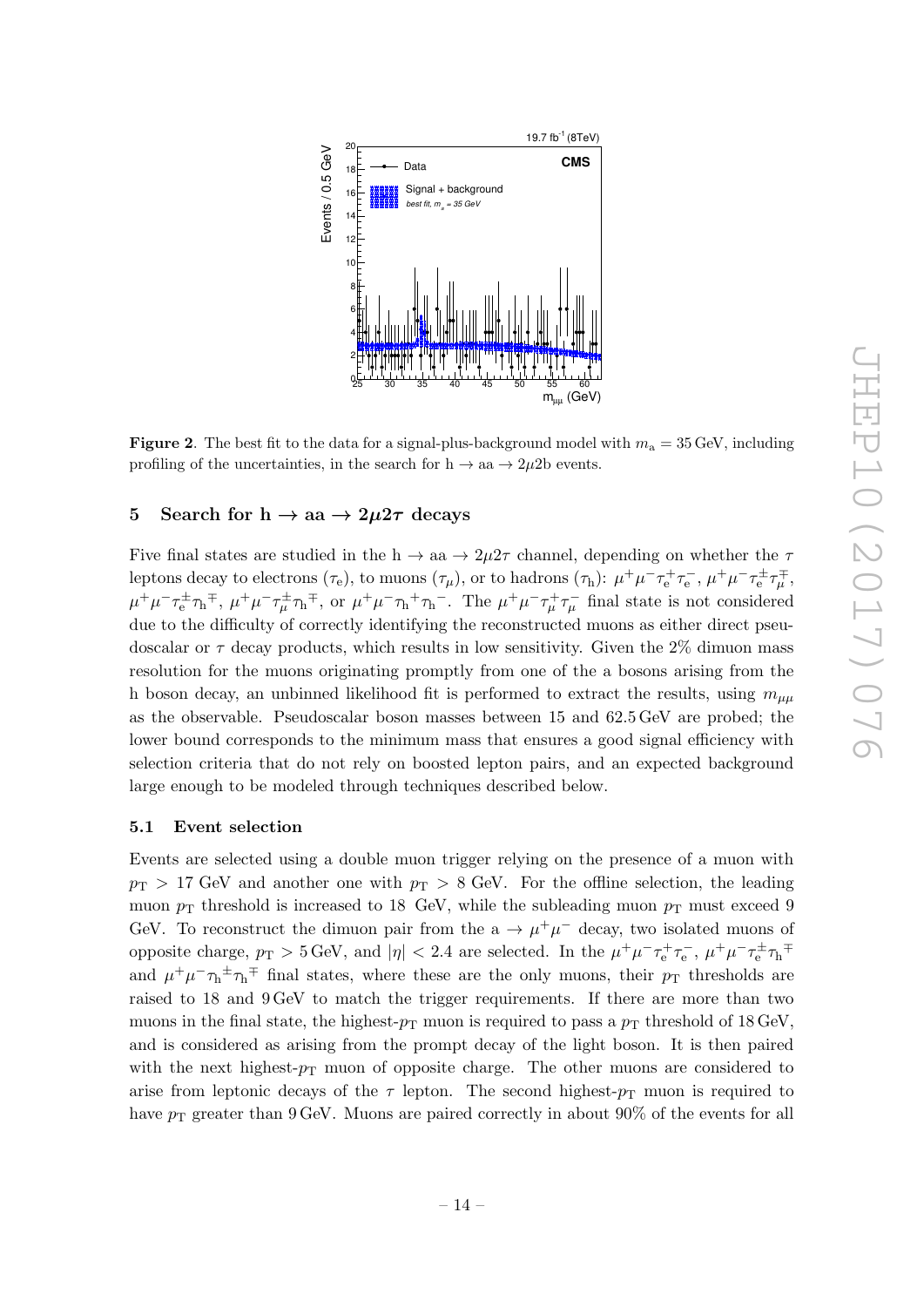**Figure 2**. The best fit to the data for a signal-plus-background model with $m_{\mathrm{a}} = 35\,\mathrm{GeV}$, including profiling of the uncertainties, in the search for $\mathrm{h} \to \mathrm{aa} \to 2\mu 2\mathrm{b}$ events.

## 5 Search for $\mathrm{h} \to \mathrm{aa} \to 2\mu 2\tau$ decays

Five final states are studied in the $\mathrm{h} \to \mathrm{aa} \to 2\mu 2\tau$ channel, depending on whether the $\tau$ leptons decay to electrons ($\tau_{\mathrm{e}}$), to muons ($\tau_{\mu}$), or to hadrons ($\tau_{\mathrm{h}}$): $\mu^+\mu^-\tau_{\mathrm{e}}^+\tau_{\mathrm{e}}^-$, $\mu^+\mu^-\tau_{\mathrm{e}}^\pm\tau_{\mu}^\mp$, $\mu^+\mu^-\tau_{\mathrm{e}}^\pm\tau_{\mathrm{h}}^\mp$, $\mu^+\mu^-\tau_{\mu}^\pm\tau_{\mathrm{h}}^\mp$, or $\mu^+\mu^-{\tau_{\mathrm{h}}}^+{\tau_{\mathrm{h}}}^-$. The $\mu^+\mu^-\tau_{\mu}^+\tau_{\mu}^-$ final state is not considered due to the difficulty of correctly identifying the reconstructed muons as either direct pseudoscalar or $\tau$ decay products, which results in low sensitivity. Given the 2% dimuon mass resolution for the muons originating promptly from one of the a bosons arising from the h boson decay, an unbinned likelihood fit is performed to extract the results, using $m_{\mu\mu}$ as the observable. Pseudoscalar boson masses between 15 and 62.5 GeV are probed; the lower bound corresponds to the minimum mass that ensures a good signal efficiency with selection criteria that do not rely on boosted lepton pairs, and an expected background large enough to be modeled through techniques described below.

### 5.1 Event selection

Events are selected using a double muon trigger relying on the presence of a muon with $p_{\mathrm{T}} > 17$ GeV and another one with $p_{\mathrm{T}} > 8$ GeV. For the offline selection, the leading muon $p_{\mathrm{T}}$ threshold is increased to 18 GeV, while the subleading muon $p_{\mathrm{T}}$ must exceed 9 GeV. To reconstruct the dimuon pair from the $\mathrm{a} \to \mu^+\mu^-$ decay, two isolated muons of opposite charge, $p_{\mathrm{T}} > 5\,\mathrm{GeV}$, and $|\eta| < 2.4$ are selected. In the $\mu^+\mu^-\tau_{\mathrm{e}}^+\tau_{\mathrm{e}}^-$, $\mu^+\mu^-\tau_{\mathrm{e}}^\pm\tau_{\mathrm{h}}^\mp$ and $\mu^+\mu^-{\tau_{\mathrm{h}}}^\pm{\tau_{\mathrm{h}}}^\mp$ final states, where these are the only muons, their $p_{\mathrm{T}}$ thresholds are raised to 18 and 9 GeV to match the trigger requirements. If there are more than two muons in the final state, the highest-$p_{\mathrm{T}}$ muon is required to pass a $p_{\mathrm{T}}$ threshold of 18 GeV, and is considered as arising from the prompt decay of the light boson. It is then paired with the next highest-$p_{\mathrm{T}}$ muon of opposite charge. The other muons are considered to arise from leptonic decays of the $\tau$ lepton. The second highest-$p_{\mathrm{T}}$ muon is required to have $p_{\mathrm{T}}$ greater than 9 GeV. Muons are paired correctly in about 90% of the events for all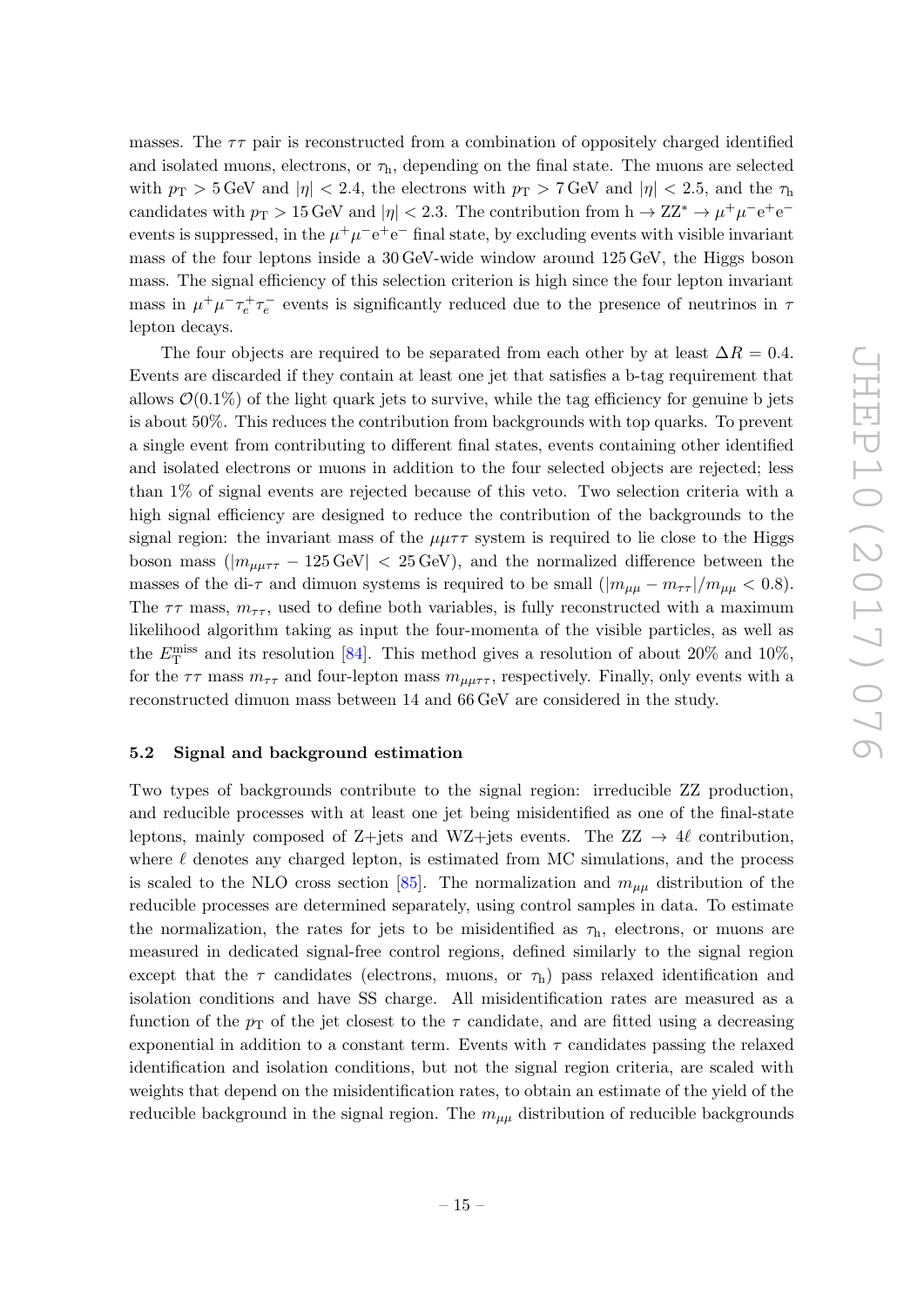masses. The $\tau\tau$ pair is reconstructed from a combination of oppositely charged identified and isolated muons, electrons, or $\tau_h$, depending on the final state. The muons are selected with $p_T > 5\,\text{GeV}$ and $|\eta| < 2.4$, the electrons with $p_T > 7\,\text{GeV}$ and $|\eta| < 2.5$, and the $\tau_h$ candidates with $p_T > 15\,\text{GeV}$ and $|\eta| < 2.3$. The contribution from $h \to ZZ^* \to \mu^+\mu^-e^+e^-$ events is suppressed, in the $\mu^+\mu^-e^+e^-$ final state, by excluding events with visible invariant mass of the four leptons inside a 30 GeV-wide window around 125 GeV, the Higgs boson mass. The signal efficiency of this selection criterion is high since the four lepton invariant mass in $\mu^+\mu^-\tau_e^+\tau_e^-$ events is significantly reduced due to the presence of neutrinos in $\tau$ lepton decays.

The four objects are required to be separated from each other by at least $\Delta R = 0.4$. Events are discarded if they contain at least one jet that satisfies a b-tag requirement that allows $\mathcal{O}(0.1\%)$ of the light quark jets to survive, while the tag efficiency for genuine b jets is about 50%. This reduces the contribution from backgrounds with top quarks. To prevent a single event from contributing to different final states, events containing other identified and isolated electrons or muons in addition to the four selected objects are rejected; less than 1% of signal events are rejected because of this veto. Two selection criteria with a high signal efficiency are designed to reduce the contribution of the backgrounds to the signal region: the invariant mass of the $\mu\mu\tau\tau$ system is required to lie close to the Higgs boson mass ($|m_{\mu\mu\tau\tau} - 125\,\text{GeV}| < 25\,\text{GeV}$), and the normalized difference between the masses of the di-$\tau$ and dimuon systems is required to be small ($|m_{\mu\mu} - m_{\tau\tau}|/m_{\mu\mu} < 0.8$). The $\tau\tau$ mass, $m_{\tau\tau}$, used to define both variables, is fully reconstructed with a maximum likelihood algorithm taking as input the four-momenta of the visible particles, as well as the $E_T^{\text{miss}}$ and its resolution [84]. This method gives a resolution of about 20% and 10%, for the $\tau\tau$ mass $m_{\tau\tau}$ and four-lepton mass $m_{\mu\mu\tau\tau}$, respectively. Finally, only events with a reconstructed dimuon mass between 14 and 66 GeV are considered in the study.

### 5.2 Signal and background estimation

Two types of backgrounds contribute to the signal region: irreducible ZZ production, and reducible processes with at least one jet being misidentified as one of the final-state leptons, mainly composed of Z+jets and WZ+jets events. The $ZZ \to 4\ell$ contribution, where $\ell$ denotes any charged lepton, is estimated from MC simulations, and the process is scaled to the NLO cross section [85]. The normalization and $m_{\mu\mu}$ distribution of the reducible processes are determined separately, using control samples in data. To estimate the normalization, the rates for jets to be misidentified as $\tau_h$, electrons, or muons are measured in dedicated signal-free control regions, defined similarly to the signal region except that the $\tau$ candidates (electrons, muons, or $\tau_h$) pass relaxed identification and isolation conditions and have SS charge. All misidentification rates are measured as a function of the $p_T$ of the jet closest to the $\tau$ candidate, and are fitted using a decreasing exponential in addition to a constant term. Events with $\tau$ candidates passing the relaxed identification and isolation conditions, but not the signal region criteria, are scaled with weights that depend on the misidentification rates, to obtain an estimate of the yield of the reducible background in the signal region. The $m_{\mu\mu}$ distribution of reducible backgrounds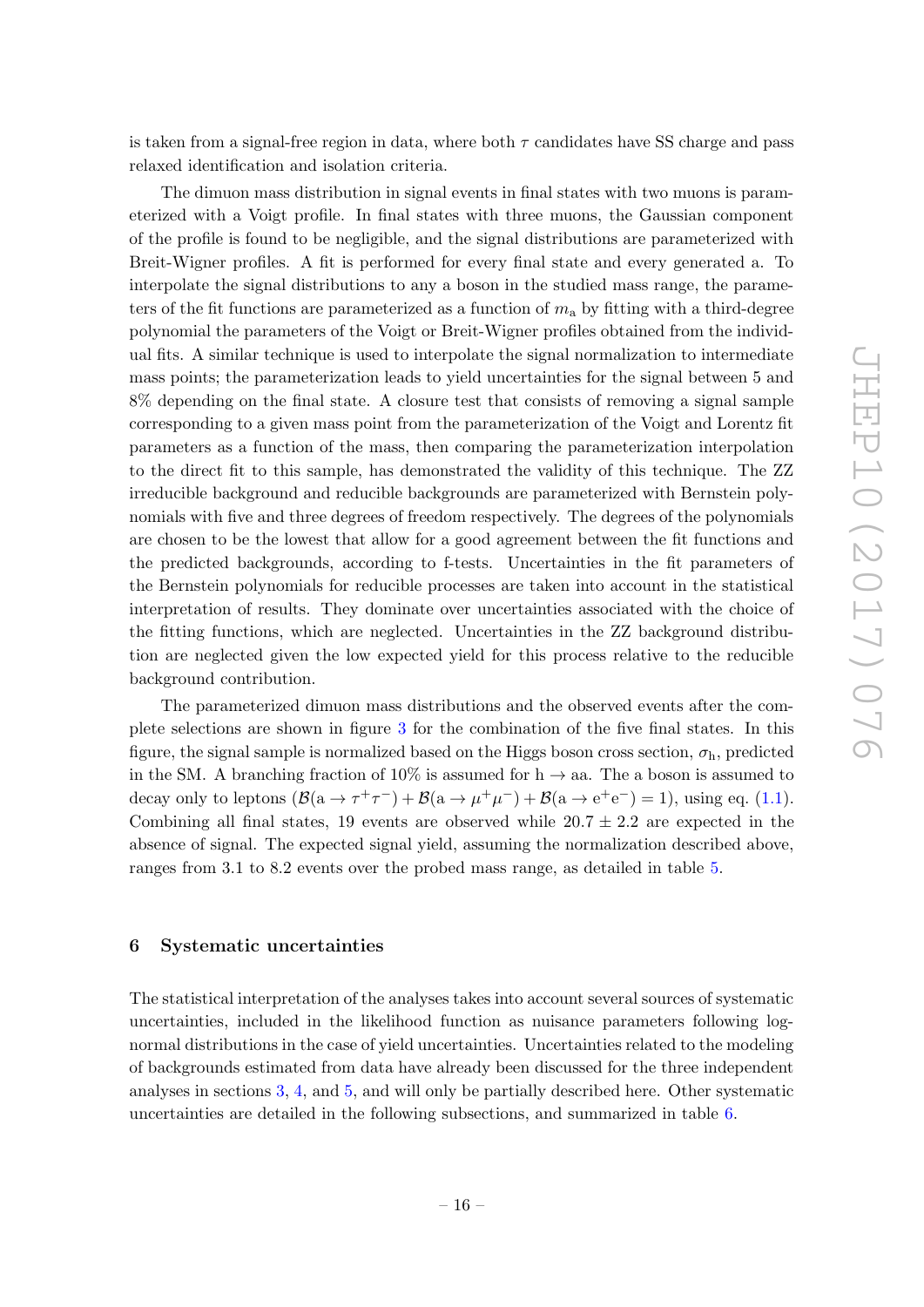is taken from a signal-free region in data, where both $\tau$ candidates have SS charge and pass relaxed identification and isolation criteria.

The dimuon mass distribution in signal events in final states with two muons is parameterized with a Voigt profile. In final states with three muons, the Gaussian component of the profile is found to be negligible, and the signal distributions are parameterized with Breit-Wigner profiles. A fit is performed for every final state and every generated a. To interpolate the signal distributions to any a boson in the studied mass range, the parameters of the fit functions are parameterized as a function of $m_{\mathrm{a}}$ by fitting with a third-degree polynomial the parameters of the Voigt or Breit-Wigner profiles obtained from the individual fits. A similar technique is used to interpolate the signal normalization to intermediate mass points; the parameterization leads to yield uncertainties for the signal between 5 and 8% depending on the final state. A closure test that consists of removing a signal sample corresponding to a given mass point from the parameterization of the Voigt and Lorentz fit parameters as a function of the mass, then comparing the parameterization interpolation to the direct fit to this sample, has demonstrated the validity of this technique. The ZZ irreducible background and reducible backgrounds are parameterized with Bernstein polynomials with five and three degrees of freedom respectively. The degrees of the polynomials are chosen to be the lowest that allow for a good agreement between the fit functions and the predicted backgrounds, according to f-tests. Uncertainties in the fit parameters of the Bernstein polynomials for reducible processes are taken into account in the statistical interpretation of results. They dominate over uncertainties associated with the choice of the fitting functions, which are neglected. Uncertainties in the ZZ background distribution are neglected given the low expected yield for this process relative to the reducible background contribution.

The parameterized dimuon mass distributions and the observed events after the complete selections are shown in figure 3 for the combination of the five final states. In this figure, the signal sample is normalized based on the Higgs boson cross section, $\sigma_{\mathrm{h}}$, predicted in the SM. A branching fraction of 10% is assumed for $\mathrm{h} \to \mathrm{aa}$. The a boson is assumed to decay only to leptons ($\mathcal{B}(\mathrm{a} \to \tau^+\tau^-) + \mathcal{B}(\mathrm{a} \to \mu^+\mu^-) + \mathcal{B}(\mathrm{a} \to \mathrm{e}^+\mathrm{e}^-) = 1$), using eq. (1.1). Combining all final states, 19 events are observed while $20.7 \pm 2.2$ are expected in the absence of signal. The expected signal yield, assuming the normalization described above, ranges from 3.1 to 8.2 events over the probed mass range, as detailed in table 5.

## 6 Systematic uncertainties

The statistical interpretation of the analyses takes into account several sources of systematic uncertainties, included in the likelihood function as nuisance parameters following log-normal distributions in the case of yield uncertainties. Uncertainties related to the modeling of backgrounds estimated from data have already been discussed for the three independent analyses in sections 3, 4, and 5, and will only be partially described here. Other systematic uncertainties are detailed in the following subsections, and summarized in table 6.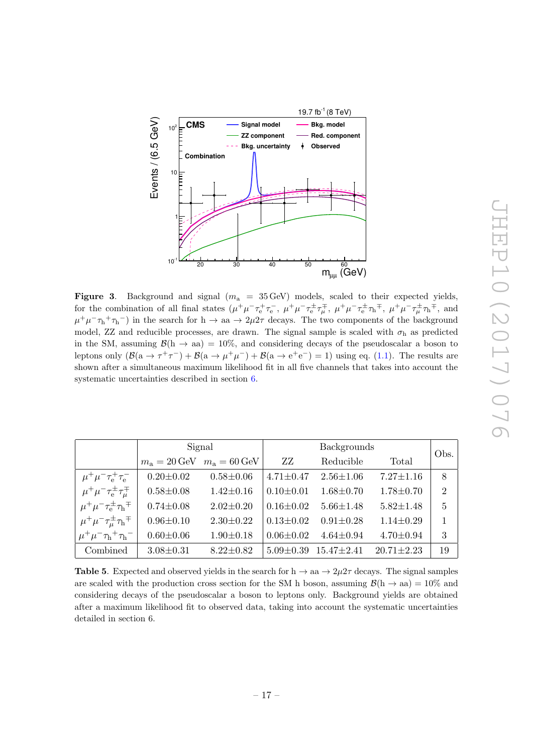**Figure 3**. Background and signal ($m_a = 35\,\text{GeV}$) models, scaled to their expected yields, for the combination of all final states ($\mu^+\mu^-\tau_e^+\tau_e^-$, $\mu^+\mu^-\tau_e^\pm\tau_\mu^\mp$, $\mu^+\mu^-\tau_e^\pm\tau_h^\mp$, $\mu^+\mu^-\tau_\mu^\pm\tau_h^\mp$, and $\mu^+\mu^-\tau_h{}^+\tau_h{}^-$) in the search for $h \to aa \to 2\mu2\tau$ decays. The two components of the background model, ZZ and reducible processes, are drawn. The signal sample is scaled with $\sigma_h$ as predicted in the SM, assuming $\mathcal{B}(h \to aa) = 10\%$, and considering decays of the pseudoscalar a boson to leptons only ($\mathcal{B}(a \to \tau^+\tau^-) + \mathcal{B}(a \to \mu^+\mu^-) + \mathcal{B}(a \to e^+e^-) = 1$) using eq. (1.1). The results are shown after a simultaneous maximum likelihood fit in all five channels that takes into account the systematic uncertainties described in section 6.

| | Signal | | Backgrounds | | | Obs. |
|---|---|---|---|---|---|---|
| | $m_a = 20\,\text{GeV}$ | $m_a = 60\,\text{GeV}$ | ZZ | Reducible | Total | |
| $\mu^+\mu^-\tau_e^+\tau_e^-$ | 0.20±0.02 | 0.58±0.06 | 4.71±0.47 | 2.56±1.06 | 7.27±1.16 | 8 |
| $\mu^+\mu^-\tau_e^\pm\tau_\mu^\mp$ | 0.58±0.08 | 1.42±0.16 | 0.10±0.01 | 1.68±0.70 | 1.78±0.70 | 2 |
| $\mu^+\mu^-\tau_e^\pm\tau_h^\mp$ | 0.74±0.08 | 2.02±0.20 | 0.16±0.02 | 5.66±1.48 | 5.82±1.48 | 5 |
| $\mu^+\mu^-\tau_\mu^\pm\tau_h^\mp$ | 0.96±0.10 | 2.30±0.22 | 0.13±0.02 | 0.91±0.28 | 1.14±0.29 | 1 |
| $\mu^+\mu^-\tau_h{}^+\tau_h{}^-$ | 0.60±0.06 | 1.90±0.18 | 0.06±0.02 | 4.64±0.94 | 4.70±0.94 | 3 |
| Combined | 3.08±0.31 | 8.22±0.82 | 5.09±0.39 | 15.47±2.41 | 20.71±2.23 | 19 |

**Table 5**. Expected and observed yields in the search for $h \to aa \to 2\mu2\tau$ decays. The signal samples are scaled with the production cross section for the SM h boson, assuming $\mathcal{B}(h \to aa) = 10\%$ and considering decays of the pseudoscalar a boson to leptons only. Background yields are obtained after a maximum likelihood fit to observed data, taking into account the systematic uncertainties detailed in section 6.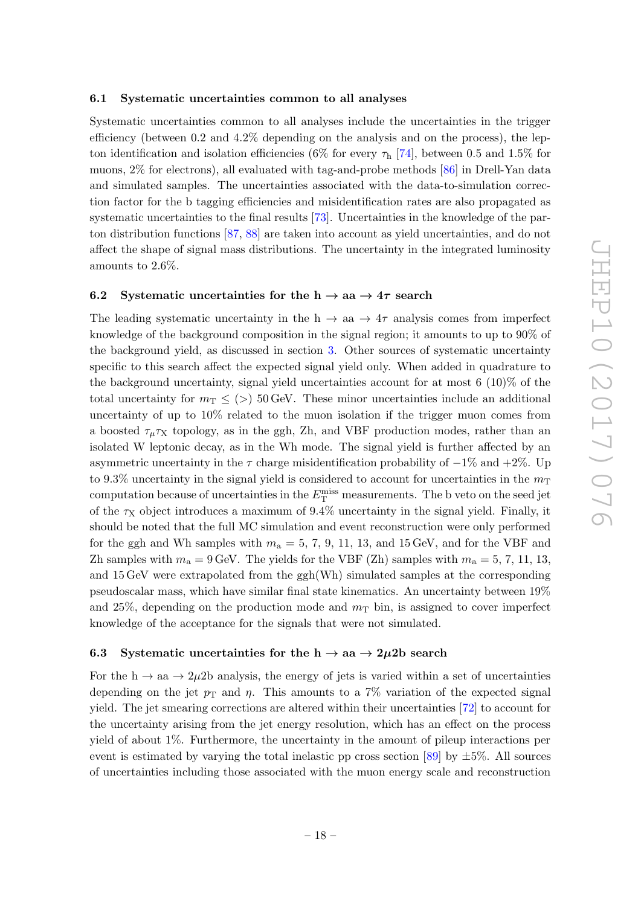### 6.1 Systematic uncertainties common to all analyses

Systematic uncertainties common to all analyses include the uncertainties in the trigger efficiency (between 0.2 and 4.2% depending on the analysis and on the process), the lepton identification and isolation efficiencies (6% for every $\tau_h$ [74], between 0.5 and 1.5% for muons, 2% for electrons), all evaluated with tag-and-probe methods [86] in Drell-Yan data and simulated samples. The uncertainties associated with the data-to-simulation correction factor for the b tagging efficiencies and misidentification rates are also propagated as systematic uncertainties to the final results [73]. Uncertainties in the knowledge of the parton distribution functions [87, 88] are taken into account as yield uncertainties, and do not affect the shape of signal mass distributions. The uncertainty in the integrated luminosity amounts to 2.6%.

### 6.2 Systematic uncertainties for the $h \to aa \to 4\tau$ search

The leading systematic uncertainty in the $h \to aa \to 4\tau$ analysis comes from imperfect knowledge of the background composition in the signal region; it amounts to up to 90% of the background yield, as discussed in section 3. Other sources of systematic uncertainty specific to this search affect the expected signal yield only. When added in quadrature to the background uncertainty, signal yield uncertainties account for at most 6 (10)% of the total uncertainty for $m_T \leq (>)$ 50 GeV. These minor uncertainties include an additional uncertainty of up to 10% related to the muon isolation if the trigger muon comes from a boosted $\tau_\mu \tau_X$ topology, as in the ggh, Zh, and VBF production modes, rather than an isolated W leptonic decay, as in the Wh mode. The signal yield is further affected by an asymmetric uncertainty in the $\tau$ charge misidentification probability of $-1$% and $+2$%. Up to 9.3% uncertainty in the signal yield is considered to account for uncertainties in the $m_T$ computation because of uncertainties in the $E_T^{miss}$ measurements. The b veto on the seed jet of the $\tau_X$ object introduces a maximum of 9.4% uncertainty in the signal yield. Finally, it should be noted that the full MC simulation and event reconstruction were only performed for the ggh and Wh samples with $m_a = 5$, 7, 9, 11, 13, and 15 GeV, and for the VBF and Zh samples with $m_a = 9$ GeV. The yields for the VBF (Zh) samples with $m_a = 5$, 7, 11, 13, and 15 GeV were extrapolated from the ggh(Wh) simulated samples at the corresponding pseudoscalar mass, which have similar final state kinematics. An uncertainty between 19% and 25%, depending on the production mode and $m_T$ bin, is assigned to cover imperfect knowledge of the acceptance for the signals that were not simulated.

### 6.3 Systematic uncertainties for the $h \to aa \to 2\mu 2b$ search

For the $h \to aa \to 2\mu 2b$ analysis, the energy of jets is varied within a set of uncertainties depending on the jet $p_T$ and $\eta$. This amounts to a 7% variation of the expected signal yield. The jet smearing corrections are altered within their uncertainties [72] to account for the uncertainty arising from the jet energy resolution, which has an effect on the process yield of about 1%. Furthermore, the uncertainty in the amount of pileup interactions per event is estimated by varying the total inelastic pp cross section [89] by $\pm 5$%. All sources of uncertainties including those associated with the muon energy scale and reconstruction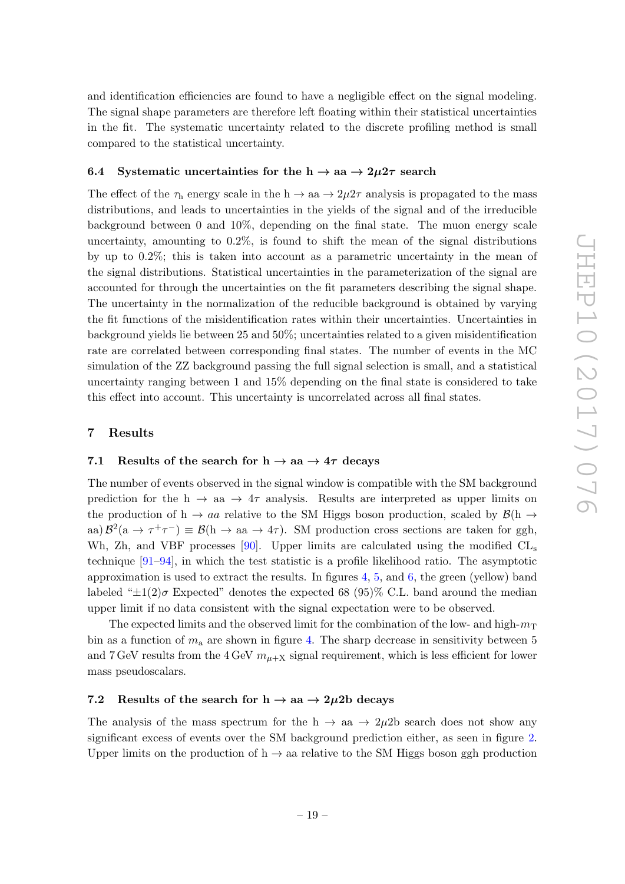and identification efficiencies are found to have a negligible effect on the signal modeling. The signal shape parameters are therefore left floating within their statistical uncertainties in the fit. The systematic uncertainty related to the discrete profiling method is small compared to the statistical uncertainty.

### 6.4 Systematic uncertainties for the $\mathrm{h} \to \mathrm{aa} \to 2\mu 2\tau$ search

The effect of the $\tau_\mathrm{h}$ energy scale in the $\mathrm{h} \to \mathrm{aa} \to 2\mu 2\tau$ analysis is propagated to the mass distributions, and leads to uncertainties in the yields of the signal and of the irreducible background between 0 and 10%, depending on the final state. The muon energy scale uncertainty, amounting to 0.2%, is found to shift the mean of the signal distributions by up to 0.2%; this is taken into account as a parametric uncertainty in the mean of the signal distributions. Statistical uncertainties in the parameterization of the signal are accounted for through the uncertainties on the fit parameters describing the signal shape. The uncertainty in the normalization of the reducible background is obtained by varying the fit functions of the misidentification rates within their uncertainties. Uncertainties in background yields lie between 25 and 50%; uncertainties related to a given misidentification rate are correlated between corresponding final states. The number of events in the MC simulation of the ZZ background passing the full signal selection is small, and a statistical uncertainty ranging between 1 and 15% depending on the final state is considered to take this effect into account. This uncertainty is uncorrelated across all final states.

## 7 Results

### 7.1 Results of the search for $\mathrm{h} \to \mathrm{aa} \to 4\tau$ decays

The number of events observed in the signal window is compatible with the SM background prediction for the $\mathrm{h} \to aa \to 4\tau$ analysis. Results are interpreted as upper limits on the production of $\mathrm{h} \to aa$ relative to the SM Higgs boson production, scaled by $\mathcal{B}(\mathrm{h} \to \mathrm{aa})\, \mathcal{B}^2(\mathrm{a} \to \tau^+\tau^-) \equiv \mathcal{B}(\mathrm{h} \to \mathrm{aa} \to 4\tau)$. SM production cross sections are taken for ggh, Wh, Zh, and VBF processes [90]. Upper limits are calculated using the modified $\mathrm{CL_s}$ technique [91–94], in which the test statistic is a profile likelihood ratio. The asymptotic approximation is used to extract the results. In figures 4, 5, and 6, the green (yellow) band labeled "$\pm 1(2)\sigma$ Expected" denotes the expected 68 (95)% C.L. band around the median upper limit if no data consistent with the signal expectation were to be observed.

The expected limits and the observed limit for the combination of the low- and high-$m_\mathrm{T}$ bin as a function of $m_\mathrm{a}$ are shown in figure 4. The sharp decrease in sensitivity between 5 and 7 GeV results from the 4 GeV $m_{\mu+\mathrm{X}}$ signal requirement, which is less efficient for lower mass pseudoscalars.

### 7.2 Results of the search for $\mathrm{h} \to \mathrm{aa} \to 2\mu 2\mathrm{b}$ decays

The analysis of the mass spectrum for the $\mathrm{h} \to \mathrm{aa} \to 2\mu 2\mathrm{b}$ search does not show any significant excess of events over the SM background prediction either, as seen in figure 2. Upper limits on the production of $\mathrm{h} \to \mathrm{aa}$ relative to the SM Higgs boson ggh production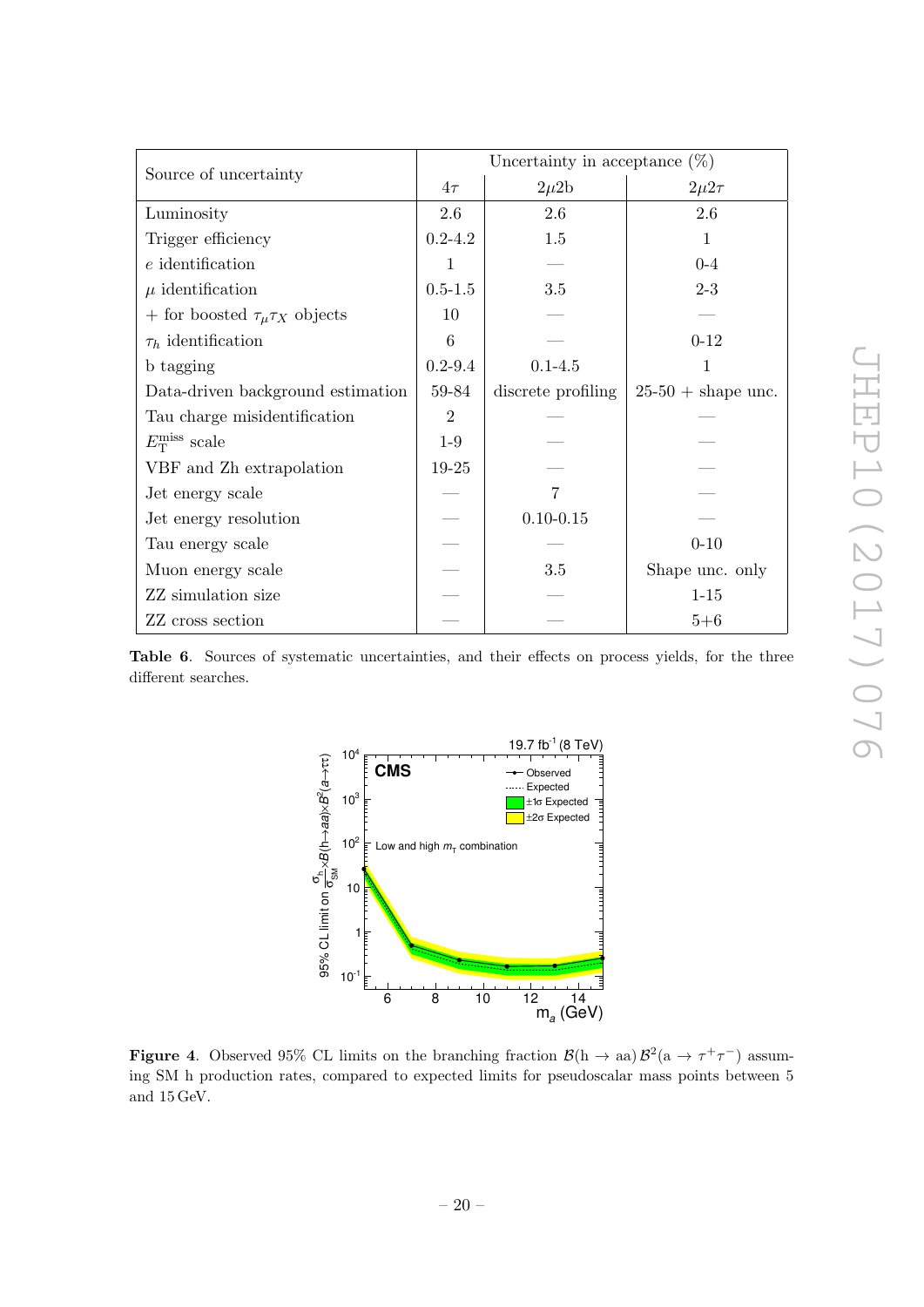| Source of uncertainty | Uncertainty in acceptance (%) | | |
|---|---|---|---|
| | $4\tau$ | $2\mu 2$b | $2\mu 2\tau$ |
| Luminosity | 2.6 | 2.6 | 2.6 |
| Trigger efficiency | 0.2-4.2 | 1.5 | 1 |
| $e$ identification | 1 | — | 0-4 |
| $\mu$ identification | 0.5-1.5 | 3.5 | 2-3 |
| + for boosted $\tau_\mu \tau_X$ objects | 10 | — | — |
| $\tau_h$ identification | 6 | — | 0-12 |
| b tagging | 0.2-9.4 | 0.1-4.5 | 1 |
| Data-driven background estimation | 59-84 | discrete profiling | 25-50 + shape unc. |
| Tau charge misidentification | 2 | — | — |
| $E_{\mathrm{T}}^{\mathrm{miss}}$ scale | 1-9 | — | — |
| VBF and Zh extrapolation | 19-25 | — | — |
| Jet energy scale | — | 7 | — |
| Jet energy resolution | — | 0.10-0.15 | — |
| Tau energy scale | — | — | 0-10 |
| Muon energy scale | — | 3.5 | Shape unc. only |
| ZZ simulation size | — | — | 1-15 |
| ZZ cross section | — | — | 5+6 |

**Table 6**. Sources of systematic uncertainties, and their effects on process yields, for the three different searches.

**Figure 4**. Observed 95% CL limits on the branching fraction $\mathcal{B}(\mathrm{h} \to \mathrm{aa})\,\mathcal{B}^2(\mathrm{a} \to \tau^+\tau^-)$ assuming SM h production rates, compared to expected limits for pseudoscalar mass points between 5 and 15 GeV.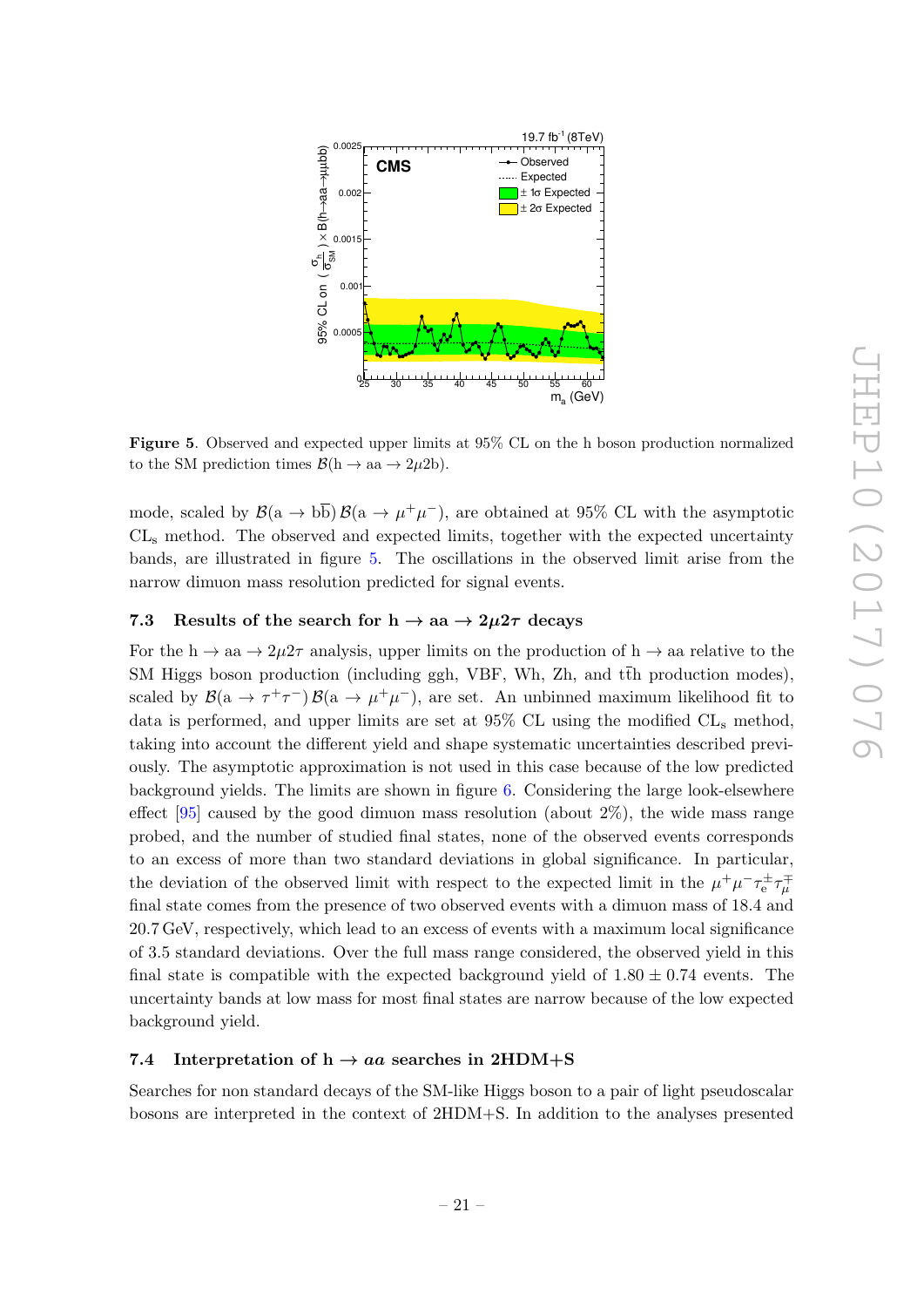**Figure 5**. Observed and expected upper limits at 95% CL on the h boson production normalized to the SM prediction times $\mathcal{B}(\mathrm{h} \to \mathrm{aa} \to 2\mu 2\mathrm{b})$.

mode, scaled by $\mathcal{B}(\mathrm{a} \to \mathrm{b\bar{b}})\,\mathcal{B}(\mathrm{a} \to \mu^+\mu^-)$, are obtained at 95% CL with the asymptotic $\mathrm{CL_s}$ method. The observed and expected limits, together with the expected uncertainty bands, are illustrated in figure 5. The oscillations in the observed limit arise from the narrow dimuon mass resolution predicted for signal events.

### 7.3 Results of the search for $\mathrm{h} \to \mathrm{aa} \to 2\mu 2\tau$ decays

For the $\mathrm{h} \to \mathrm{aa} \to 2\mu 2\tau$ analysis, upper limits on the production of $\mathrm{h} \to \mathrm{aa}$ relative to the SM Higgs boson production (including ggh, VBF, Wh, Zh, and $\mathrm{t\bar{t}h}$ production modes), scaled by $\mathcal{B}(\mathrm{a} \to \tau^+\tau^-)\,\mathcal{B}(\mathrm{a} \to \mu^+\mu^-)$, are set. An unbinned maximum likelihood fit to data is performed, and upper limits are set at 95% CL using the modified $\mathrm{CL_s}$ method, taking into account the different yield and shape systematic uncertainties described previously. The asymptotic approximation is not used in this case because of the low predicted background yields. The limits are shown in figure 6. Considering the large look-elsewhere effect [95] caused by the good dimuon mass resolution (about 2%), the wide mass range probed, and the number of studied final states, none of the observed events corresponds to an excess of more than two standard deviations in global significance. In particular, the deviation of the observed limit with respect to the expected limit in the $\mu^+\mu^-\tau_\mathrm{e}^\pm\tau_\mu^\mp$ final state comes from the presence of two observed events with a dimuon mass of 18.4 and 20.7 GeV, respectively, which lead to an excess of events with a maximum local significance of 3.5 standard deviations. Over the full mass range considered, the observed yield in this final state is compatible with the expected background yield of $1.80 \pm 0.74$ events. The uncertainty bands at low mass for most final states are narrow because of the low expected background yield.

### 7.4 Interpretation of $\mathrm{h} \to aa$ searches in 2HDM+S

Searches for non standard decays of the SM-like Higgs boson to a pair of light pseudoscalar bosons are interpreted in the context of 2HDM+S. In addition to the analyses presented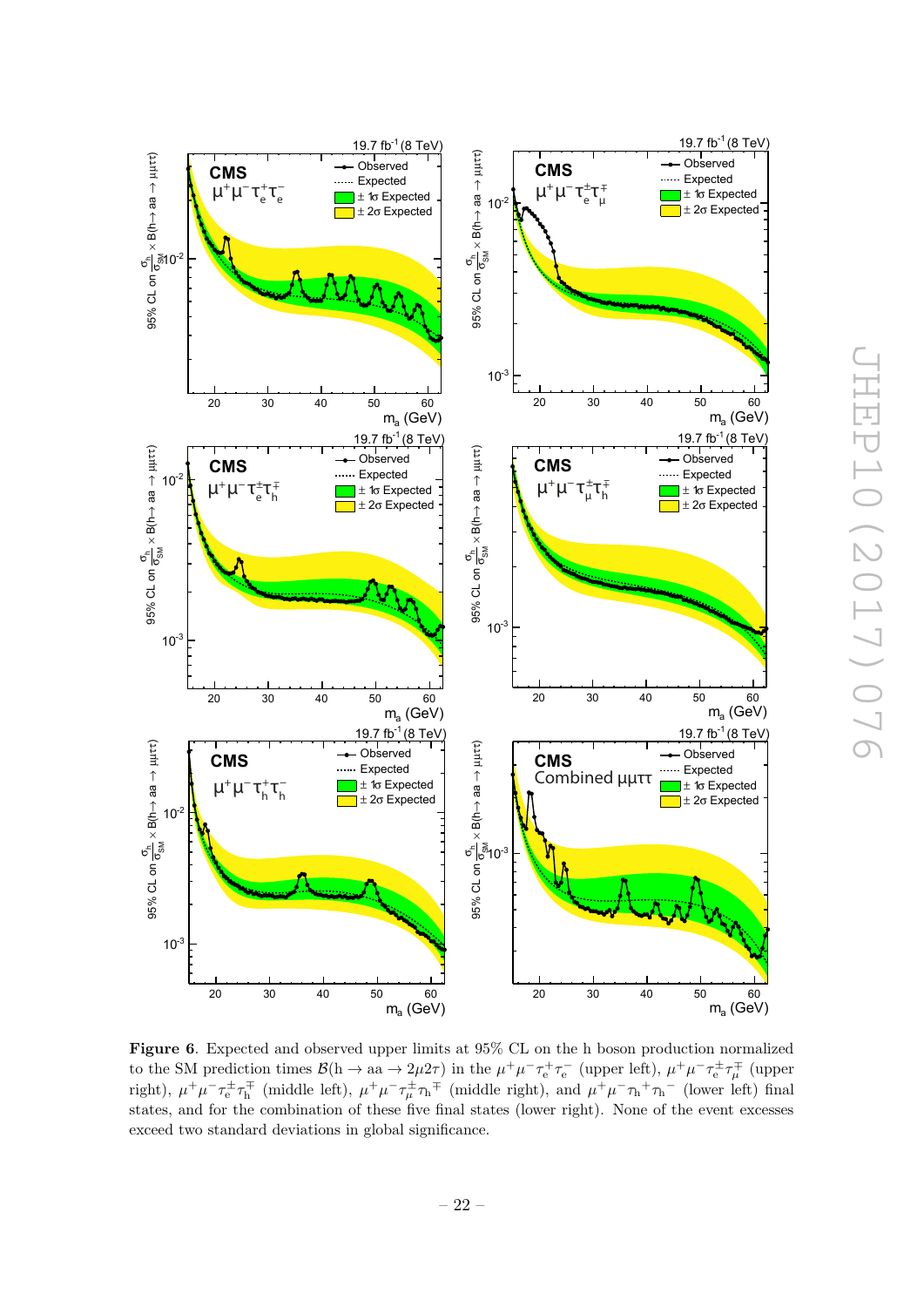**Figure 6**. Expected and observed upper limits at 95% CL on the h boson production normalized to the SM prediction times $\mathcal{B}(\mathrm{h} \to \mathrm{aa} \to 2\mu 2\tau)$ in the $\mu^+\mu^-\tau_e^+\tau_e^-$ (upper left), $\mu^+\mu^-\tau_e^\pm\tau_\mu^\mp$ (upper right), $\mu^+\mu^-\tau_e^\pm\tau_h^\mp$ (middle left), $\mu^+\mu^-\tau_\mu^\pm\tau_h^\mp$ (middle right), and $\mu^+\mu^-\tau_h^+\tau_h^-$ (lower left) final states, and for the combination of these five final states (lower right). None of the event excesses exceed two standard deviations in global significance.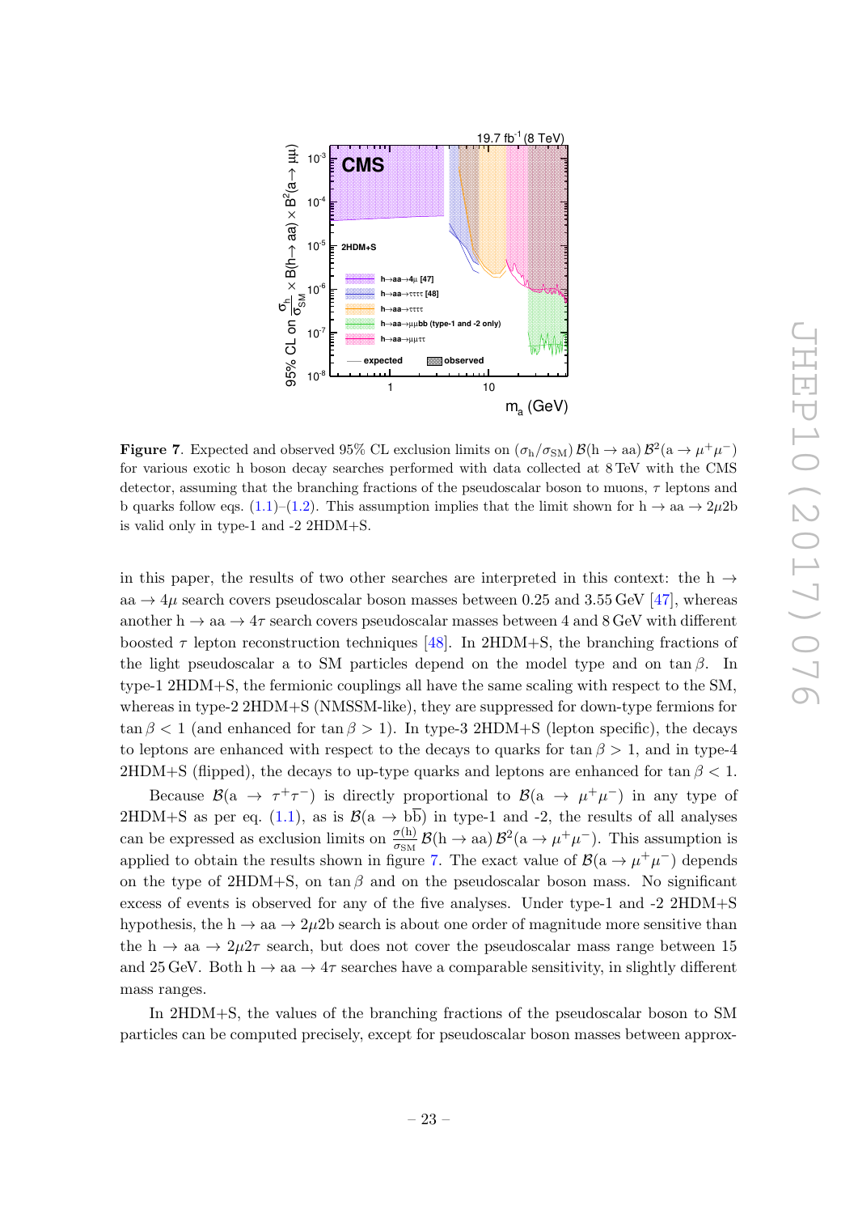**Figure 7**. Expected and observed 95% CL exclusion limits on $(\sigma_{\mathrm{h}}/\sigma_{\mathrm{SM}})\,\mathcal{B}(\mathrm{h}\to\mathrm{aa})\,\mathcal{B}^2(\mathrm{a}\to\mu^+\mu^-)$ for various exotic h boson decay searches performed with data collected at 8 TeV with the CMS detector, assuming that the branching fractions of the pseudoscalar boson to muons, $\tau$ leptons and b quarks follow eqs. (1.1)–(1.2). This assumption implies that the limit shown for $\mathrm{h}\to\mathrm{aa}\to 2\mu 2\mathrm{b}$ is valid only in type-1 and -2 2HDM+S.

in this paper, the results of two other searches are interpreted in this context: the $\mathrm{h}\to\mathrm{aa}\to 4\mu$ search covers pseudoscalar boson masses between 0.25 and 3.55 GeV [47], whereas another $\mathrm{h}\to\mathrm{aa}\to 4\tau$ search covers pseudoscalar masses between 4 and 8 GeV with different boosted $\tau$ lepton reconstruction techniques [48]. In 2HDM+S, the branching fractions of the light pseudoscalar a to SM particles depend on the model type and on $\tan\beta$. In type-1 2HDM+S, the fermionic couplings all have the same scaling with respect to the SM, whereas in type-2 2HDM+S (NMSSM-like), they are suppressed for down-type fermions for $\tan\beta < 1$ (and enhanced for $\tan\beta > 1$). In type-3 2HDM+S (lepton specific), the decays to leptons are enhanced with respect to the decays to quarks for $\tan\beta > 1$, and in type-4 2HDM+S (flipped), the decays to up-type quarks and leptons are enhanced for $\tan\beta < 1$.

Because $\mathcal{B}(\mathrm{a}\to\tau^+\tau^-)$ is directly proportional to $\mathcal{B}(\mathrm{a}\to\mu^+\mu^-)$ in any type of 2HDM+S as per eq. (1.1), as is $\mathcal{B}(\mathrm{a}\to\mathrm{b\overline{b}})$ in type-1 and -2, the results of all analyses can be expressed as exclusion limits on $\frac{\sigma(\mathrm{h})}{\sigma_{\mathrm{SM}}}\,\mathcal{B}(\mathrm{h}\to\mathrm{aa})\,\mathcal{B}^2(\mathrm{a}\to\mu^+\mu^-)$. This assumption is applied to obtain the results shown in figure 7. The exact value of $\mathcal{B}(\mathrm{a}\to\mu^+\mu^-)$ depends on the type of 2HDM+S, on $\tan\beta$ and on the pseudoscalar boson mass. No significant excess of events is observed for any of the five analyses. Under type-1 and -2 2HDM+S hypothesis, the $\mathrm{h}\to\mathrm{aa}\to 2\mu 2\mathrm{b}$ search is about one order of magnitude more sensitive than the $\mathrm{h}\to\mathrm{aa}\to 2\mu 2\tau$ search, but does not cover the pseudoscalar mass range between 15 and 25 GeV. Both $\mathrm{h}\to\mathrm{aa}\to 4\tau$ searches have a comparable sensitivity, in slightly different mass ranges.

In 2HDM+S, the values of the branching fractions of the pseudoscalar boson to SM particles can be computed precisely, except for pseudoscalar boson masses between approx-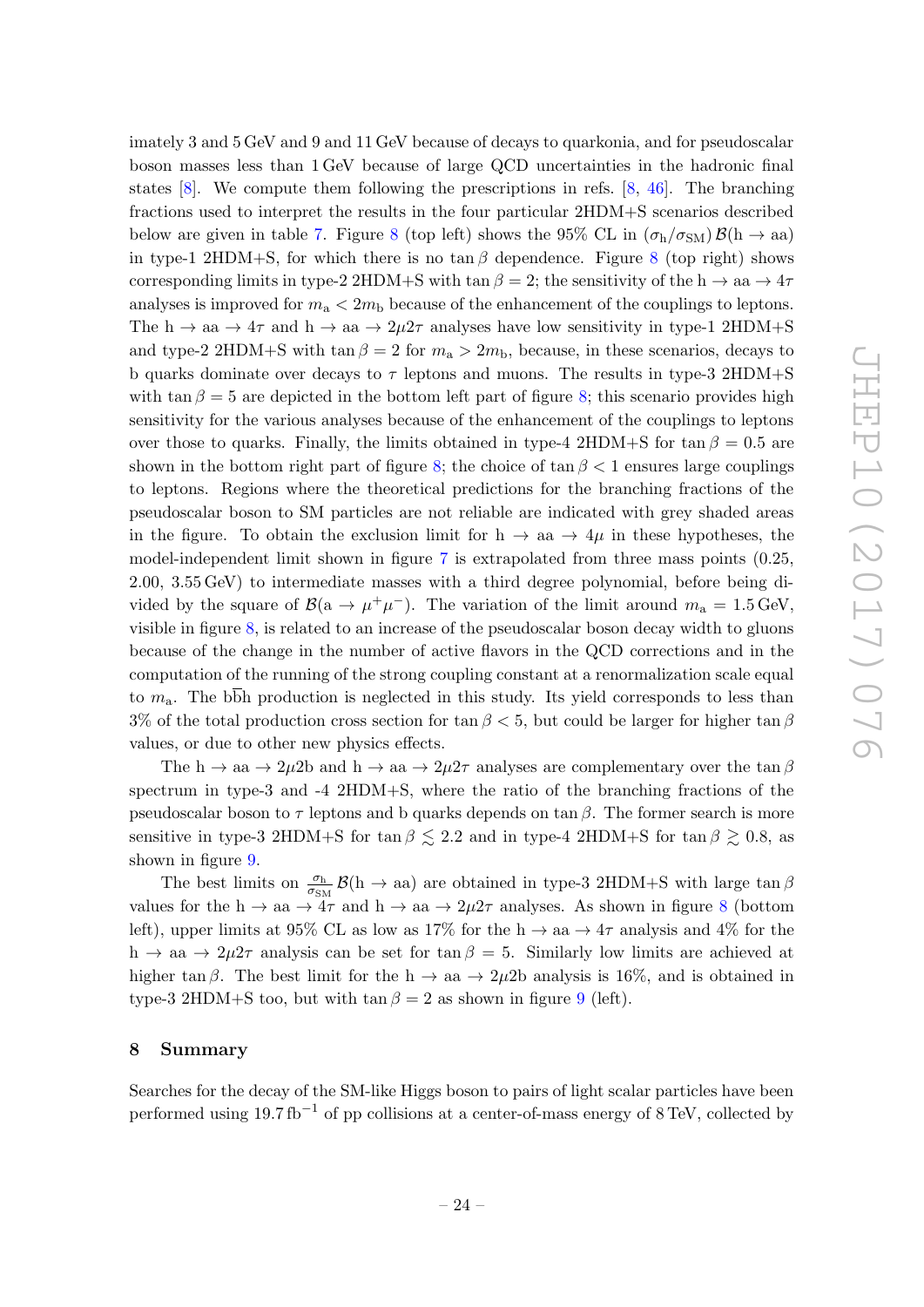imately 3 and 5 GeV and 9 and 11 GeV because of decays to quarkonia, and for pseudoscalar boson masses less than 1 GeV because of large QCD uncertainties in the hadronic final states [8]. We compute them following the prescriptions in refs. [8, 46]. The branching fractions used to interpret the results in the four particular 2HDM+S scenarios described below are given in table 7. Figure 8 (top left) shows the 95% CL in $(\sigma_{\mathrm{h}}/\sigma_{\mathrm{SM}})\,\mathcal{B}(\mathrm{h} \to \mathrm{aa})$ in type-1 2HDM+S, for which there is no $\tan\beta$ dependence. Figure 8 (top right) shows corresponding limits in type-2 2HDM+S with $\tan\beta = 2$; the sensitivity of the $\mathrm{h} \to \mathrm{aa} \to 4\tau$ analyses is improved for $m_{\mathrm{a}} < 2m_{\mathrm{b}}$ because of the enhancement of the couplings to leptons. The $\mathrm{h} \to \mathrm{aa} \to 4\tau$ and $\mathrm{h} \to \mathrm{aa} \to 2\mu 2\tau$ analyses have low sensitivity in type-1 2HDM+S and type-2 2HDM+S with $\tan\beta = 2$ for $m_{\mathrm{a}} > 2m_{\mathrm{b}}$, because, in these scenarios, decays to b quarks dominate over decays to $\tau$ leptons and muons. The results in type-3 2HDM+S with $\tan\beta = 5$ are depicted in the bottom left part of figure 8; this scenario provides high sensitivity for the various analyses because of the enhancement of the couplings to leptons over those to quarks. Finally, the limits obtained in type-4 2HDM+S for $\tan\beta = 0.5$ are shown in the bottom right part of figure 8; the choice of $\tan\beta < 1$ ensures large couplings to leptons. Regions where the theoretical predictions for the branching fractions of the pseudoscalar boson to SM particles are not reliable are indicated with grey shaded areas in the figure. To obtain the exclusion limit for $\mathrm{h} \to \mathrm{aa} \to 4\mu$ in these hypotheses, the model-independent limit shown in figure 7 is extrapolated from three mass points (0.25, 2.00, 3.55 GeV) to intermediate masses with a third degree polynomial, before being divided by the square of $\mathcal{B}(\mathrm{a} \to \mu^+\mu^-)$. The variation of the limit around $m_{\mathrm{a}} = 1.5\,\mathrm{GeV}$, visible in figure 8, is related to an increase of the pseudoscalar boson decay width to gluons because of the change in the number of active flavors in the QCD corrections and in the computation of the running of the strong coupling constant at a renormalization scale equal to $m_{\mathrm{a}}$. The $\mathrm{b\bar{b}h}$ production is neglected in this study. Its yield corresponds to less than 3% of the total production cross section for $\tan\beta < 5$, but could be larger for higher $\tan\beta$ values, or due to other new physics effects.

The $\mathrm{h} \to \mathrm{aa} \to 2\mu 2\mathrm{b}$ and $\mathrm{h} \to \mathrm{aa} \to 2\mu 2\tau$ analyses are complementary over the $\tan\beta$ spectrum in type-3 and -4 2HDM+S, where the ratio of the branching fractions of the pseudoscalar boson to $\tau$ leptons and b quarks depends on $\tan\beta$. The former search is more sensitive in type-3 2HDM+S for $\tan\beta \lesssim 2.2$ and in type-4 2HDM+S for $\tan\beta \gtrsim 0.8$, as shown in figure 9.

The best limits on $\frac{\sigma_{\mathrm{h}}}{\sigma_{\mathrm{SM}}}\,\mathcal{B}(\mathrm{h} \to \mathrm{aa})$ are obtained in type-3 2HDM+S with large $\tan\beta$ values for the $\mathrm{h} \to \mathrm{aa} \to 4\tau$ and $\mathrm{h} \to \mathrm{aa} \to 2\mu 2\tau$ analyses. As shown in figure 8 (bottom left), upper limits at 95% CL as low as 17% for the $\mathrm{h} \to \mathrm{aa} \to 4\tau$ analysis and 4% for the $\mathrm{h} \to \mathrm{aa} \to 2\mu 2\tau$ analysis can be set for $\tan\beta = 5$. Similarly low limits are achieved at higher $\tan\beta$. The best limit for the $\mathrm{h} \to \mathrm{aa} \to 2\mu 2\mathrm{b}$ analysis is 16%, and is obtained in type-3 2HDM+S too, but with $\tan\beta = 2$ as shown in figure 9 (left).

## 8 Summary

Searches for the decay of the SM-like Higgs boson to pairs of light scalar particles have been performed using $19.7\,\mathrm{fb}^{-1}$ of pp collisions at a center-of-mass energy of 8 TeV, collected by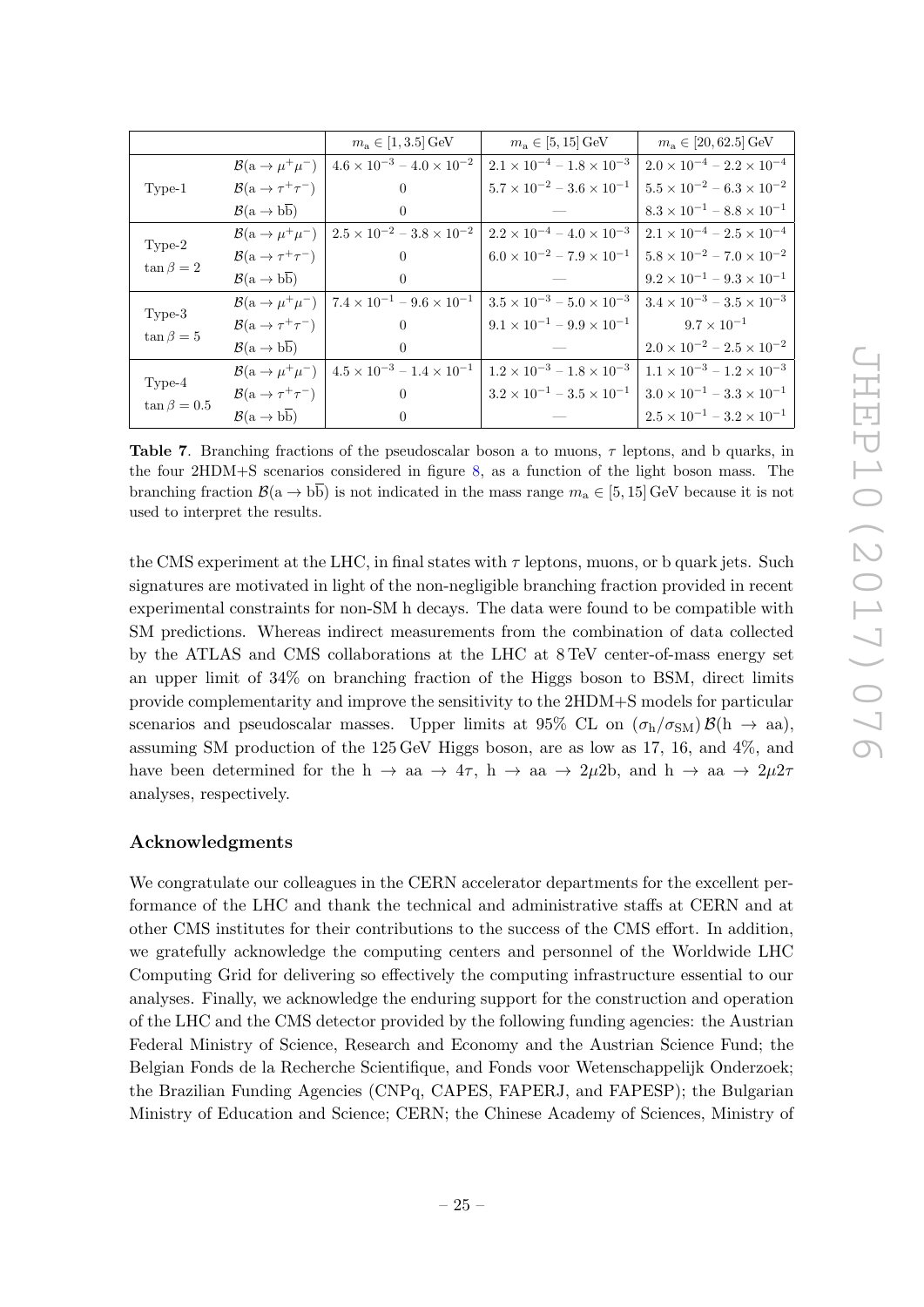| | | $m_{\rm a} \in [1, 3.5]$ GeV | $m_{\rm a} \in [5, 15]$ GeV | $m_{\rm a} \in [20, 62.5]$ GeV |
|---|---|---|---|---|
| Type-1 | $\mathcal{B}(\rm a \to \mu^+\mu^-)$ | $4.6 \times 10^{-3} - 4.0 \times 10^{-2}$ | $2.1 \times 10^{-4} - 1.8 \times 10^{-3}$ | $2.0 \times 10^{-4} - 2.2 \times 10^{-4}$ |
| | $\mathcal{B}(\rm a \to \tau^+\tau^-)$ | 0 | $5.7 \times 10^{-2} - 3.6 \times 10^{-1}$ | $5.5 \times 10^{-2} - 6.3 \times 10^{-2}$ |
| | $\mathcal{B}(\rm a \to b\overline{b})$ | 0 | — | $8.3 \times 10^{-1} - 8.8 \times 10^{-1}$ |
| Type-2 $\tan\beta = 2$ | $\mathcal{B}(\rm a \to \mu^+\mu^-)$ | $2.5 \times 10^{-2} - 3.8 \times 10^{-2}$ | $2.2 \times 10^{-4} - 4.0 \times 10^{-3}$ | $2.1 \times 10^{-4} - 2.5 \times 10^{-4}$ |
| | $\mathcal{B}(\rm a \to \tau^+\tau^-)$ | 0 | $6.0 \times 10^{-2} - 7.9 \times 10^{-1}$ | $5.8 \times 10^{-2} - 7.0 \times 10^{-2}$ |
| | $\mathcal{B}(\rm a \to b\overline{b})$ | 0 | — | $9.2 \times 10^{-1} - 9.3 \times 10^{-1}$ |
| Type-3 $\tan\beta = 5$ | $\mathcal{B}(\rm a \to \mu^+\mu^-)$ | $7.4 \times 10^{-1} - 9.6 \times 10^{-1}$ | $3.5 \times 10^{-3} - 5.0 \times 10^{-3}$ | $3.4 \times 10^{-3} - 3.5 \times 10^{-3}$ |
| | $\mathcal{B}(\rm a \to \tau^+\tau^-)$ | 0 | $9.1 \times 10^{-1} - 9.9 \times 10^{-1}$ | $9.7 \times 10^{-1}$ |
| | $\mathcal{B}(\rm a \to b\overline{b})$ | 0 | — | $2.0 \times 10^{-2} - 2.5 \times 10^{-2}$ |
| Type-4 $\tan\beta = 0.5$ | $\mathcal{B}(\rm a \to \mu^+\mu^-)$ | $4.5 \times 10^{-3} - 1.4 \times 10^{-1}$ | $1.2 \times 10^{-3} - 1.8 \times 10^{-3}$ | $1.1 \times 10^{-3} - 1.2 \times 10^{-3}$ |
| | $\mathcal{B}(\rm a \to \tau^+\tau^-)$ | 0 | $3.2 \times 10^{-1} - 3.5 \times 10^{-1}$ | $3.0 \times 10^{-1} - 3.3 \times 10^{-1}$ |
| | $\mathcal{B}(\rm a \to b\overline{b})$ | 0 | — | $2.5 \times 10^{-1} - 3.2 \times 10^{-1}$ |

**Table 7**. Branching fractions of the pseudoscalar boson a to muons, $\tau$ leptons, and b quarks, in the four 2HDM+S scenarios considered in figure 8, as a function of the light boson mass. The branching fraction $\mathcal{B}(\rm a \to b\overline{b})$ is not indicated in the mass range $m_{\rm a} \in [5, 15]$ GeV because it is not used to interpret the results.

the CMS experiment at the LHC, in final states with $\tau$ leptons, muons, or b quark jets. Such signatures are motivated in light of the non-negligible branching fraction provided in recent experimental constraints for non-SM h decays. The data were found to be compatible with SM predictions. Whereas indirect measurements from the combination of data collected by the ATLAS and CMS collaborations at the LHC at 8 TeV center-of-mass energy set an upper limit of 34% on branching fraction of the Higgs boson to BSM, direct limits provide complementarity and improve the sensitivity to the 2HDM+S models for particular scenarios and pseudoscalar masses. Upper limits at 95% CL on $(\sigma_{\rm h}/\sigma_{\rm SM})\,\mathcal{B}(\rm h \to aa)$, assuming SM production of the 125 GeV Higgs boson, are as low as 17, 16, and 4%, and have been determined for the $\rm h \to aa \to 4\tau$, $\rm h \to aa \to 2\mu 2b$, and $\rm h \to aa \to 2\mu 2\tau$ analyses, respectively.

## Acknowledgments

We congratulate our colleagues in the CERN accelerator departments for the excellent performance of the LHC and thank the technical and administrative staffs at CERN and at other CMS institutes for their contributions to the success of the CMS effort. In addition, we gratefully acknowledge the computing centers and personnel of the Worldwide LHC Computing Grid for delivering so effectively the computing infrastructure essential to our analyses. Finally, we acknowledge the enduring support for the construction and operation of the LHC and the CMS detector provided by the following funding agencies: the Austrian Federal Ministry of Science, Research and Economy and the Austrian Science Fund; the Belgian Fonds de la Recherche Scientifique, and Fonds voor Wetenschappelijk Onderzoek; the Brazilian Funding Agencies (CNPq, CAPES, FAPERJ, and FAPESP); the Bulgarian Ministry of Education and Science; CERN; the Chinese Academy of Sciences, Ministry of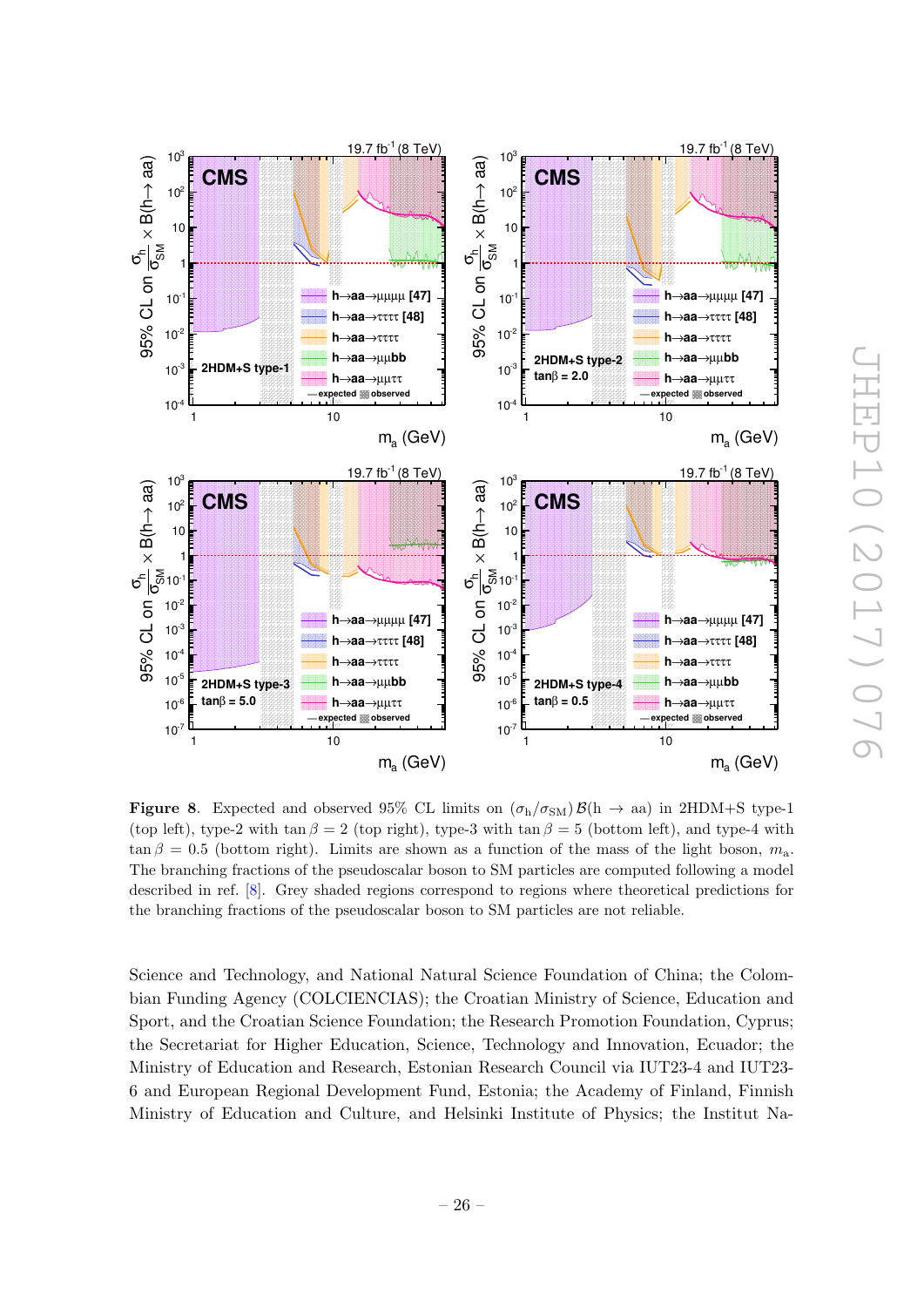**Figure 8**. Expected and observed 95% CL limits on $(\sigma_{\rm h}/\sigma_{\rm SM})\,\mathcal{B}(\rm h \to aa)$ in 2HDM+S type-1 (top left), type-2 with $\tan\beta = 2$ (top right), type-3 with $\tan\beta = 5$ (bottom left), and type-4 with $\tan\beta = 0.5$ (bottom right). Limits are shown as a function of the mass of the light boson, $m_{\rm a}$. The branching fractions of the pseudoscalar boson to SM particles are computed following a model described in ref. [8]. Grey shaded regions correspond to regions where theoretical predictions for the branching fractions of the pseudoscalar boson to SM particles are not reliable.

Science and Technology, and National Natural Science Foundation of China; the Colombian Funding Agency (COLCIENCIAS); the Croatian Ministry of Science, Education and Sport, and the Croatian Science Foundation; the Research Promotion Foundation, Cyprus; the Secretariat for Higher Education, Science, Technology and Innovation, Ecuador; the Ministry of Education and Research, Estonian Research Council via IUT23-4 and IUT23-6 and European Regional Development Fund, Estonia; the Academy of Finland, Finnish Ministry of Education and Culture, and Helsinki Institute of Physics; the Institut Na-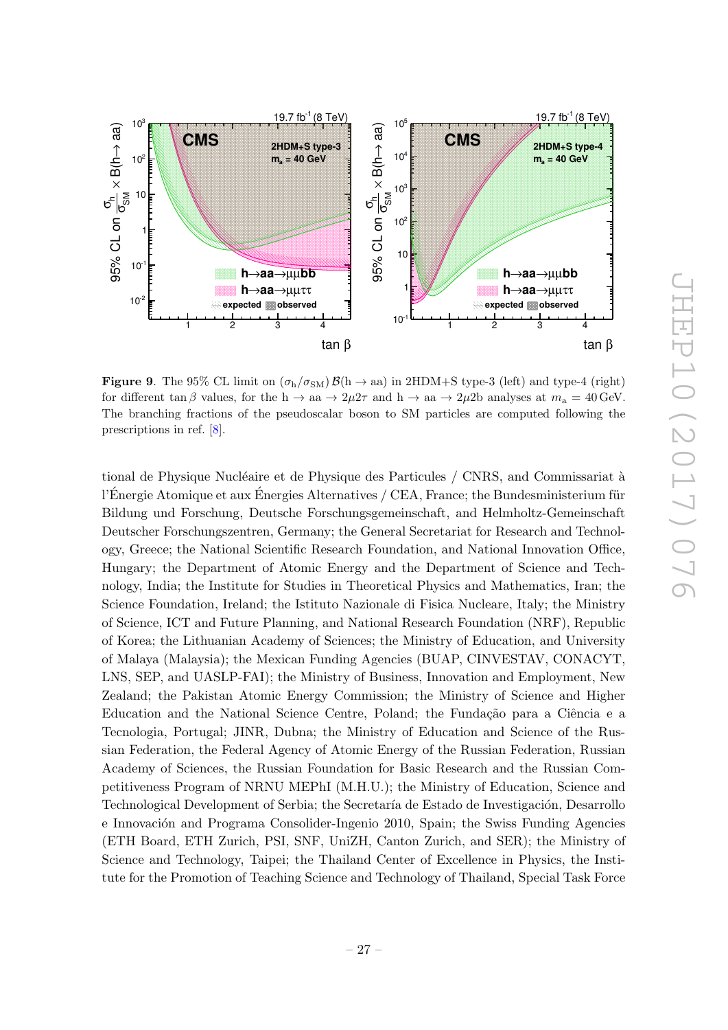19.7 fb$^{-1}$ (8 TeV)

CMS

2HDM+S type-3

$m_a$ = 40 GeV

95% CL on $\frac{\sigma_h}{\sigma_{SM}} \times B(h \to aa)$

$h \to aa \to \mu\mu bb$

$h \to aa \to \mu\mu\tau\tau$

expected observed

tan β

19.7 fb$^{-1}$ (8 TeV)

CMS

2HDM+S type-4

$m_a$ = 40 GeV

95% CL on $\frac{\sigma_h}{\sigma_{SM}} \times B(h \to aa)$

$h \to aa \to \mu\mu bb$

$h \to aa \to \mu\mu\tau\tau$

expected observed

tan β

**Figure 9**. The 95% CL limit on $(\sigma_h/\sigma_{SM})\,\mathcal{B}(h \to aa)$ in 2HDM+S type-3 (left) and type-4 (right) for different $\tan\beta$ values, for the $h \to aa \to 2\mu 2\tau$ and $h \to aa \to 2\mu 2b$ analyses at $m_a = 40\,\text{GeV}$. The branching fractions of the pseudoscalar boson to SM particles are computed following the prescriptions in ref. [8].

tional de Physique Nucléaire et de Physique des Particules / CNRS, and Commissariat à l'Énergie Atomique et aux Énergies Alternatives / CEA, France; the Bundesministerium für Bildung und Forschung, Deutsche Forschungsgemeinschaft, and Helmholtz-Gemeinschaft Deutscher Forschungszentren, Germany; the General Secretariat for Research and Technology, Greece; the National Scientific Research Foundation, and National Innovation Office, Hungary; the Department of Atomic Energy and the Department of Science and Technology, India; the Institute for Studies in Theoretical Physics and Mathematics, Iran; the Science Foundation, Ireland; the Istituto Nazionale di Fisica Nucleare, Italy; the Ministry of Science, ICT and Future Planning, and National Research Foundation (NRF), Republic of Korea; the Lithuanian Academy of Sciences; the Ministry of Education, and University of Malaya (Malaysia); the Mexican Funding Agencies (BUAP, CINVESTAV, CONACYT, LNS, SEP, and UASLP-FAI); the Ministry of Business, Innovation and Employment, New Zealand; the Pakistan Atomic Energy Commission; the Ministry of Science and Higher Education and the National Science Centre, Poland; the Fundação para a Ciência e a Tecnologia, Portugal; JINR, Dubna; the Ministry of Education and Science of the Russian Federation, the Federal Agency of Atomic Energy of the Russian Federation, Russian Academy of Sciences, the Russian Foundation for Basic Research and the Russian Competitiveness Program of NRNU MEPhI (M.H.U.); the Ministry of Education, Science and Technological Development of Serbia; the Secretaría de Estado de Investigación, Desarrollo e Innovación and Programa Consolider-Ingenio 2010, Spain; the Swiss Funding Agencies (ETH Board, ETH Zurich, PSI, SNF, UniZH, Canton Zurich, and SER); the Ministry of Science and Technology, Taipei; the Thailand Center of Excellence in Physics, the Institute for the Promotion of Teaching Science and Technology of Thailand, Special Task Force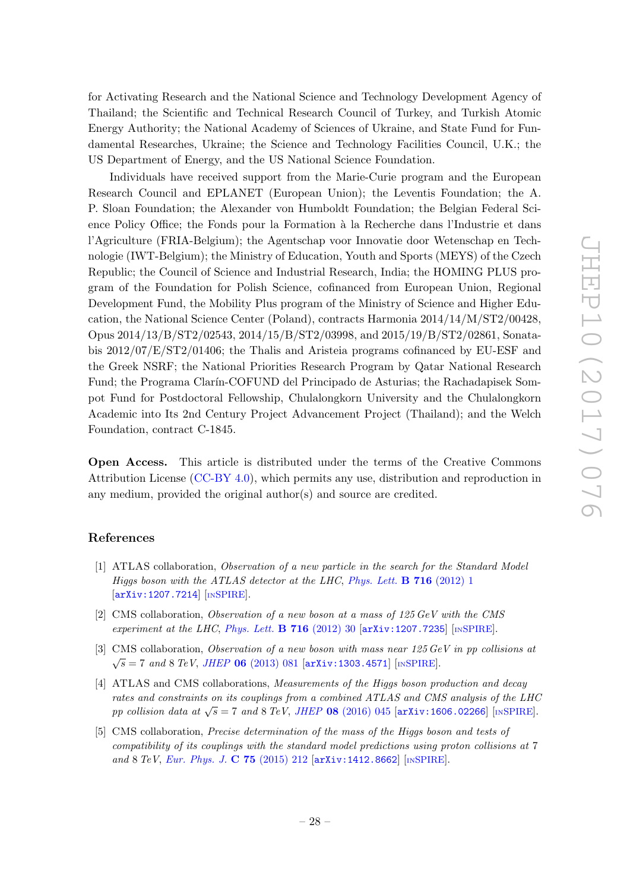for Activating Research and the National Science and Technology Development Agency of Thailand; the Scientific and Technical Research Council of Turkey, and Turkish Atomic Energy Authority; the National Academy of Sciences of Ukraine, and State Fund for Fundamental Researches, Ukraine; the Science and Technology Facilities Council, U.K.; the US Department of Energy, and the US National Science Foundation.

Individuals have received support from the Marie-Curie program and the European Research Council and EPLANET (European Union); the Leventis Foundation; the A. P. Sloan Foundation; the Alexander von Humboldt Foundation; the Belgian Federal Science Policy Office; the Fonds pour la Formation à la Recherche dans l'Industrie et dans l'Agriculture (FRIA-Belgium); the Agentschap voor Innovatie door Wetenschap en Technologie (IWT-Belgium); the Ministry of Education, Youth and Sports (MEYS) of the Czech Republic; the Council of Science and Industrial Research, India; the HOMING PLUS program of the Foundation for Polish Science, cofinanced from European Union, Regional Development Fund, the Mobility Plus program of the Ministry of Science and Higher Education, the National Science Center (Poland), contracts Harmonia 2014/14/M/ST2/00428, Opus 2014/13/B/ST2/02543, 2014/15/B/ST2/03998, and 2015/19/B/ST2/02861, Sonata-bis 2012/07/E/ST2/01406; the Thalis and Aristeia programs cofinanced by EU-ESF and the Greek NSRF; the National Priorities Research Program by Qatar National Research Fund; the Programa Clarín-COFUND del Principado de Asturias; the Rachadapisek Sompot Fund for Postdoctoral Fellowship, Chulalongkorn University and the Chulalongkorn Academic into Its 2nd Century Project Advancement Project (Thailand); and the Welch Foundation, contract C-1845.

**Open Access.** This article is distributed under the terms of the Creative Commons Attribution License (CC-BY 4.0), which permits any use, distribution and reproduction in any medium, provided the original author(s) and source are credited.

## References

[1] ATLAS collaboration, *Observation of a new particle in the search for the Standard Model Higgs boson with the ATLAS detector at the LHC*, Phys. Lett. **B 716** (2012) 1 [arXiv:1207.7214] [INSPIRE].

[2] CMS collaboration, *Observation of a new boson at a mass of 125 GeV with the CMS experiment at the LHC*, Phys. Lett. **B 716** (2012) 30 [arXiv:1207.7235] [INSPIRE].

[3] CMS collaboration, *Observation of a new boson with mass near 125 GeV in pp collisions at* $\sqrt{s} = 7$ *and* 8 *TeV*, JHEP **06** (2013) 081 [arXiv:1303.4571] [INSPIRE].

[4] ATLAS and CMS collaborations, *Measurements of the Higgs boson production and decay rates and constraints on its couplings from a combined ATLAS and CMS analysis of the LHC pp collision data at* $\sqrt{s} = 7$ *and* 8 *TeV*, JHEP **08** (2016) 045 [arXiv:1606.02266] [INSPIRE].

[5] CMS collaboration, *Precise determination of the mass of the Higgs boson and tests of compatibility of its couplings with the standard model predictions using proton collisions at* 7 *and* 8 *TeV*, Eur. Phys. J. **C 75** (2015) 212 [arXiv:1412.8662] [INSPIRE].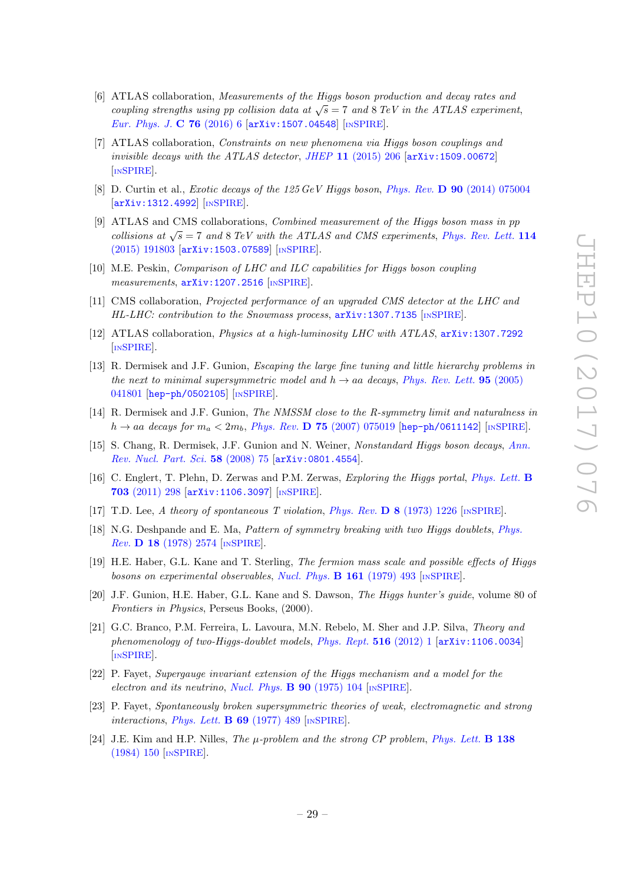[6] ATLAS collaboration, *Measurements of the Higgs boson production and decay rates and coupling strengths using pp collision data at $\sqrt{s} = 7$ and 8 TeV in the ATLAS experiment*, *Eur. Phys. J.* **C 76** (2016) 6 [arXiv:1507.04548] [INSPIRE].

[7] ATLAS collaboration, *Constraints on new phenomena via Higgs boson couplings and invisible decays with the ATLAS detector*, *JHEP* **11** (2015) 206 [arXiv:1509.00672] [INSPIRE].

[8] D. Curtin et al., *Exotic decays of the 125 GeV Higgs boson*, *Phys. Rev.* **D 90** (2014) 075004 [arXiv:1312.4992] [INSPIRE].

[9] ATLAS and CMS collaborations, *Combined measurement of the Higgs boson mass in pp collisions at $\sqrt{s} = 7$ and 8 TeV with the ATLAS and CMS experiments*, *Phys. Rev. Lett.* **114** (2015) 191803 [arXiv:1503.07589] [INSPIRE].

[10] M.E. Peskin, *Comparison of LHC and ILC capabilities for Higgs boson coupling measurements*, arXiv:1207.2516 [INSPIRE].

[11] CMS collaboration, *Projected performance of an upgraded CMS detector at the LHC and HL-LHC: contribution to the Snowmass process*, arXiv:1307.7135 [INSPIRE].

[12] ATLAS collaboration, *Physics at a high-luminosity LHC with ATLAS*, arXiv:1307.7292 [INSPIRE].

[13] R. Dermisek and J.F. Gunion, *Escaping the large fine tuning and little hierarchy problems in the next to minimal supersymmetric model and $h \to aa$ decays*, *Phys. Rev. Lett.* **95** (2005) 041801 [hep-ph/0502105] [INSPIRE].

[14] R. Dermisek and J.F. Gunion, *The NMSSM close to the R-symmetry limit and naturalness in $h \to aa$ decays for $m_a < 2m_b$*, *Phys. Rev.* **D 75** (2007) 075019 [hep-ph/0611142] [INSPIRE].

[15] S. Chang, R. Dermisek, J.F. Gunion and N. Weiner, *Nonstandard Higgs boson decays*, *Ann. Rev. Nucl. Part. Sci.* **58** (2008) 75 [arXiv:0801.4554].

[16] C. Englert, T. Plehn, D. Zerwas and P.M. Zerwas, *Exploring the Higgs portal*, *Phys. Lett.* **B 703** (2011) 298 [arXiv:1106.3097] [INSPIRE].

[17] T.D. Lee, *A theory of spontaneous T violation*, *Phys. Rev.* **D 8** (1973) 1226 [INSPIRE].

[18] N.G. Deshpande and E. Ma, *Pattern of symmetry breaking with two Higgs doublets*, *Phys. Rev.* **D 18** (1978) 2574 [INSPIRE].

[19] H.E. Haber, G.L. Kane and T. Sterling, *The fermion mass scale and possible effects of Higgs bosons on experimental observables*, *Nucl. Phys.* **B 161** (1979) 493 [INSPIRE].

[20] J.F. Gunion, H.E. Haber, G.L. Kane and S. Dawson, *The Higgs hunter's guide*, volume 80 of *Frontiers in Physics*, Perseus Books, (2000).

[21] G.C. Branco, P.M. Ferreira, L. Lavoura, M.N. Rebelo, M. Sher and J.P. Silva, *Theory and phenomenology of two-Higgs-doublet models*, *Phys. Rept.* **516** (2012) 1 [arXiv:1106.0034] [INSPIRE].

[22] P. Fayet, *Supergauge invariant extension of the Higgs mechanism and a model for the electron and its neutrino*, *Nucl. Phys.* **B 90** (1975) 104 [INSPIRE].

[23] P. Fayet, *Spontaneously broken supersymmetric theories of weak, electromagnetic and strong interactions*, *Phys. Lett.* **B 69** (1977) 489 [INSPIRE].

[24] J.E. Kim and H.P. Nilles, *The μ-problem and the strong CP problem*, *Phys. Lett.* **B 138** (1984) 150 [INSPIRE].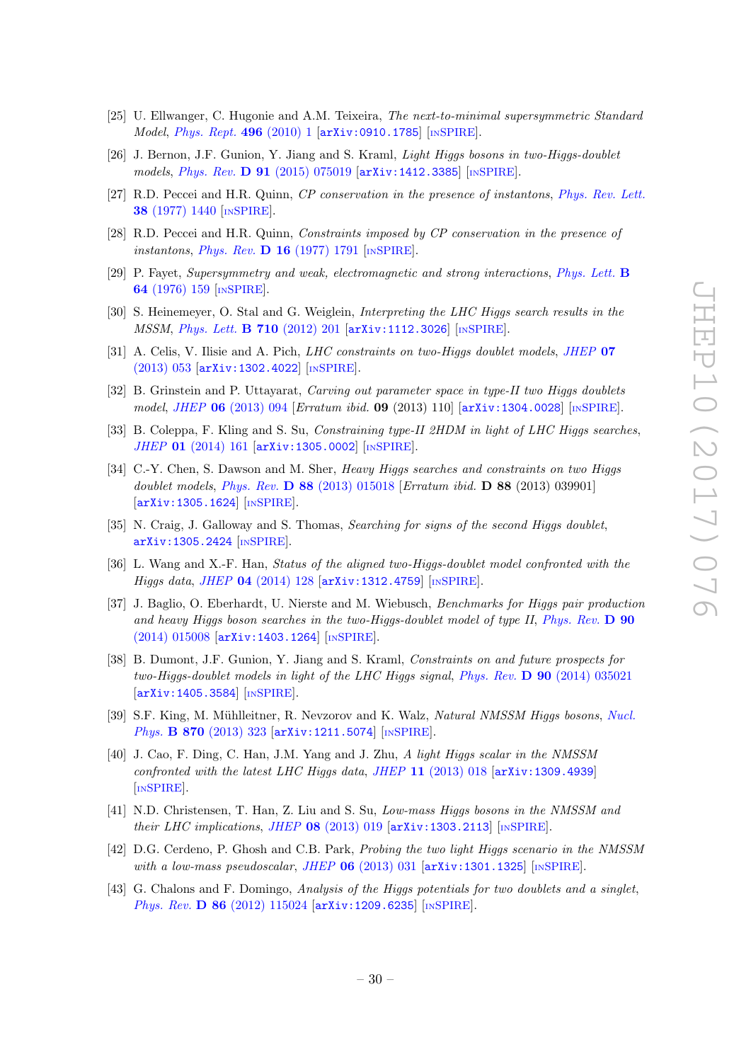- [25] U. Ellwanger, C. Hugonie and A.M. Teixeira, *The next-to-minimal supersymmetric Standard Model*, Phys. Rept. **496** (2010) 1 [arXiv:0910.1785] [INSPIRE].
- [26] J. Bernon, J.F. Gunion, Y. Jiang and S. Kraml, *Light Higgs bosons in two-Higgs-doublet models*, Phys. Rev. **D 91** (2015) 075019 [arXiv:1412.3385] [INSPIRE].
- [27] R.D. Peccei and H.R. Quinn, *CP conservation in the presence of instantons*, Phys. Rev. Lett. **38** (1977) 1440 [INSPIRE].
- [28] R.D. Peccei and H.R. Quinn, *Constraints imposed by CP conservation in the presence of instantons*, Phys. Rev. **D 16** (1977) 1791 [INSPIRE].
- [29] P. Fayet, *Supersymmetry and weak, electromagnetic and strong interactions*, Phys. Lett. **B 64** (1976) 159 [INSPIRE].
- [30] S. Heinemeyer, O. Stal and G. Weiglein, *Interpreting the LHC Higgs search results in the MSSM*, Phys. Lett. **B 710** (2012) 201 [arXiv:1112.3026] [INSPIRE].
- [31] A. Celis, V. Ilisie and A. Pich, *LHC constraints on two-Higgs doublet models*, JHEP **07** (2013) 053 [arXiv:1302.4022] [INSPIRE].
- [32] B. Grinstein and P. Uttayarat, *Carving out parameter space in type-II two Higgs doublets model*, JHEP **06** (2013) 094 [*Erratum ibid.* **09** (2013) 110] [arXiv:1304.0028] [INSPIRE].
- [33] B. Coleppa, F. Kling and S. Su, *Constraining type-II 2HDM in light of LHC Higgs searches*, JHEP **01** (2014) 161 [arXiv:1305.0002] [INSPIRE].
- [34] C.-Y. Chen, S. Dawson and M. Sher, *Heavy Higgs searches and constraints on two Higgs doublet models*, Phys. Rev. **D 88** (2013) 015018 [*Erratum ibid.* **D 88** (2013) 039901] [arXiv:1305.1624] [INSPIRE].
- [35] N. Craig, J. Galloway and S. Thomas, *Searching for signs of the second Higgs doublet*, arXiv:1305.2424 [INSPIRE].
- [36] L. Wang and X.-F. Han, *Status of the aligned two-Higgs-doublet model confronted with the Higgs data*, JHEP **04** (2014) 128 [arXiv:1312.4759] [INSPIRE].
- [37] J. Baglio, O. Eberhardt, U. Nierste and M. Wiebusch, *Benchmarks for Higgs pair production and heavy Higgs boson searches in the two-Higgs-doublet model of type II*, Phys. Rev. **D 90** (2014) 015008 [arXiv:1403.1264] [INSPIRE].
- [38] B. Dumont, J.F. Gunion, Y. Jiang and S. Kraml, *Constraints on and future prospects for two-Higgs-doublet models in light of the LHC Higgs signal*, Phys. Rev. **D 90** (2014) 035021 [arXiv:1405.3584] [INSPIRE].
- [39] S.F. King, M. Mühlleitner, R. Nevzorov and K. Walz, *Natural NMSSM Higgs bosons*, Nucl. Phys. **B 870** (2013) 323 [arXiv:1211.5074] [INSPIRE].
- [40] J. Cao, F. Ding, C. Han, J.M. Yang and J. Zhu, *A light Higgs scalar in the NMSSM confronted with the latest LHC Higgs data*, JHEP **11** (2013) 018 [arXiv:1309.4939] [INSPIRE].
- [41] N.D. Christensen, T. Han, Z. Liu and S. Su, *Low-mass Higgs bosons in the NMSSM and their LHC implications*, JHEP **08** (2013) 019 [arXiv:1303.2113] [INSPIRE].
- [42] D.G. Cerdeno, P. Ghosh and C.B. Park, *Probing the two light Higgs scenario in the NMSSM with a low-mass pseudoscalar*, JHEP **06** (2013) 031 [arXiv:1301.1325] [INSPIRE].
- [43] G. Chalons and F. Domingo, *Analysis of the Higgs potentials for two doublets and a singlet*, Phys. Rev. **D 86** (2012) 115024 [arXiv:1209.6235] [INSPIRE].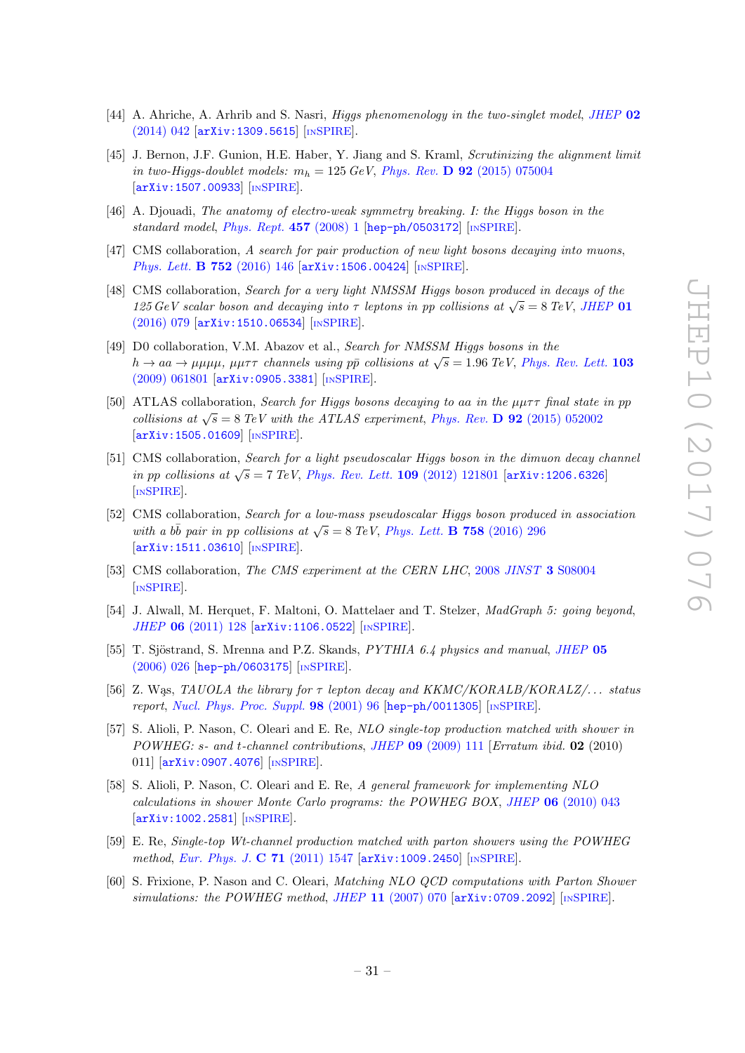[44] A. Ahriche, A. Arhrib and S. Nasri, *Higgs phenomenology in the two-singlet model*, JHEP **02** (2014) 042 [arXiv:1309.5615] [INSPIRE].

[45] J. Bernon, J.F. Gunion, H.E. Haber, Y. Jiang and S. Kraml, *Scrutinizing the alignment limit in two-Higgs-doublet models: $m_h = 125$ GeV*, Phys. Rev. **D 92** (2015) 075004 [arXiv:1507.00933] [INSPIRE].

[46] A. Djouadi, *The anatomy of electro-weak symmetry breaking. I: the Higgs boson in the standard model*, Phys. Rept. **457** (2008) 1 [hep-ph/0503172] [INSPIRE].

[47] CMS collaboration, *A search for pair production of new light bosons decaying into muons*, Phys. Lett. **B 752** (2016) 146 [arXiv:1506.00424] [INSPIRE].

[48] CMS collaboration, *Search for a very light NMSSM Higgs boson produced in decays of the 125 GeV scalar boson and decaying into $\tau$ leptons in pp collisions at $\sqrt{s} = 8$ TeV*, JHEP **01** (2016) 079 [arXiv:1510.06534] [INSPIRE].

[49] D0 collaboration, V.M. Abazov et al., *Search for NMSSM Higgs bosons in the $h \to aa \to \mu\mu\mu\mu$, $\mu\mu\tau\tau$ channels using $p\bar{p}$ collisions at $\sqrt{s} = 1.96$ TeV*, Phys. Rev. Lett. **103** (2009) 061801 [arXiv:0905.3381] [INSPIRE].

[50] ATLAS collaboration, *Search for Higgs bosons decaying to aa in the $\mu\mu\tau\tau$ final state in pp collisions at $\sqrt{s} = 8$ TeV with the ATLAS experiment*, Phys. Rev. **D 92** (2015) 052002 [arXiv:1505.01609] [INSPIRE].

[51] CMS collaboration, *Search for a light pseudoscalar Higgs boson in the dimuon decay channel in pp collisions at $\sqrt{s} = 7$ TeV*, Phys. Rev. Lett. **109** (2012) 121801 [arXiv:1206.6326] [INSPIRE].

[52] CMS collaboration, *Search for a low-mass pseudoscalar Higgs boson produced in association with a $b\bar{b}$ pair in pp collisions at $\sqrt{s} = 8$ TeV*, Phys. Lett. **B 758** (2016) 296 [arXiv:1511.03610] [INSPIRE].

[53] CMS collaboration, *The CMS experiment at the CERN LHC*, 2008 JINST **3** S08004 [INSPIRE].

[54] J. Alwall, M. Herquet, F. Maltoni, O. Mattelaer and T. Stelzer, *MadGraph 5: going beyond*, JHEP **06** (2011) 128 [arXiv:1106.0522] [INSPIRE].

[55] T. Sjöstrand, S. Mrenna and P.Z. Skands, *PYTHIA 6.4 physics and manual*, JHEP **05** (2006) 026 [hep-ph/0603175] [INSPIRE].

[56] Z. Wąs, *TAUOLA the library for $\tau$ lepton decay and KKMC/KORALB/KORALZ/... status report*, Nucl. Phys. Proc. Suppl. **98** (2001) 96 [hep-ph/0011305] [INSPIRE].

[57] S. Alioli, P. Nason, C. Oleari and E. Re, *NLO single-top production matched with shower in POWHEG: s- and t-channel contributions*, JHEP **09** (2009) 111 [*Erratum ibid.* **02** (2010) 011] [arXiv:0907.4076] [INSPIRE].

[58] S. Alioli, P. Nason, C. Oleari and E. Re, *A general framework for implementing NLO calculations in shower Monte Carlo programs: the POWHEG BOX*, JHEP **06** (2010) 043 [arXiv:1002.2581] [INSPIRE].

[59] E. Re, *Single-top Wt-channel production matched with parton showers using the POWHEG method*, Eur. Phys. J. **C 71** (2011) 1547 [arXiv:1009.2450] [INSPIRE].

[60] S. Frixione, P. Nason and C. Oleari, *Matching NLO QCD computations with Parton Shower simulations: the POWHEG method*, JHEP **11** (2007) 070 [arXiv:0709.2092] [INSPIRE].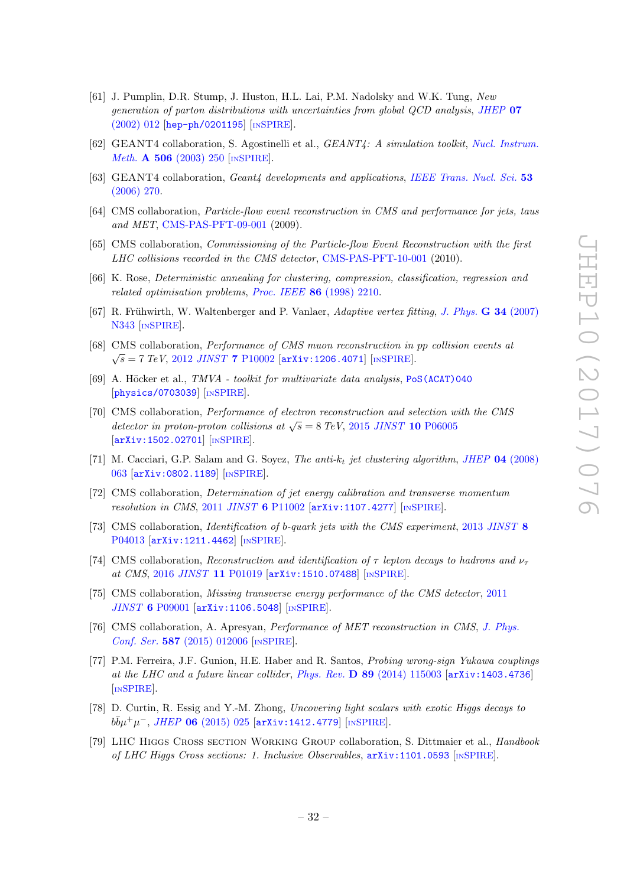[61] J. Pumplin, D.R. Stump, J. Huston, H.L. Lai, P.M. Nadolsky and W.K. Tung, *New generation of parton distributions with uncertainties from global QCD analysis*, *JHEP* **07** (2002) 012 [hep-ph/0201195] [INSPIRE].

[62] GEANT4 collaboration, S. Agostinelli et al., *GEANT4: A simulation toolkit*, *Nucl. Instrum. Meth.* **A 506** (2003) 250 [INSPIRE].

[63] GEANT4 collaboration, *Geant4 developments and applications*, *IEEE Trans. Nucl. Sci.* **53** (2006) 270.

[64] CMS collaboration, *Particle-flow event reconstruction in CMS and performance for jets, taus and MET*, CMS-PAS-PFT-09-001 (2009).

[65] CMS collaboration, *Commissioning of the Particle-flow Event Reconstruction with the first LHC collisions recorded in the CMS detector*, CMS-PAS-PFT-10-001 (2010).

[66] K. Rose, *Deterministic annealing for clustering, compression, classification, regression and related optimisation problems*, *Proc. IEEE* **86** (1998) 2210.

[67] R. Frühwirth, W. Waltenberger and P. Vanlaer, *Adaptive vertex fitting*, *J. Phys.* **G 34** (2007) N343 [INSPIRE].

[68] CMS collaboration, *Performance of CMS muon reconstruction in pp collision events at $\sqrt{s} = 7$ TeV*, 2012 *JINST* **7** P10002 [arXiv:1206.4071] [INSPIRE].

[69] A. Höcker et al., *TMVA - toolkit for multivariate data analysis*, PoS(ACAT)040 [physics/0703039] [INSPIRE].

[70] CMS collaboration, *Performance of electron reconstruction and selection with the CMS detector in proton-proton collisions at $\sqrt{s} = 8$ TeV*, 2015 *JINST* **10** P06005 [arXiv:1502.02701] [INSPIRE].

[71] M. Cacciari, G.P. Salam and G. Soyez, *The anti-$k_t$ jet clustering algorithm*, *JHEP* **04** (2008) 063 [arXiv:0802.1189] [INSPIRE].

[72] CMS collaboration, *Determination of jet energy calibration and transverse momentum resolution in CMS*, 2011 *JINST* **6** P11002 [arXiv:1107.4277] [INSPIRE].

[73] CMS collaboration, *Identification of b-quark jets with the CMS experiment*, 2013 *JINST* **8** P04013 [arXiv:1211.4462] [INSPIRE].

[74] CMS collaboration, *Reconstruction and identification of $\tau$ lepton decays to hadrons and $\nu_\tau$ at CMS*, 2016 *JINST* **11** P01019 [arXiv:1510.07488] [INSPIRE].

[75] CMS collaboration, *Missing transverse energy performance of the CMS detector*, 2011 *JINST* **6** P09001 [arXiv:1106.5048] [INSPIRE].

[76] CMS collaboration, A. Apresyan, *Performance of MET reconstruction in CMS*, *J. Phys. Conf. Ser.* **587** (2015) 012006 [INSPIRE].

[77] P.M. Ferreira, J.F. Gunion, H.E. Haber and R. Santos, *Probing wrong-sign Yukawa couplings at the LHC and a future linear collider*, *Phys. Rev.* **D 89** (2014) 115003 [arXiv:1403.4736] [INSPIRE].

[78] D. Curtin, R. Essig and Y.-M. Zhong, *Uncovering light scalars with exotic Higgs decays to $b\bar{b}\mu^+\mu^-$*, *JHEP* **06** (2015) 025 [arXiv:1412.4779] [INSPIRE].

[79] LHC Higgs Cross section Working Group collaboration, S. Dittmaier et al., *Handbook of LHC Higgs Cross sections: 1. Inclusive Observables*, arXiv:1101.0593 [INSPIRE].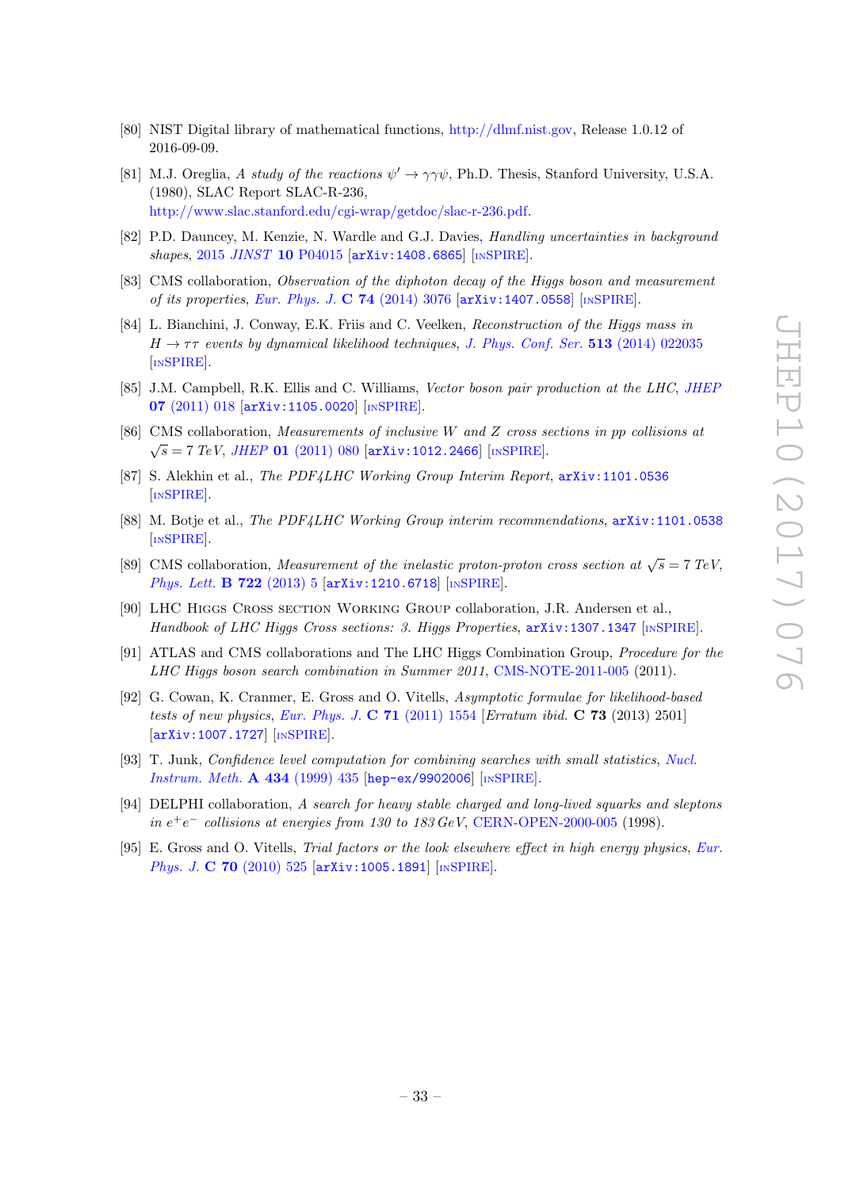[80] NIST Digital library of mathematical functions, http://dlmf.nist.gov, Release 1.0.12 of 2016-09-09.

[81] M.J. Oreglia, *A study of the reactions* $\psi' \to \gamma\gamma\psi$, Ph.D. Thesis, Stanford University, U.S.A. (1980), SLAC Report SLAC-R-236, http://www.slac.stanford.edu/cgi-wrap/getdoc/slac-r-236.pdf.

[82] P.D. Dauncey, M. Kenzie, N. Wardle and G.J. Davies, *Handling uncertainties in background shapes*, 2015 *JINST* **10** P04015 [arXiv:1408.6865] [INSPIRE].

[83] CMS collaboration, *Observation of the diphoton decay of the Higgs boson and measurement of its properties*, *Eur. Phys. J.* **C 74** (2014) 3076 [arXiv:1407.0558] [INSPIRE].

[84] L. Bianchini, J. Conway, E.K. Friis and C. Veelken, *Reconstruction of the Higgs mass in* $H \to \tau\tau$ *events by dynamical likelihood techniques*, *J. Phys. Conf. Ser.* **513** (2014) 022035 [INSPIRE].

[85] J.M. Campbell, R.K. Ellis and C. Williams, *Vector boson pair production at the LHC*, *JHEP* **07** (2011) 018 [arXiv:1105.0020] [INSPIRE].

[86] CMS collaboration, *Measurements of inclusive W and Z cross sections in pp collisions at* $\sqrt{s} = 7$ *TeV*, *JHEP* **01** (2011) 080 [arXiv:1012.2466] [INSPIRE].

[87] S. Alekhin et al., *The PDF4LHC Working Group Interim Report*, arXiv:1101.0536 [INSPIRE].

[88] M. Botje et al., *The PDF4LHC Working Group interim recommendations*, arXiv:1101.0538 [INSPIRE].

[89] CMS collaboration, *Measurement of the inelastic proton-proton cross section at* $\sqrt{s} = 7$ *TeV*, *Phys. Lett.* **B 722** (2013) 5 [arXiv:1210.6718] [INSPIRE].

[90] LHC Higgs Cross section Working Group collaboration, J.R. Andersen et al., *Handbook of LHC Higgs Cross sections: 3. Higgs Properties*, arXiv:1307.1347 [INSPIRE].

[91] ATLAS and CMS collaborations and The LHC Higgs Combination Group, *Procedure for the LHC Higgs boson search combination in Summer 2011*, CMS-NOTE-2011-005 (2011).

[92] G. Cowan, K. Cranmer, E. Gross and O. Vitells, *Asymptotic formulae for likelihood-based tests of new physics*, *Eur. Phys. J.* **C 71** (2011) 1554 [*Erratum ibid.* **C 73** (2013) 2501] [arXiv:1007.1727] [INSPIRE].

[93] T. Junk, *Confidence level computation for combining searches with small statistics*, *Nucl. Instrum. Meth.* **A 434** (1999) 435 [hep-ex/9902006] [INSPIRE].

[94] DELPHI collaboration, *A search for heavy stable charged and long-lived squarks and sleptons in* $e^+e^-$ *collisions at energies from 130 to 183 GeV*, CERN-OPEN-2000-005 (1998).

[95] E. Gross and O. Vitells, *Trial factors or the look elsewhere effect in high energy physics*, *Eur. Phys. J.* **C 70** (2010) 525 [arXiv:1005.1891] [INSPIRE].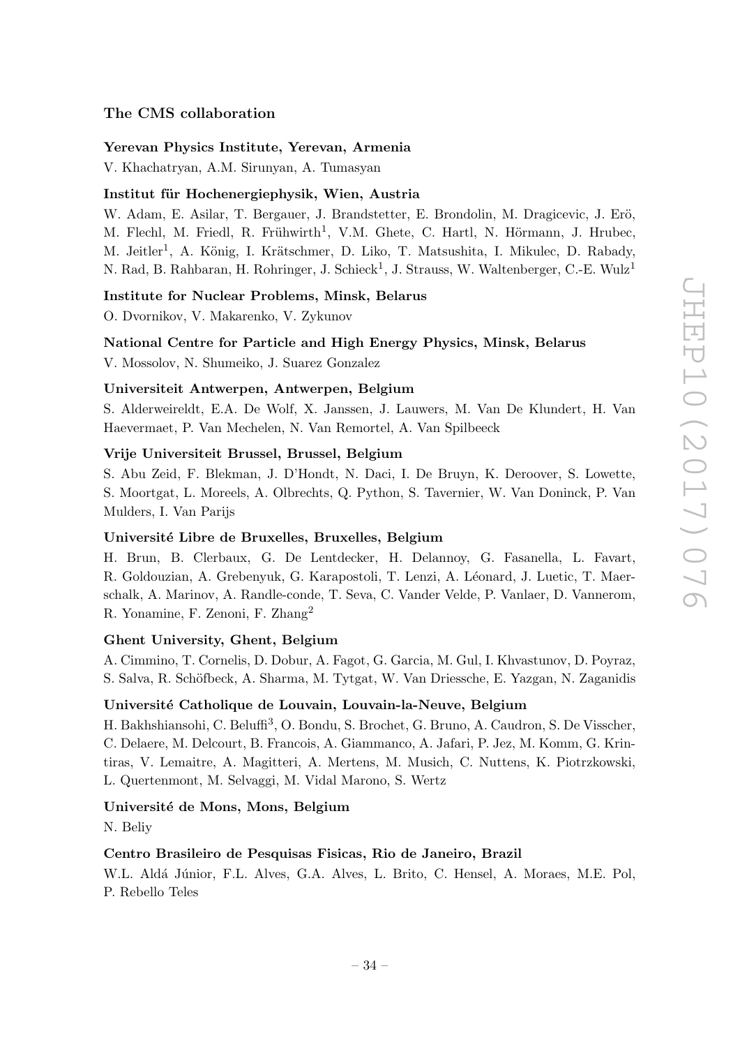### The CMS collaboration

**Yerevan Physics Institute, Yerevan, Armenia**

V. Khachatryan, A.M. Sirunyan, A. Tumasyan

**Institut für Hochenergiephysik, Wien, Austria**

W. Adam, E. Asilar, T. Bergauer, J. Brandstetter, E. Brondolin, M. Dragicevic, J. Erö, M. Flechl, M. Friedl, R. Frühwirth[1], V.M. Ghete, C. Hartl, N. Hörmann, J. Hrubec, M. Jeitler[1], A. König, I. Krätschmer, D. Liko, T. Matsushita, I. Mikulec, D. Rabady, N. Rad, B. Rahbaran, H. Rohringer, J. Schieck[1], J. Strauss, W. Waltenberger, C.-E. Wulz[1]

**Institute for Nuclear Problems, Minsk, Belarus**

O. Dvornikov, V. Makarenko, V. Zykunov

**National Centre for Particle and High Energy Physics, Minsk, Belarus**

V. Mossolov, N. Shumeiko, J. Suarez Gonzalez

**Universiteit Antwerpen, Antwerpen, Belgium**

S. Alderweireldt, E.A. De Wolf, X. Janssen, J. Lauwers, M. Van De Klundert, H. Van Haevermaet, P. Van Mechelen, N. Van Remortel, A. Van Spilbeeck

**Vrije Universiteit Brussel, Brussel, Belgium**

S. Abu Zeid, F. Blekman, J. D'Hondt, N. Daci, I. De Bruyn, K. Deroover, S. Lowette, S. Moortgat, L. Moreels, A. Olbrechts, Q. Python, S. Tavernier, W. Van Doninck, P. Van Mulders, I. Van Parijs

**Université Libre de Bruxelles, Bruxelles, Belgium**

H. Brun, B. Clerbaux, G. De Lentdecker, H. Delannoy, G. Fasanella, L. Favart, R. Goldouzian, A. Grebenyuk, G. Karapostoli, T. Lenzi, A. Léonard, J. Luetic, T. Maerschalk, A. Marinov, A. Randle-conde, T. Seva, C. Vander Velde, P. Vanlaer, D. Vannerom, R. Yonamine, F. Zenoni, F. Zhang[2]

**Ghent University, Ghent, Belgium**

A. Cimmino, T. Cornelis, D. Dobur, A. Fagot, G. Garcia, M. Gul, I. Khvastunov, D. Poyraz, S. Salva, R. Schöfbeck, A. Sharma, M. Tytgat, W. Van Driessche, E. Yazgan, N. Zaganidis

**Université Catholique de Louvain, Louvain-la-Neuve, Belgium**

H. Bakhshiansohi, C. Beluffi[3], O. Bondu, S. Brochet, G. Bruno, A. Caudron, S. De Visscher, C. Delaere, M. Delcourt, B. Francois, A. Giammanco, A. Jafari, P. Jez, M. Komm, G. Krintiras, V. Lemaitre, A. Magitteri, A. Mertens, M. Musich, C. Nuttens, K. Piotrzkowski, L. Quertenmont, M. Selvaggi, M. Vidal Marono, S. Wertz

**Université de Mons, Mons, Belgium**

N. Beliy

**Centro Brasileiro de Pesquisas Fisicas, Rio de Janeiro, Brazil**

W.L. Aldá Júnior, F.L. Alves, G.A. Alves, L. Brito, C. Hensel, A. Moraes, M.E. Pol, P. Rebello Teles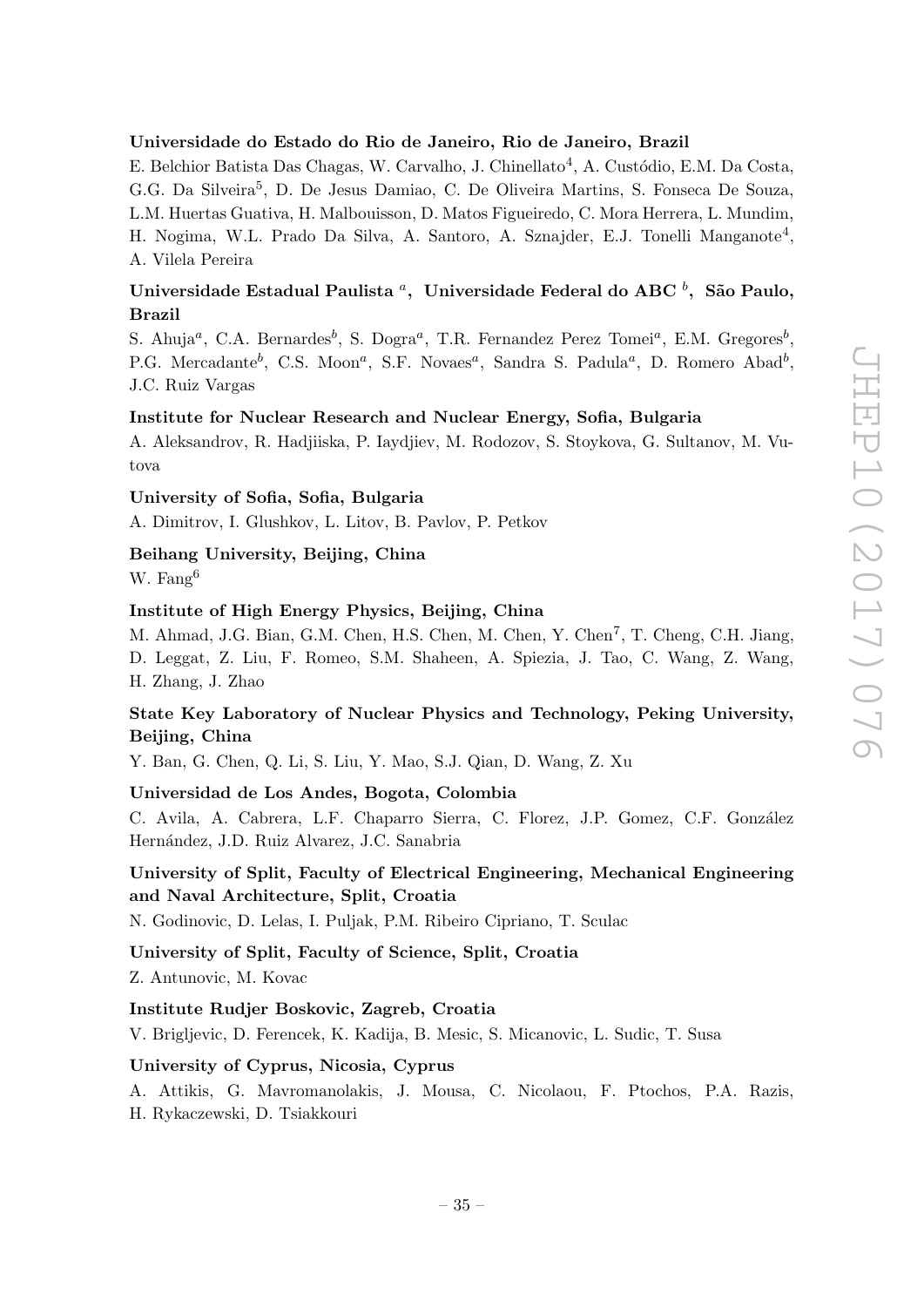**Universidade do Estado do Rio de Janeiro, Rio de Janeiro, Brazil**

E. Belchior Batista Das Chagas, W. Carvalho, J. Chinellato[4], A. Custódio, E.M. Da Costa, G.G. Da Silveira[5], D. De Jesus Damiao, C. De Oliveira Martins, S. Fonseca De Souza, L.M. Huertas Guativa, H. Malbouisson, D. Matos Figueiredo, C. Mora Herrera, L. Mundim, H. Nogima, W.L. Prado Da Silva, A. Santoro, A. Sznajder, E.J. Tonelli Manganote[4], A. Vilela Pereira

**Universidade Estadual Paulista [a], Universidade Federal do ABC [b], São Paulo, Brazil**

S. Ahuja[a], C.A. Bernardes[b], S. Dogra[a], T.R. Fernandez Perez Tomei[a], E.M. Gregores[b], P.G. Mercadante[b], C.S. Moon[a], S.F. Novaes[a], Sandra S. Padula[a], D. Romero Abad[b], J.C. Ruiz Vargas

**Institute for Nuclear Research and Nuclear Energy, Sofia, Bulgaria**

A. Aleksandrov, R. Hadjiiska, P. Iaydjiev, M. Rodozov, S. Stoykova, G. Sultanov, M. Vutova

**University of Sofia, Sofia, Bulgaria**

A. Dimitrov, I. Glushkov, L. Litov, B. Pavlov, P. Petkov

**Beihang University, Beijing, China**

W. Fang[6]

**Institute of High Energy Physics, Beijing, China**

M. Ahmad, J.G. Bian, G.M. Chen, H.S. Chen, M. Chen, Y. Chen[7], T. Cheng, C.H. Jiang, D. Leggat, Z. Liu, F. Romeo, S.M. Shaheen, A. Spiezia, J. Tao, C. Wang, Z. Wang, H. Zhang, J. Zhao

**State Key Laboratory of Nuclear Physics and Technology, Peking University, Beijing, China**

Y. Ban, G. Chen, Q. Li, S. Liu, Y. Mao, S.J. Qian, D. Wang, Z. Xu

**Universidad de Los Andes, Bogota, Colombia**

C. Avila, A. Cabrera, L.F. Chaparro Sierra, C. Florez, J.P. Gomez, C.F. González Hernández, J.D. Ruiz Alvarez, J.C. Sanabria

**University of Split, Faculty of Electrical Engineering, Mechanical Engineering and Naval Architecture, Split, Croatia**

N. Godinovic, D. Lelas, I. Puljak, P.M. Ribeiro Cipriano, T. Sculac

**University of Split, Faculty of Science, Split, Croatia**

Z. Antunovic, M. Kovac

**Institute Rudjer Boskovic, Zagreb, Croatia**

V. Brigljevic, D. Ferencek, K. Kadija, B. Mesic, S. Micanovic, L. Sudic, T. Susa

**University of Cyprus, Nicosia, Cyprus**

A. Attikis, G. Mavromanolakis, J. Mousa, C. Nicolaou, F. Ptochos, P.A. Razis, H. Rykaczewski, D. Tsiakkouri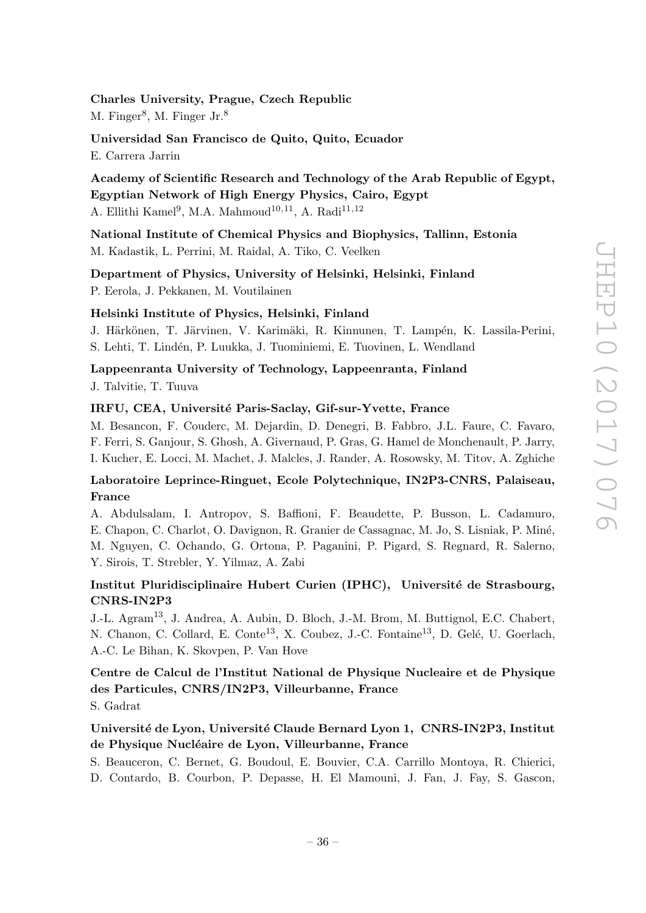**Charles University, Prague, Czech Republic**

M. Finger[8], M. Finger Jr.[8]

**Universidad San Francisco de Quito, Quito, Ecuador**

E. Carrera Jarrin

**Academy of Scientific Research and Technology of the Arab Republic of Egypt, Egyptian Network of High Energy Physics, Cairo, Egypt**

A. Ellithi Kamel[9], M.A. Mahmoud[10,11], A. Radi[11,12]

**National Institute of Chemical Physics and Biophysics, Tallinn, Estonia**

M. Kadastik, L. Perrini, M. Raidal, A. Tiko, C. Veelken

**Department of Physics, University of Helsinki, Helsinki, Finland**

P. Eerola, J. Pekkanen, M. Voutilainen

**Helsinki Institute of Physics, Helsinki, Finland**

J. Härkönen, T. Järvinen, V. Karimäki, R. Kinnunen, T. Lampén, K. Lassila-Perini, S. Lehti, T. Lindén, P. Luukka, J. Tuominiemi, E. Tuovinen, L. Wendland

**Lappeenranta University of Technology, Lappeenranta, Finland**

J. Talvitie, T. Tuuva

**IRFU, CEA, Université Paris-Saclay, Gif-sur-Yvette, France**

M. Besancon, F. Couderc, M. Dejardin, D. Denegri, B. Fabbro, J.L. Faure, C. Favaro, F. Ferri, S. Ganjour, S. Ghosh, A. Givernaud, P. Gras, G. Hamel de Monchenault, P. Jarry, I. Kucher, E. Locci, M. Machet, J. Malcles, J. Rander, A. Rosowsky, M. Titov, A. Zghiche

**Laboratoire Leprince-Ringuet, Ecole Polytechnique, IN2P3-CNRS, Palaiseau, France**

A. Abdulsalam, I. Antropov, S. Baffioni, F. Beaudette, P. Busson, L. Cadamuro, E. Chapon, C. Charlot, O. Davignon, R. Granier de Cassagnac, M. Jo, S. Lisniak, P. Miné, M. Nguyen, C. Ochando, G. Ortona, P. Paganini, P. Pigard, S. Regnard, R. Salerno, Y. Sirois, T. Strebler, Y. Yilmaz, A. Zabi

**Institut Pluridisciplinaire Hubert Curien (IPHC), Université de Strasbourg, CNRS-IN2P3**

J.-L. Agram[13], J. Andrea, A. Aubin, D. Bloch, J.-M. Brom, M. Buttignol, E.C. Chabert, N. Chanon, C. Collard, E. Conte[13], X. Coubez, J.-C. Fontaine[13], D. Gelé, U. Goerlach, A.-C. Le Bihan, K. Skovpen, P. Van Hove

**Centre de Calcul de l'Institut National de Physique Nucleaire et de Physique des Particules, CNRS/IN2P3, Villeurbanne, France**

S. Gadrat

**Université de Lyon, Université Claude Bernard Lyon 1, CNRS-IN2P3, Institut de Physique Nucléaire de Lyon, Villeurbanne, France**

S. Beauceron, C. Bernet, G. Boudoul, E. Bouvier, C.A. Carrillo Montoya, R. Chierici, D. Contardo, B. Courbon, P. Depasse, H. El Mamouni, J. Fan, J. Fay, S. Gascon,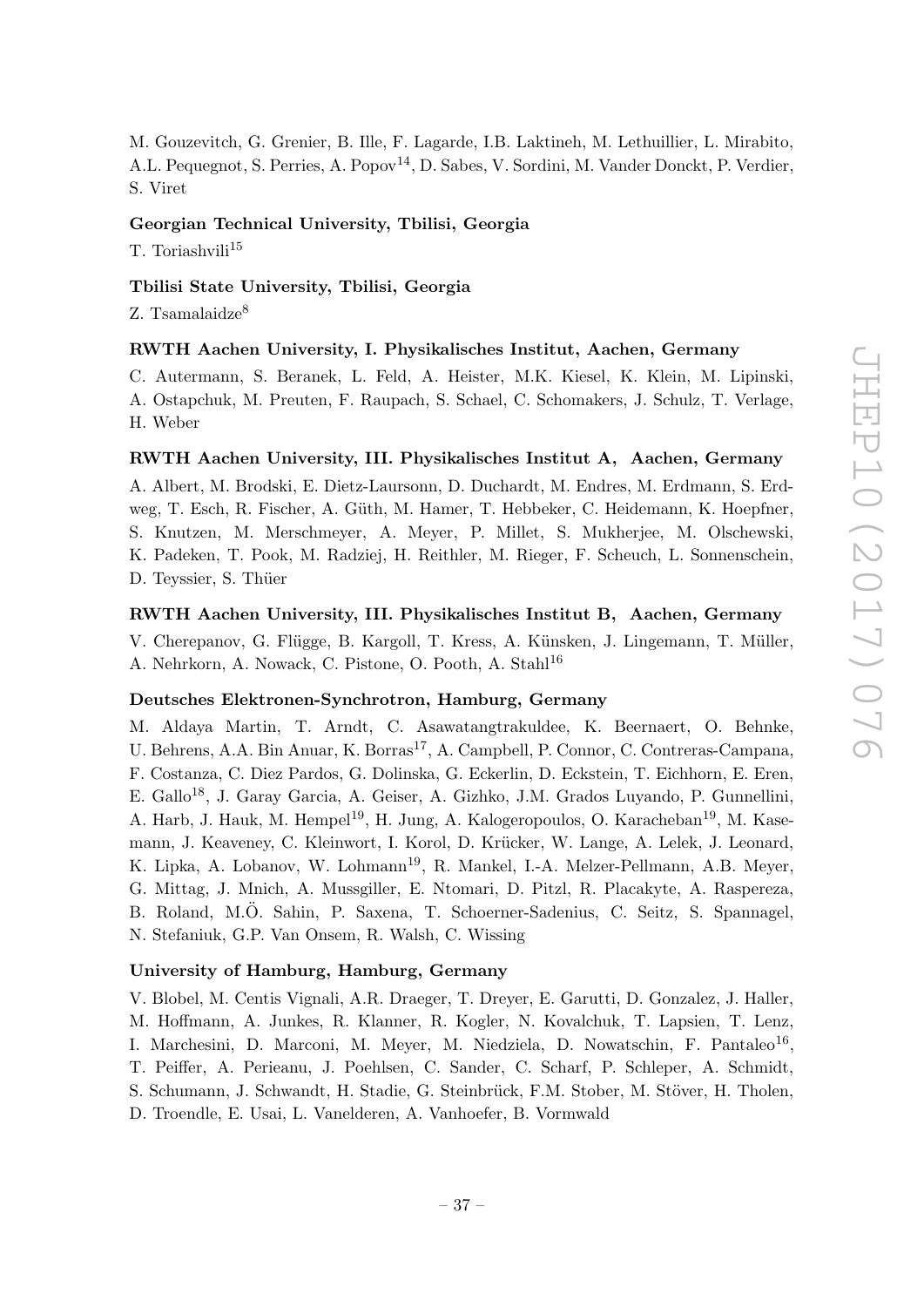M. Gouzevitch, G. Grenier, B. Ille, F. Lagarde, I.B. Laktineh, M. Lethuillier, L. Mirabito, A.L. Pequegnot, S. Perries, A. Popov[14], D. Sabes, V. Sordini, M. Vander Donckt, P. Verdier, S. Viret

**Georgian Technical University, Tbilisi, Georgia**

T. Toriashvili[15]

**Tbilisi State University, Tbilisi, Georgia**

Z. Tsamalaidze[8]

**RWTH Aachen University, I. Physikalisches Institut, Aachen, Germany**

C. Autermann, S. Beranek, L. Feld, A. Heister, M.K. Kiesel, K. Klein, M. Lipinski, A. Ostapchuk, M. Preuten, F. Raupach, S. Schael, C. Schomakers, J. Schulz, T. Verlage, H. Weber

**RWTH Aachen University, III. Physikalisches Institut A, Aachen, Germany**

A. Albert, M. Brodski, E. Dietz-Laursonn, D. Duchardt, M. Endres, M. Erdmann, S. Erdweg, T. Esch, R. Fischer, A. Güth, M. Hamer, T. Hebbeker, C. Heidemann, K. Hoepfner, S. Knutzen, M. Merschmeyer, A. Meyer, P. Millet, S. Mukherjee, M. Olschewski, K. Padeken, T. Pook, M. Radziej, H. Reithler, M. Rieger, F. Scheuch, L. Sonnenschein, D. Teyssier, S. Thüer

**RWTH Aachen University, III. Physikalisches Institut B, Aachen, Germany**

V. Cherepanov, G. Flügge, B. Kargoll, T. Kress, A. Künsken, J. Lingemann, T. Müller, A. Nehrkorn, A. Nowack, C. Pistone, O. Pooth, A. Stahl[16]

**Deutsches Elektronen-Synchrotron, Hamburg, Germany**

M. Aldaya Martin, T. Arndt, C. Asawatangtrakuldee, K. Beernaert, O. Behnke, U. Behrens, A.A. Bin Anuar, K. Borras[17], A. Campbell, P. Connor, C. Contreras-Campana, F. Costanza, C. Diez Pardos, G. Dolinska, G. Eckerlin, D. Eckstein, T. Eichhorn, E. Eren, E. Gallo[18], J. Garay Garcia, A. Geiser, A. Gizhko, J.M. Grados Luyando, P. Gunnellini, A. Harb, J. Hauk, M. Hempel[19], H. Jung, A. Kalogeropoulos, O. Karacheban[19], M. Kasemann, J. Keaveney, C. Kleinwort, I. Korol, D. Krücker, W. Lange, A. Lelek, J. Leonard, K. Lipka, A. Lobanov, W. Lohmann[19], R. Mankel, I.-A. Melzer-Pellmann, A.B. Meyer, G. Mittag, J. Mnich, A. Mussgiller, E. Ntomari, D. Pitzl, R. Placakyte, A. Raspereza, B. Roland, M.Ö. Sahin, P. Saxena, T. Schoerner-Sadenius, C. Seitz, S. Spannagel, N. Stefaniuk, G.P. Van Onsem, R. Walsh, C. Wissing

**University of Hamburg, Hamburg, Germany**

V. Blobel, M. Centis Vignali, A.R. Draeger, T. Dreyer, E. Garutti, D. Gonzalez, J. Haller, M. Hoffmann, A. Junkes, R. Klanner, R. Kogler, N. Kovalchuk, T. Lapsien, T. Lenz, I. Marchesini, D. Marconi, M. Meyer, M. Niedziela, D. Nowatschin, F. Pantaleo[16], T. Peiffer, A. Perieanu, J. Poehlsen, C. Sander, C. Scharf, P. Schleper, A. Schmidt, S. Schumann, J. Schwandt, H. Stadie, G. Steinbrück, F.M. Stober, M. Stöver, H. Tholen, D. Troendle, E. Usai, L. Vanelderen, A. Vanhoefer, B. Vormwald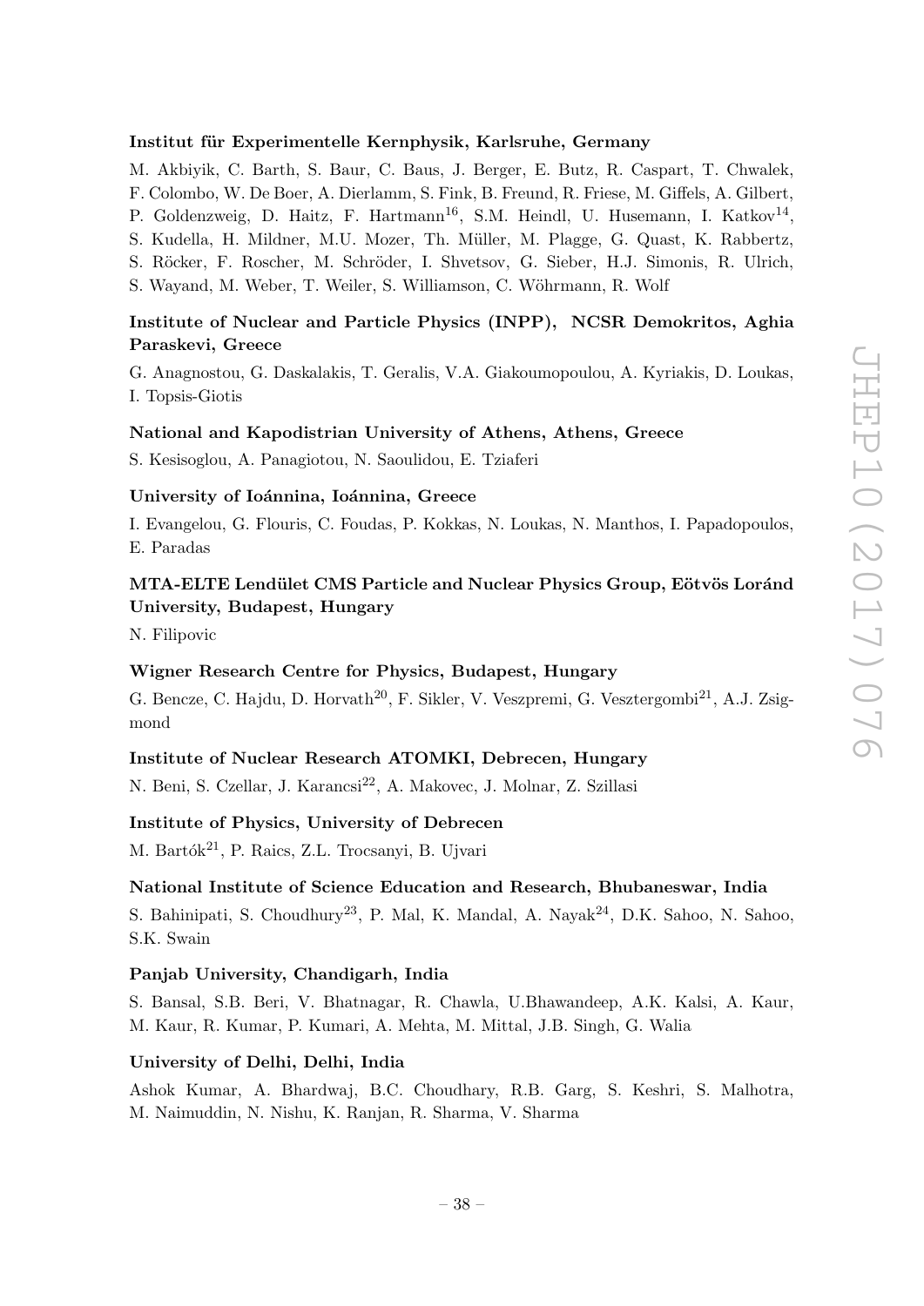**Institut für Experimentelle Kernphysik, Karlsruhe, Germany**

M. Akbiyik, C. Barth, S. Baur, C. Baus, J. Berger, E. Butz, R. Caspart, T. Chwalek, F. Colombo, W. De Boer, A. Dierlamm, S. Fink, B. Freund, R. Friese, M. Giffels, A. Gilbert, P. Goldenzweig, D. Haitz, F. Hartmann[16], S.M. Heindl, U. Husemann, I. Katkov[14], S. Kudella, H. Mildner, M.U. Mozer, Th. Müller, M. Plagge, G. Quast, K. Rabbertz, S. Röcker, F. Roscher, M. Schröder, I. Shvetsov, G. Sieber, H.J. Simonis, R. Ulrich, S. Wayand, M. Weber, T. Weiler, S. Williamson, C. Wöhrmann, R. Wolf

**Institute of Nuclear and Particle Physics (INPP), NCSR Demokritos, Aghia Paraskevi, Greece**

G. Anagnostou, G. Daskalakis, T. Geralis, V.A. Giakoumopoulou, A. Kyriakis, D. Loukas, I. Topsis-Giotis

**National and Kapodistrian University of Athens, Athens, Greece**

S. Kesisoglou, A. Panagiotou, N. Saoulidou, E. Tziaferi

**University of Ioánnina, Ioánnina, Greece**

I. Evangelou, G. Flouris, C. Foudas, P. Kokkas, N. Loukas, N. Manthos, I. Papadopoulos, E. Paradas

**MTA-ELTE Lendület CMS Particle and Nuclear Physics Group, Eötvös Loránd University, Budapest, Hungary**

N. Filipovic

**Wigner Research Centre for Physics, Budapest, Hungary**

G. Bencze, C. Hajdu, D. Horvath[20], F. Sikler, V. Veszpremi, G. Vesztergombi[21], A.J. Zsigmond

**Institute of Nuclear Research ATOMKI, Debrecen, Hungary**

N. Beni, S. Czellar, J. Karancsi[22], A. Makovec, J. Molnar, Z. Szillasi

**Institute of Physics, University of Debrecen**

M. Bartók[21], P. Raics, Z.L. Trocsanyi, B. Ujvari

**National Institute of Science Education and Research, Bhubaneswar, India**

S. Bahinipati, S. Choudhury[23], P. Mal, K. Mandal, A. Nayak[24], D.K. Sahoo, N. Sahoo, S.K. Swain

**Panjab University, Chandigarh, India**

S. Bansal, S.B. Beri, V. Bhatnagar, R. Chawla, U.Bhawandeep, A.K. Kalsi, A. Kaur, M. Kaur, R. Kumar, P. Kumari, A. Mehta, M. Mittal, J.B. Singh, G. Walia

**University of Delhi, Delhi, India**

Ashok Kumar, A. Bhardwaj, B.C. Choudhary, R.B. Garg, S. Keshri, S. Malhotra, M. Naimuddin, N. Nishu, K. Ranjan, R. Sharma, V. Sharma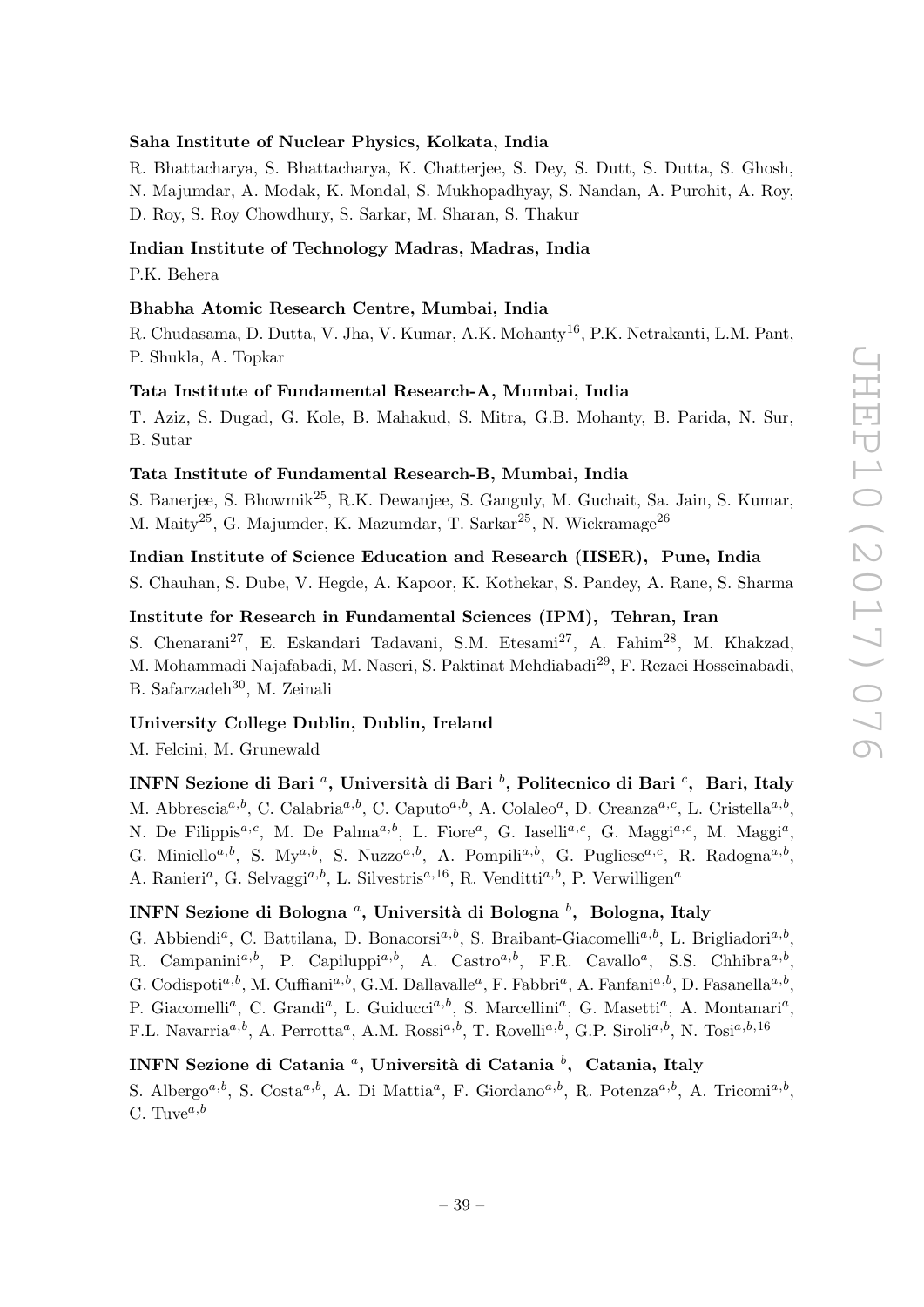**Saha Institute of Nuclear Physics, Kolkata, India**

R. Bhattacharya, S. Bhattacharya, K. Chatterjee, S. Dey, S. Dutt, S. Dutta, S. Ghosh, N. Majumdar, A. Modak, K. Mondal, S. Mukhopadhyay, S. Nandan, A. Purohit, A. Roy, D. Roy, S. Roy Chowdhury, S. Sarkar, M. Sharan, S. Thakur

**Indian Institute of Technology Madras, Madras, India**

P.K. Behera

**Bhabha Atomic Research Centre, Mumbai, India**

R. Chudasama, D. Dutta, V. Jha, V. Kumar, A.K. Mohanty[16], P.K. Netrakanti, L.M. Pant, P. Shukla, A. Topkar

**Tata Institute of Fundamental Research-A, Mumbai, India**

T. Aziz, S. Dugad, G. Kole, B. Mahakud, S. Mitra, G.B. Mohanty, B. Parida, N. Sur, B. Sutar

**Tata Institute of Fundamental Research-B, Mumbai, India**

S. Banerjee, S. Bhowmik[25], R.K. Dewanjee, S. Ganguly, M. Guchait, Sa. Jain, S. Kumar, M. Maity[25], G. Majumder, K. Mazumdar, T. Sarkar[25], N. Wickramage[26]

**Indian Institute of Science Education and Research (IISER), Pune, India**

S. Chauhan, S. Dube, V. Hegde, A. Kapoor, K. Kothekar, S. Pandey, A. Rane, S. Sharma

**Institute for Research in Fundamental Sciences (IPM), Tehran, Iran**

S. Chenarani[27], E. Eskandari Tadavani, S.M. Etesami[27], A. Fahim[28], M. Khakzad, M. Mohammadi Najafabadi, M. Naseri, S. Paktinat Mehdiabadi[29], F. Rezaei Hosseinabadi, B. Safarzadeh[30], M. Zeinali

**University College Dublin, Dublin, Ireland**

M. Felcini, M. Grunewald

**INFN Sezione di Bari [a], Università di Bari [b], Politecnico di Bari [c], Bari, Italy**

M. Abbrescia[a,b], C. Calabria[a,b], C. Caputo[a,b], A. Colaleo[a], D. Creanza[a,c], L. Cristella[a,b], N. De Filippis[a,c], M. De Palma[a,b], L. Fiore[a], G. Iaselli[a,c], G. Maggi[a,c], M. Maggi[a], G. Miniello[a,b], S. My[a,b], S. Nuzzo[a,b], A. Pompili[a,b], G. Pugliese[a,c], R. Radogna[a,b], A. Ranieri[a], G. Selvaggi[a,b], L. Silvestris[a,16], R. Venditti[a,b], P. Verwilligen[a]

**INFN Sezione di Bologna [a], Università di Bologna [b], Bologna, Italy**

G. Abbiendi[a], C. Battilana, D. Bonacorsi[a,b], S. Braibant-Giacomelli[a,b], L. Brigliadori[a,b], R. Campanini[a,b], P. Capiluppi[a,b], A. Castro[a,b], F.R. Cavallo[a], S.S. Chhibra[a,b], G. Codispoti[a,b], M. Cuffiani[a,b], G.M. Dallavalle[a], F. Fabbri[a], A. Fanfani[a,b], D. Fasanella[a,b], P. Giacomelli[a], C. Grandi[a], L. Guiducci[a,b], S. Marcellini[a], G. Masetti[a], A. Montanari[a], F.L. Navarria[a,b], A. Perrotta[a], A.M. Rossi[a,b], T. Rovelli[a,b], G.P. Siroli[a,b], N. Tosi[a,b,16]

**INFN Sezione di Catania [a], Università di Catania [b], Catania, Italy**

S. Albergo[a,b], S. Costa[a,b], A. Di Mattia[a], F. Giordano[a,b], R. Potenza[a,b], A. Tricomi[a,b], C. Tuve[a,b]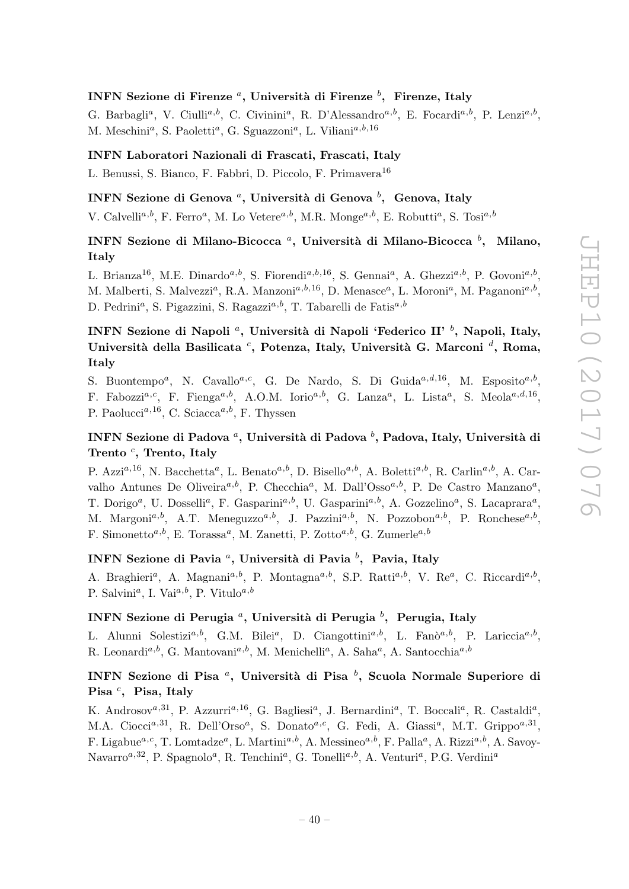**INFN Sezione di Firenze [a], Università di Firenze [b], Firenze, Italy**

G. Barbagli[a], V. Ciulli[a,b], C. Civinini[a], R. D'Alessandro[a,b], E. Focardi[a,b], P. Lenzi[a,b], M. Meschini[a], S. Paoletti[a], G. Sguazzoni[a], L. Viliani[a,b,16]

**INFN Laboratori Nazionali di Frascati, Frascati, Italy**

L. Benussi, S. Bianco, F. Fabbri, D. Piccolo, F. Primavera[16]

**INFN Sezione di Genova [a], Università di Genova [b], Genova, Italy**

V. Calvelli[a,b], F. Ferro[a], M. Lo Vetere[a,b], M.R. Monge[a,b], E. Robutti[a], S. Tosi[a,b]

**INFN Sezione di Milano-Bicocca [a], Università di Milano-Bicocca [b], Milano, Italy**

L. Brianza[16], M.E. Dinardo[a,b], S. Fiorendi[a,b,16], S. Gennai[a], A. Ghezzi[a,b], P. Govoni[a,b], M. Malberti, S. Malvezzi[a], R.A. Manzoni[a,b,16], D. Menasce[a], L. Moroni[a], M. Paganoni[a,b], D. Pedrini[a], S. Pigazzini, S. Ragazzi[a,b], T. Tabarelli de Fatis[a,b]

**INFN Sezione di Napoli [a], Università di Napoli 'Federico II' [b], Napoli, Italy, Università della Basilicata [c], Potenza, Italy, Università G. Marconi [d], Roma, Italy**

S. Buontempo[a], N. Cavallo[a,c], G. De Nardo, S. Di Guida[a,d,16], M. Esposito[a,b], F. Fabozzi[a,c], F. Fienga[a,b], A.O.M. Iorio[a,b], G. Lanza[a], L. Lista[a], S. Meola[a,d,16], P. Paolucci[a,16], C. Sciacca[a,b], F. Thyssen

**INFN Sezione di Padova [a], Università di Padova [b], Padova, Italy, Università di Trento [c], Trento, Italy**

P. Azzi[a,16], N. Bacchetta[a], L. Benato[a,b], D. Bisello[a,b], A. Boletti[a,b], R. Carlin[a,b], A. Carvalho Antunes De Oliveira[a,b], P. Checchia[a], M. Dall'Osso[a,b], P. De Castro Manzano[a], T. Dorigo[a], U. Dosselli[a], F. Gasparini[a,b], U. Gasparini[a,b], A. Gozzelino[a], S. Lacaprara[a], M. Margoni[a,b], A.T. Meneguzzo[a,b], J. Pazzini[a,b], N. Pozzobon[a,b], P. Ronchese[a,b], F. Simonetto[a,b], E. Torassa[a], M. Zanetti, P. Zotto[a,b], G. Zumerle[a,b]

**INFN Sezione di Pavia [a], Università di Pavia [b], Pavia, Italy**

A. Braghieri[a], A. Magnani[a,b], P. Montagna[a,b], S.P. Ratti[a,b], V. Re[a], C. Riccardi[a,b], P. Salvini[a], I. Vai[a,b], P. Vitulo[a,b]

**INFN Sezione di Perugia [a], Università di Perugia [b], Perugia, Italy**

L. Alunni Solestizi[a,b], G.M. Bilei[a], D. Ciangottini[a,b], L. Fanò[a,b], P. Lariccia[a,b], R. Leonardi[a,b], G. Mantovani[a,b], M. Menichelli[a], A. Saha[a], A. Santocchia[a,b]

**INFN Sezione di Pisa [a], Università di Pisa [b], Scuola Normale Superiore di Pisa [c], Pisa, Italy**

K. Androsov[a,31], P. Azzurri[a,16], G. Bagliesi[a], J. Bernardini[a], T. Boccali[a], R. Castaldi[a], M.A. Ciocci[a,31], R. Dell'Orso[a], S. Donato[a,c], G. Fedi, A. Giassi[a], M.T. Grippo[a,31], F. Ligabue[a,c], T. Lomtadze[a], L. Martini[a,b], A. Messineo[a,b], F. Palla[a], A. Rizzi[a,b], A. Savoy-Navarro[a,32], P. Spagnolo[a], R. Tenchini[a], G. Tonelli[a,b], A. Venturi[a], P.G. Verdini[a]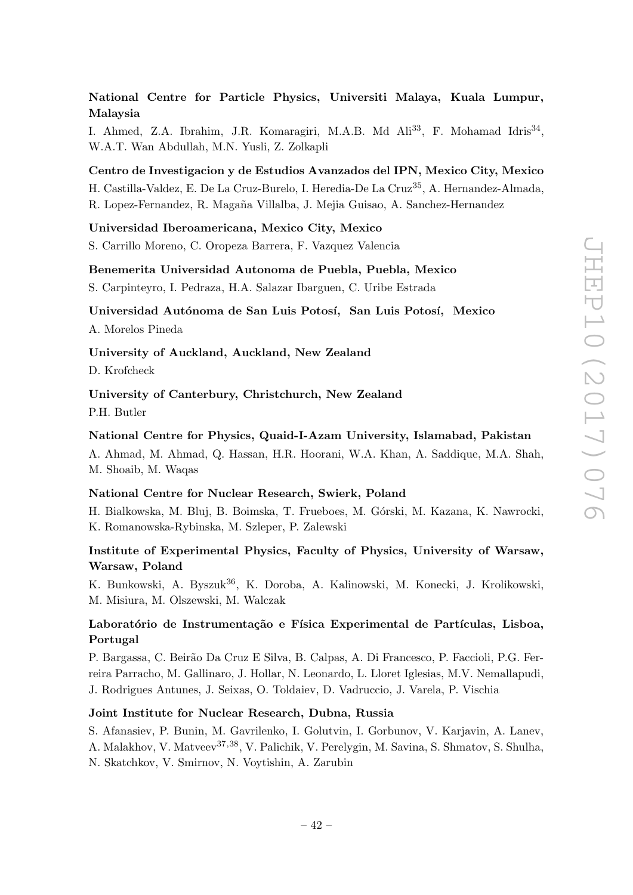**National Centre for Particle Physics, Universiti Malaya, Kuala Lumpur, Malaysia**

I. Ahmed, Z.A. Ibrahim, J.R. Komaragiri, M.A.B. Md Ali[33], F. Mohamad Idris[34], W.A.T. Wan Abdullah, M.N. Yusli, Z. Zolkapli

**Centro de Investigacion y de Estudios Avanzados del IPN, Mexico City, Mexico**

H. Castilla-Valdez, E. De La Cruz-Burelo, I. Heredia-De La Cruz[35], A. Hernandez-Almada, R. Lopez-Fernandez, R. Magaña Villalba, J. Mejia Guisao, A. Sanchez-Hernandez

**Universidad Iberoamericana, Mexico City, Mexico**

S. Carrillo Moreno, C. Oropeza Barrera, F. Vazquez Valencia

**Benemerita Universidad Autonoma de Puebla, Puebla, Mexico**

S. Carpinteyro, I. Pedraza, H.A. Salazar Ibarguen, C. Uribe Estrada

**Universidad Autónoma de San Luis Potosí, San Luis Potosí, Mexico**

A. Morelos Pineda

**University of Auckland, Auckland, New Zealand**

D. Krofcheck

**University of Canterbury, Christchurch, New Zealand**

P.H. Butler

**National Centre for Physics, Quaid-I-Azam University, Islamabad, Pakistan**

A. Ahmad, M. Ahmad, Q. Hassan, H.R. Hoorani, W.A. Khan, A. Saddique, M.A. Shah, M. Shoaib, M. Waqas

**National Centre for Nuclear Research, Swierk, Poland**

H. Bialkowska, M. Bluj, B. Boimska, T. Frueboes, M. Górski, M. Kazana, K. Nawrocki, K. Romanowska-Rybinska, M. Szleper, P. Zalewski

**Institute of Experimental Physics, Faculty of Physics, University of Warsaw, Warsaw, Poland**

K. Bunkowski, A. Byszuk[36], K. Doroba, A. Kalinowski, M. Konecki, J. Krolikowski, M. Misiura, M. Olszewski, M. Walczak

**Laboratório de Instrumentação e Física Experimental de Partículas, Lisboa, Portugal**

P. Bargassa, C. Beirão Da Cruz E Silva, B. Calpas, A. Di Francesco, P. Faccioli, P.G. Ferreira Parracho, M. Gallinaro, J. Hollar, N. Leonardo, L. Lloret Iglesias, M.V. Nemallapudi, J. Rodrigues Antunes, J. Seixas, O. Toldaiev, D. Vadruccio, J. Varela, P. Vischia

**Joint Institute for Nuclear Research, Dubna, Russia**

S. Afanasiev, P. Bunin, M. Gavrilenko, I. Golutvin, I. Gorbunov, V. Karjavin, A. Lanev, A. Malakhov, V. Matveev[37,38], V. Palichik, V. Perelygin, M. Savina, S. Shmatov, S. Shulha, N. Skatchkov, V. Smirnov, N. Voytishin, A. Zarubin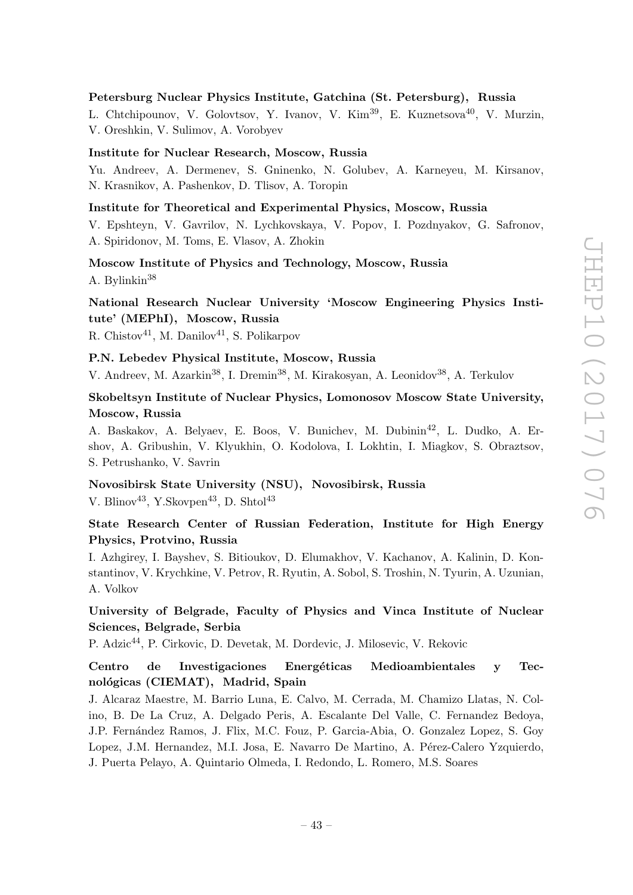**Petersburg Nuclear Physics Institute, Gatchina (St. Petersburg), Russia**

L. Chtchipounov, V. Golovtsov, Y. Ivanov, V. Kim[39], E. Kuznetsova[40], V. Murzin, V. Oreshkin, V. Sulimov, A. Vorobyev

**Institute for Nuclear Research, Moscow, Russia**

Yu. Andreev, A. Dermenev, S. Gninenko, N. Golubev, A. Karneyeu, M. Kirsanov, N. Krasnikov, A. Pashenkov, D. Tlisov, A. Toropin

**Institute for Theoretical and Experimental Physics, Moscow, Russia**

V. Epshteyn, V. Gavrilov, N. Lychkovskaya, V. Popov, I. Pozdnyakov, G. Safronov, A. Spiridonov, M. Toms, E. Vlasov, A. Zhokin

**Moscow Institute of Physics and Technology, Moscow, Russia**

A. Bylinkin[38]

**National Research Nuclear University 'Moscow Engineering Physics Institute' (MEPhI), Moscow, Russia**

R. Chistov[41], M. Danilov[41], S. Polikarpov

**P.N. Lebedev Physical Institute, Moscow, Russia**

V. Andreev, M. Azarkin[38], I. Dremin[38], M. Kirakosyan, A. Leonidov[38], A. Terkulov

**Skobeltsyn Institute of Nuclear Physics, Lomonosov Moscow State University, Moscow, Russia**

A. Baskakov, A. Belyaev, E. Boos, V. Bunichev, M. Dubinin[42], L. Dudko, A. Ershov, A. Gribushin, V. Klyukhin, O. Kodolova, I. Lokhtin, I. Miagkov, S. Obraztsov, S. Petrushanko, V. Savrin

**Novosibirsk State University (NSU), Novosibirsk, Russia**

V. Blinov[43], Y.Skovpen[43], D. Shtol[43]

**State Research Center of Russian Federation, Institute for High Energy Physics, Protvino, Russia**

I. Azhgirey, I. Bayshev, S. Bitioukov, D. Elumakhov, V. Kachanov, A. Kalinin, D. Konstantinov, V. Krychkine, V. Petrov, R. Ryutin, A. Sobol, S. Troshin, N. Tyurin, A. Uzunian, A. Volkov

**University of Belgrade, Faculty of Physics and Vinca Institute of Nuclear Sciences, Belgrade, Serbia**

P. Adzic[44], P. Cirkovic, D. Devetak, M. Dordevic, J. Milosevic, V. Rekovic

**Centro de Investigaciones Energéticas Medioambientales y Tecnológicas (CIEMAT), Madrid, Spain**

J. Alcaraz Maestre, M. Barrio Luna, E. Calvo, M. Cerrada, M. Chamizo Llatas, N. Colino, B. De La Cruz, A. Delgado Peris, A. Escalante Del Valle, C. Fernandez Bedoya, J.P. Fernández Ramos, J. Flix, M.C. Fouz, P. Garcia-Abia, O. Gonzalez Lopez, S. Goy Lopez, J.M. Hernandez, M.I. Josa, E. Navarro De Martino, A. Pérez-Calero Yzquierdo, J. Puerta Pelayo, A. Quintario Olmeda, I. Redondo, L. Romero, M.S. Soares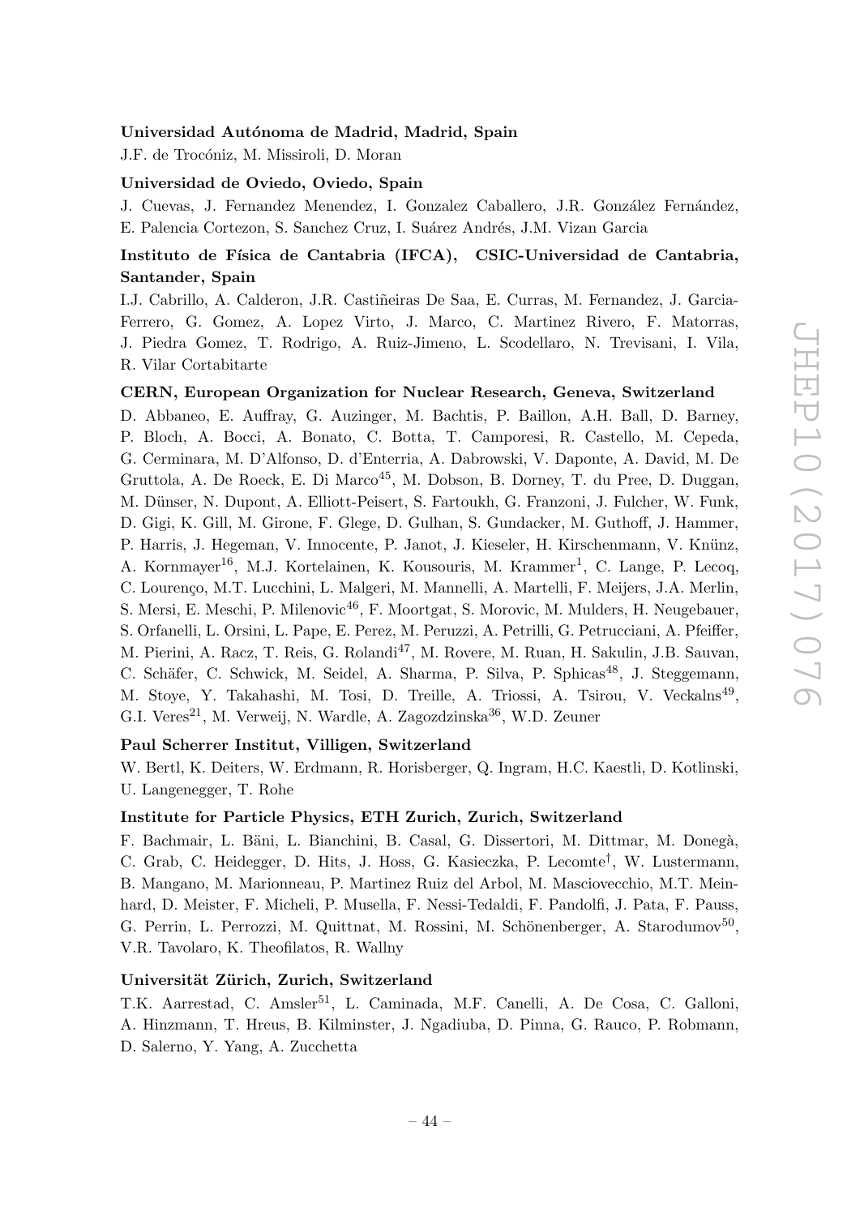**Universidad Autónoma de Madrid, Madrid, Spain**

J.F. de Trocóniz, M. Missiroli, D. Moran

**Universidad de Oviedo, Oviedo, Spain**

J. Cuevas, J. Fernandez Menendez, I. Gonzalez Caballero, J.R. González Fernández, E. Palencia Cortezon, S. Sanchez Cruz, I. Suárez Andrés, J.M. Vizan Garcia

**Instituto de Física de Cantabria (IFCA), CSIC-Universidad de Cantabria, Santander, Spain**

I.J. Cabrillo, A. Calderon, J.R. Castiñeiras De Saa, E. Curras, M. Fernandez, J. Garcia-Ferrero, G. Gomez, A. Lopez Virto, J. Marco, C. Martinez Rivero, F. Matorras, J. Piedra Gomez, T. Rodrigo, A. Ruiz-Jimeno, L. Scodellaro, N. Trevisani, I. Vila, R. Vilar Cortabitarte

**CERN, European Organization for Nuclear Research, Geneva, Switzerland**

D. Abbaneo, E. Auffray, G. Auzinger, M. Bachtis, P. Baillon, A.H. Ball, D. Barney, P. Bloch, A. Bocci, A. Bonato, C. Botta, T. Camporesi, R. Castello, M. Cepeda, G. Cerminara, M. D'Alfonso, D. d'Enterria, A. Dabrowski, V. Daponte, A. David, M. De Gruttola, A. De Roeck, E. Di Marco[45], M. Dobson, B. Dorney, T. du Pree, D. Duggan, M. Dünser, N. Dupont, A. Elliott-Peisert, S. Fartoukh, G. Franzoni, J. Fulcher, W. Funk, D. Gigi, K. Gill, M. Girone, F. Glege, D. Gulhan, S. Gundacker, M. Guthoff, J. Hammer, P. Harris, J. Hegeman, V. Innocente, P. Janot, J. Kieseler, H. Kirschenmann, V. Knünz, A. Kornmayer[16], M.J. Kortelainen, K. Kousouris, M. Krammer[1], C. Lange, P. Lecoq, C. Lourenço, M.T. Lucchini, L. Malgeri, M. Mannelli, A. Martelli, F. Meijers, J.A. Merlin, S. Mersi, E. Meschi, P. Milenovic[46], F. Moortgat, S. Morovic, M. Mulders, H. Neugebauer, S. Orfanelli, L. Orsini, L. Pape, E. Perez, M. Peruzzi, A. Petrilli, G. Petrucciani, A. Pfeiffer, M. Pierini, A. Racz, T. Reis, G. Rolandi[47], M. Rovere, M. Ruan, H. Sakulin, J.B. Sauvan, C. Schäfer, C. Schwick, M. Seidel, A. Sharma, P. Silva, P. Sphicas[48], J. Steggemann, M. Stoye, Y. Takahashi, M. Tosi, D. Treille, A. Triossi, A. Tsirou, V. Veckalns[49], G.I. Veres[21], M. Verweij, N. Wardle, A. Zagozdzinska[36], W.D. Zeuner

**Paul Scherrer Institut, Villigen, Switzerland**

W. Bertl, K. Deiters, W. Erdmann, R. Horisberger, Q. Ingram, H.C. Kaestli, D. Kotlinski, U. Langenegger, T. Rohe

**Institute for Particle Physics, ETH Zurich, Zurich, Switzerland**

F. Bachmair, L. Bäni, L. Bianchini, B. Casal, G. Dissertori, M. Dittmar, M. Donegà, C. Grab, C. Heidegger, D. Hits, J. Hoss, G. Kasieczka, P. Lecomte[†], W. Lustermann, B. Mangano, M. Marionneau, P. Martinez Ruiz del Arbol, M. Masciovecchio, M.T. Meinhard, D. Meister, F. Micheli, P. Musella, F. Nessi-Tedaldi, F. Pandolfi, J. Pata, F. Pauss, G. Perrin, L. Perrozzi, M. Quittnat, M. Rossini, M. Schönenberger, A. Starodumov[50], V.R. Tavolaro, K. Theofilatos, R. Wallny

**Universität Zürich, Zurich, Switzerland**

T.K. Aarrestad, C. Amsler[51], L. Caminada, M.F. Canelli, A. De Cosa, C. Galloni, A. Hinzmann, T. Hreus, B. Kilminster, J. Ngadiuba, D. Pinna, G. Rauco, P. Robmann, D. Salerno, Y. Yang, A. Zucchetta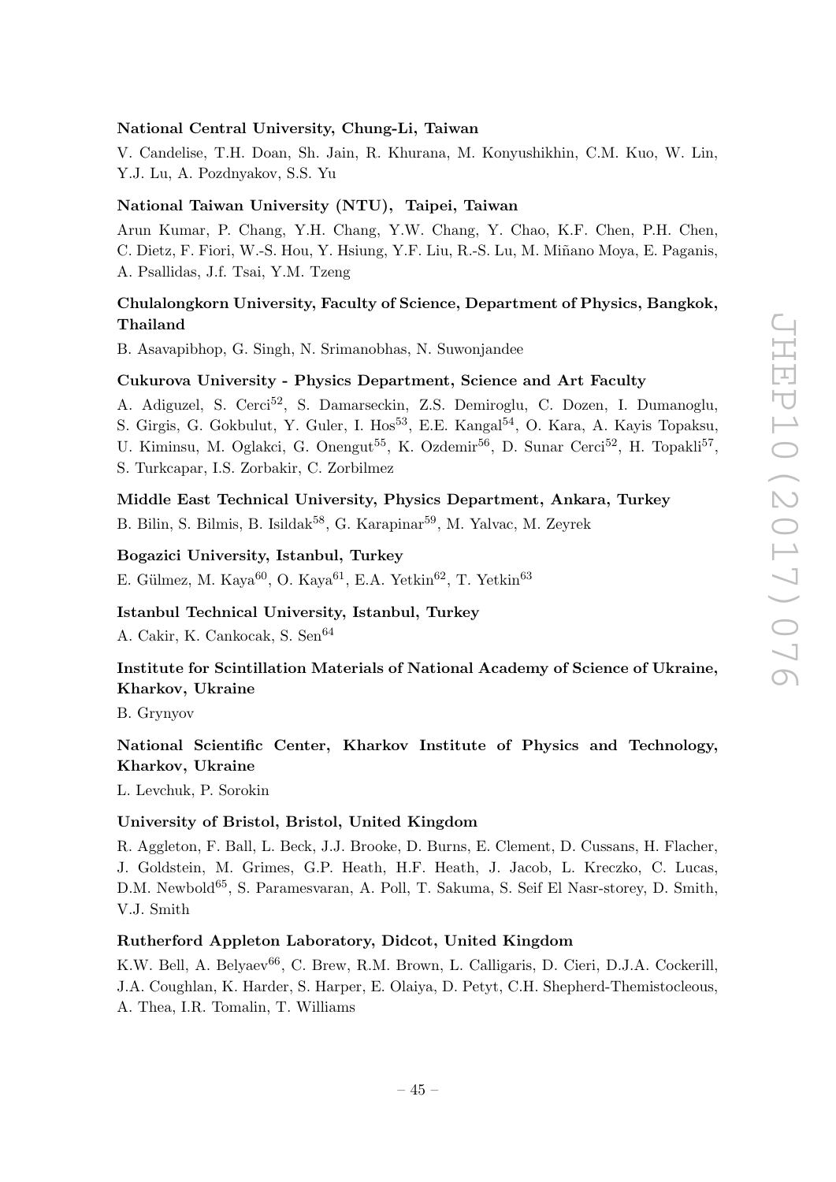**National Central University, Chung-Li, Taiwan**

V. Candelise, T.H. Doan, Sh. Jain, R. Khurana, M. Konyushikhin, C.M. Kuo, W. Lin, Y.J. Lu, A. Pozdnyakov, S.S. Yu

**National Taiwan University (NTU), Taipei, Taiwan**

Arun Kumar, P. Chang, Y.H. Chang, Y.W. Chang, Y. Chao, K.F. Chen, P.H. Chen, C. Dietz, F. Fiori, W.-S. Hou, Y. Hsiung, Y.F. Liu, R.-S. Lu, M. Miñano Moya, E. Paganis, A. Psallidas, J.f. Tsai, Y.M. Tzeng

**Chulalongkorn University, Faculty of Science, Department of Physics, Bangkok, Thailand**

B. Asavapibhop, G. Singh, N. Srimanobhas, N. Suwonjandee

**Cukurova University - Physics Department, Science and Art Faculty**

A. Adiguzel, S. Cerci[52], S. Damarseckin, Z.S. Demiroglu, C. Dozen, I. Dumanoglu, S. Girgis, G. Gokbulut, Y. Guler, I. Hos[53], E.E. Kangal[54], O. Kara, A. Kayis Topaksu, U. Kiminsu, M. Oglakci, G. Onengut[55], K. Ozdemir[56], D. Sunar Cerci[52], H. Topakli[57], S. Turkcapar, I.S. Zorbakir, C. Zorbilmez

**Middle East Technical University, Physics Department, Ankara, Turkey**

B. Bilin, S. Bilmis, B. Isildak[58], G. Karapinar[59], M. Yalvac, M. Zeyrek

**Bogazici University, Istanbul, Turkey**

E. Gülmez, M. Kaya[60], O. Kaya[61], E.A. Yetkin[62], T. Yetkin[63]

**Istanbul Technical University, Istanbul, Turkey**

A. Cakir, K. Cankocak, S. Sen[64]

**Institute for Scintillation Materials of National Academy of Science of Ukraine, Kharkov, Ukraine**

B. Grynyov

**National Scientific Center, Kharkov Institute of Physics and Technology, Kharkov, Ukraine**

L. Levchuk, P. Sorokin

**University of Bristol, Bristol, United Kingdom**

R. Aggleton, F. Ball, L. Beck, J.J. Brooke, D. Burns, E. Clement, D. Cussans, H. Flacher, J. Goldstein, M. Grimes, G.P. Heath, H.F. Heath, J. Jacob, L. Kreczko, C. Lucas, D.M. Newbold[65], S. Paramesvaran, A. Poll, T. Sakuma, S. Seif El Nasr-storey, D. Smith, V.J. Smith

**Rutherford Appleton Laboratory, Didcot, United Kingdom**

K.W. Bell, A. Belyaev[66], C. Brew, R.M. Brown, L. Calligaris, D. Cieri, D.J.A. Cockerill, J.A. Coughlan, K. Harder, S. Harper, E. Olaiya, D. Petyt, C.H. Shepherd-Themistocleous, A. Thea, I.R. Tomalin, T. Williams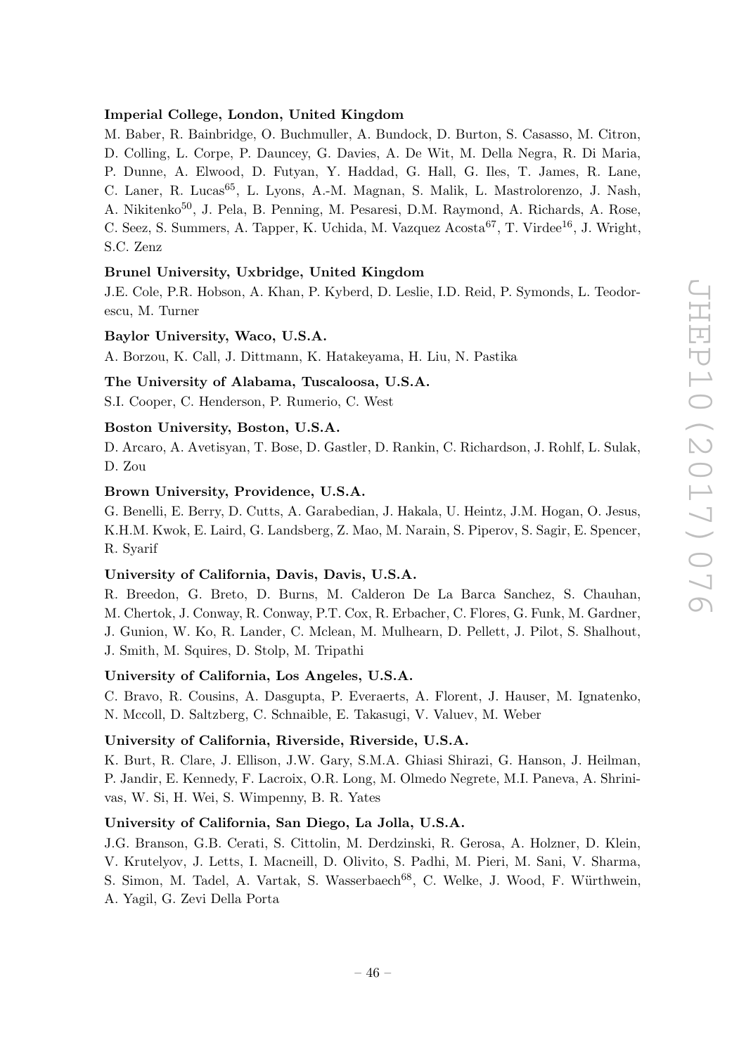### Imperial College, London, United Kingdom

M. Baber, R. Bainbridge, O. Buchmuller, A. Bundock, D. Burton, S. Casasso, M. Citron, D. Colling, L. Corpe, P. Dauncey, G. Davies, A. De Wit, M. Della Negra, R. Di Maria, P. Dunne, A. Elwood, D. Futyan, Y. Haddad, G. Hall, G. Iles, T. James, R. Lane, C. Laner, R. Lucas[65], L. Lyons, A.-M. Magnan, S. Malik, L. Mastrolorenzo, J. Nash, A. Nikitenko[50], J. Pela, B. Penning, M. Pesaresi, D.M. Raymond, A. Richards, A. Rose, C. Seez, S. Summers, A. Tapper, K. Uchida, M. Vazquez Acosta[67], T. Virdee[16], J. Wright, S.C. Zenz

### Brunel University, Uxbridge, United Kingdom

J.E. Cole, P.R. Hobson, A. Khan, P. Kyberd, D. Leslie, I.D. Reid, P. Symonds, L. Teodorescu, M. Turner

### Baylor University, Waco, U.S.A.

A. Borzou, K. Call, J. Dittmann, K. Hatakeyama, H. Liu, N. Pastika

### The University of Alabama, Tuscaloosa, U.S.A.

S.I. Cooper, C. Henderson, P. Rumerio, C. West

### Boston University, Boston, U.S.A.

D. Arcaro, A. Avetisyan, T. Bose, D. Gastler, D. Rankin, C. Richardson, J. Rohlf, L. Sulak, D. Zou

### Brown University, Providence, U.S.A.

G. Benelli, E. Berry, D. Cutts, A. Garabedian, J. Hakala, U. Heintz, J.M. Hogan, O. Jesus, K.H.M. Kwok, E. Laird, G. Landsberg, Z. Mao, M. Narain, S. Piperov, S. Sagir, E. Spencer, R. Syarif

### University of California, Davis, Davis, U.S.A.

R. Breedon, G. Breto, D. Burns, M. Calderon De La Barca Sanchez, S. Chauhan, M. Chertok, J. Conway, R. Conway, P.T. Cox, R. Erbacher, C. Flores, G. Funk, M. Gardner, J. Gunion, W. Ko, R. Lander, C. Mclean, M. Mulhearn, D. Pellett, J. Pilot, S. Shalhout, J. Smith, M. Squires, D. Stolp, M. Tripathi

### University of California, Los Angeles, U.S.A.

C. Bravo, R. Cousins, A. Dasgupta, P. Everaerts, A. Florent, J. Hauser, M. Ignatenko, N. Mccoll, D. Saltzberg, C. Schnaible, E. Takasugi, V. Valuev, M. Weber

### University of California, Riverside, Riverside, U.S.A.

K. Burt, R. Clare, J. Ellison, J.W. Gary, S.M.A. Ghiasi Shirazi, G. Hanson, J. Heilman, P. Jandir, E. Kennedy, F. Lacroix, O.R. Long, M. Olmedo Negrete, M.I. Paneva, A. Shrinivas, W. Si, H. Wei, S. Wimpenny, B. R. Yates

### University of California, San Diego, La Jolla, U.S.A.

J.G. Branson, G.B. Cerati, S. Cittolin, M. Derdzinski, R. Gerosa, A. Holzner, D. Klein, V. Krutelyov, J. Letts, I. Macneill, D. Olivito, S. Padhi, M. Pieri, M. Sani, V. Sharma, S. Simon, M. Tadel, A. Vartak, S. Wasserbaech[68], C. Welke, J. Wood, F. Würthwein, A. Yagil, G. Zevi Della Porta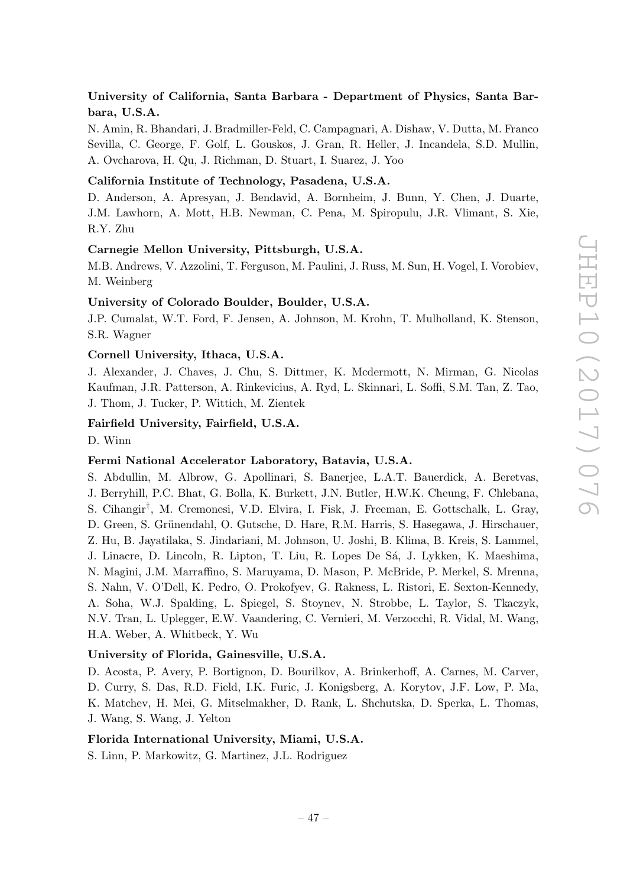**University of California, Santa Barbara - Department of Physics, Santa Barbara, U.S.A.**

N. Amin, R. Bhandari, J. Bradmiller-Feld, C. Campagnari, A. Dishaw, V. Dutta, M. Franco Sevilla, C. George, F. Golf, L. Gouskos, J. Gran, R. Heller, J. Incandela, S.D. Mullin, A. Ovcharova, H. Qu, J. Richman, D. Stuart, I. Suarez, J. Yoo

**California Institute of Technology, Pasadena, U.S.A.**

D. Anderson, A. Apresyan, J. Bendavid, A. Bornheim, J. Bunn, Y. Chen, J. Duarte, J.M. Lawhorn, A. Mott, H.B. Newman, C. Pena, M. Spiropulu, J.R. Vlimant, S. Xie, R.Y. Zhu

**Carnegie Mellon University, Pittsburgh, U.S.A.**

M.B. Andrews, V. Azzolini, T. Ferguson, M. Paulini, J. Russ, M. Sun, H. Vogel, I. Vorobiev, M. Weinberg

**University of Colorado Boulder, Boulder, U.S.A.**

J.P. Cumalat, W.T. Ford, F. Jensen, A. Johnson, M. Krohn, T. Mulholland, K. Stenson, S.R. Wagner

**Cornell University, Ithaca, U.S.A.**

J. Alexander, J. Chaves, J. Chu, S. Dittmer, K. Mcdermott, N. Mirman, G. Nicolas Kaufman, J.R. Patterson, A. Rinkevicius, A. Ryd, L. Skinnari, L. Soffi, S.M. Tan, Z. Tao, J. Thom, J. Tucker, P. Wittich, M. Zientek

**Fairfield University, Fairfield, U.S.A.**

D. Winn

**Fermi National Accelerator Laboratory, Batavia, U.S.A.**

S. Abdullin, M. Albrow, G. Apollinari, S. Banerjee, L.A.T. Bauerdick, A. Beretvas, J. Berryhill, P.C. Bhat, G. Bolla, K. Burkett, J.N. Butler, H.W.K. Cheung, F. Chlebana, S. Cihangir[†], M. Cremonesi, V.D. Elvira, I. Fisk, J. Freeman, E. Gottschalk, L. Gray, D. Green, S. Grünendahl, O. Gutsche, D. Hare, R.M. Harris, S. Hasegawa, J. Hirschauer, Z. Hu, B. Jayatilaka, S. Jindariani, M. Johnson, U. Joshi, B. Klima, B. Kreis, S. Lammel, J. Linacre, D. Lincoln, R. Lipton, T. Liu, R. Lopes De Sá, J. Lykken, K. Maeshima, N. Magini, J.M. Marraffino, S. Maruyama, D. Mason, P. McBride, P. Merkel, S. Mrenna, S. Nahn, V. O'Dell, K. Pedro, O. Prokofyev, G. Rakness, L. Ristori, E. Sexton-Kennedy, A. Soha, W.J. Spalding, L. Spiegel, S. Stoynev, N. Strobbe, L. Taylor, S. Tkaczyk, N.V. Tran, L. Uplegger, E.W. Vaandering, C. Vernieri, M. Verzocchi, R. Vidal, M. Wang, H.A. Weber, A. Whitbeck, Y. Wu

**University of Florida, Gainesville, U.S.A.**

D. Acosta, P. Avery, P. Bortignon, D. Bourilkov, A. Brinkerhoff, A. Carnes, M. Carver, D. Curry, S. Das, R.D. Field, I.K. Furic, J. Konigsberg, A. Korytov, J.F. Low, P. Ma, K. Matchev, H. Mei, G. Mitselmakher, D. Rank, L. Shchutska, D. Sperka, L. Thomas, J. Wang, S. Wang, J. Yelton

**Florida International University, Miami, U.S.A.**

S. Linn, P. Markowitz, G. Martinez, J.L. Rodriguez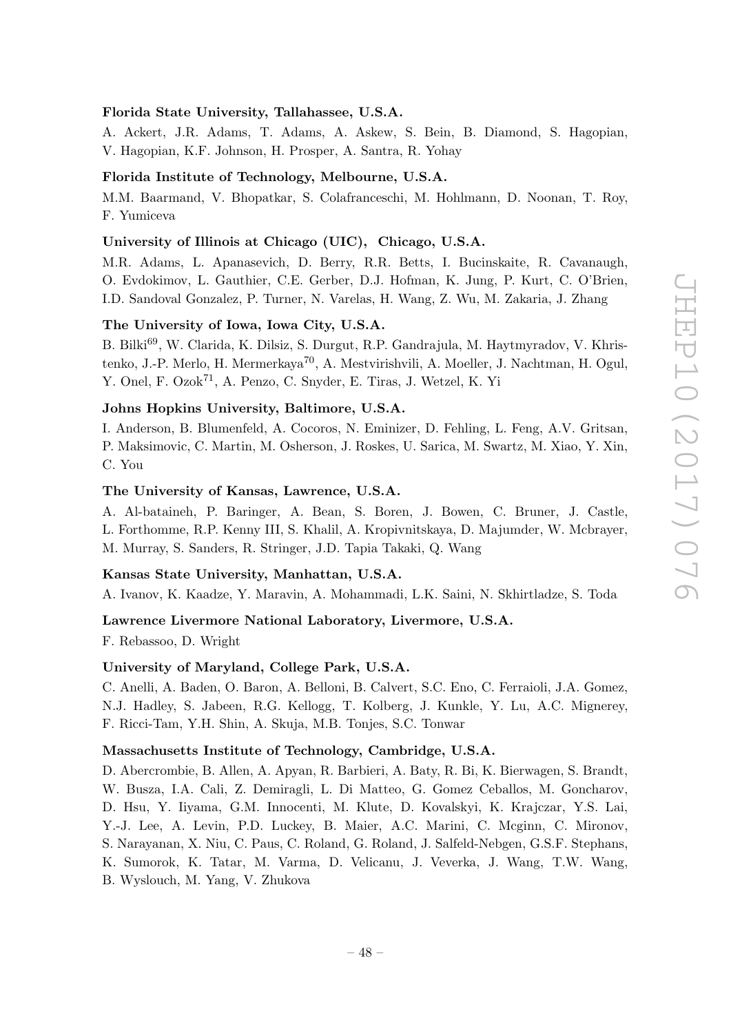**Florida State University, Tallahassee, U.S.A.**

A. Ackert, J.R. Adams, T. Adams, A. Askew, S. Bein, B. Diamond, S. Hagopian, V. Hagopian, K.F. Johnson, H. Prosper, A. Santra, R. Yohay

**Florida Institute of Technology, Melbourne, U.S.A.**

M.M. Baarmand, V. Bhopatkar, S. Colafranceschi, M. Hohlmann, D. Noonan, T. Roy, F. Yumiceva

**University of Illinois at Chicago (UIC), Chicago, U.S.A.**

M.R. Adams, L. Apanasevich, D. Berry, R.R. Betts, I. Bucinskaite, R. Cavanaugh, O. Evdokimov, L. Gauthier, C.E. Gerber, D.J. Hofman, K. Jung, P. Kurt, C. O'Brien, I.D. Sandoval Gonzalez, P. Turner, N. Varelas, H. Wang, Z. Wu, M. Zakaria, J. Zhang

**The University of Iowa, Iowa City, U.S.A.**

B. Bilki[69], W. Clarida, K. Dilsiz, S. Durgut, R.P. Gandrajula, M. Haytmyradov, V. Khristenko, J.-P. Merlo, H. Mermerkaya[70], A. Mestvirishvili, A. Moeller, J. Nachtman, H. Ogul, Y. Onel, F. Ozok[71], A. Penzo, C. Snyder, E. Tiras, J. Wetzel, K. Yi

**Johns Hopkins University, Baltimore, U.S.A.**

I. Anderson, B. Blumenfeld, A. Cocoros, N. Eminizer, D. Fehling, L. Feng, A.V. Gritsan, P. Maksimovic, C. Martin, M. Osherson, J. Roskes, U. Sarica, M. Swartz, M. Xiao, Y. Xin, C. You

**The University of Kansas, Lawrence, U.S.A.**

A. Al-bataineh, P. Baringer, A. Bean, S. Boren, J. Bowen, C. Bruner, J. Castle, L. Forthomme, R.P. Kenny III, S. Khalil, A. Kropivnitskaya, D. Majumder, W. Mcbrayer, M. Murray, S. Sanders, R. Stringer, J.D. Tapia Takaki, Q. Wang

**Kansas State University, Manhattan, U.S.A.**

A. Ivanov, K. Kaadze, Y. Maravin, A. Mohammadi, L.K. Saini, N. Skhirtladze, S. Toda

**Lawrence Livermore National Laboratory, Livermore, U.S.A.**

F. Rebassoo, D. Wright

**University of Maryland, College Park, U.S.A.**

C. Anelli, A. Baden, O. Baron, A. Belloni, B. Calvert, S.C. Eno, C. Ferraioli, J.A. Gomez, N.J. Hadley, S. Jabeen, R.G. Kellogg, T. Kolberg, J. Kunkle, Y. Lu, A.C. Mignerey, F. Ricci-Tam, Y.H. Shin, A. Skuja, M.B. Tonjes, S.C. Tonwar

**Massachusetts Institute of Technology, Cambridge, U.S.A.**

D. Abercrombie, B. Allen, A. Apyan, R. Barbieri, A. Baty, R. Bi, K. Bierwagen, S. Brandt, W. Busza, I.A. Cali, Z. Demiragli, L. Di Matteo, G. Gomez Ceballos, M. Goncharov, D. Hsu, Y. Iiyama, G.M. Innocenti, M. Klute, D. Kovalskyi, K. Krajczar, Y.S. Lai, Y.-J. Lee, A. Levin, P.D. Luckey, B. Maier, A.C. Marini, C. Mcginn, C. Mironov, S. Narayanan, X. Niu, C. Paus, C. Roland, G. Roland, J. Salfeld-Nebgen, G.S.F. Stephans, K. Sumorok, K. Tatar, M. Varma, D. Velicanu, J. Veverka, J. Wang, T.W. Wang, B. Wyslouch, M. Yang, V. Zhukova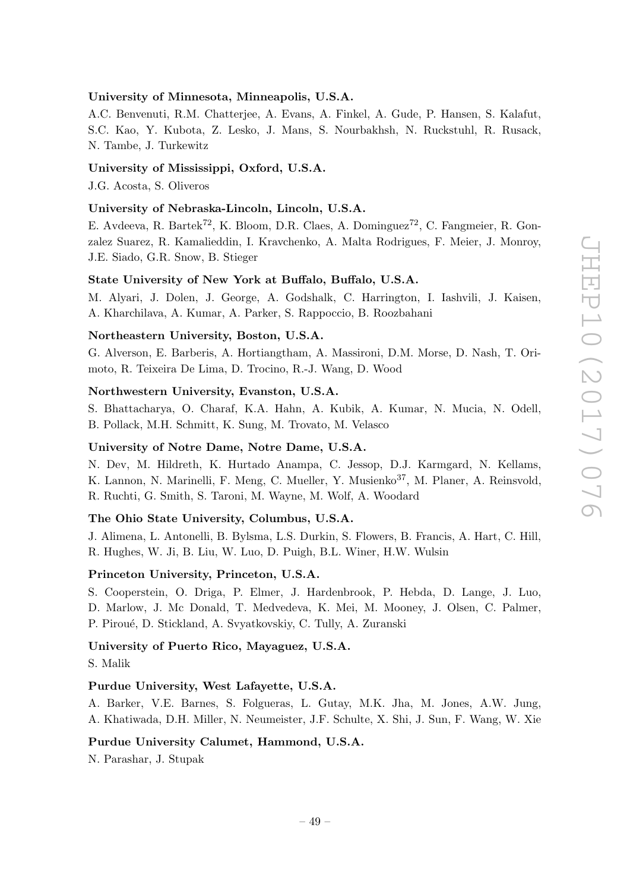### University of Minnesota, Minneapolis, U.S.A.

A.C. Benvenuti, R.M. Chatterjee, A. Evans, A. Finkel, A. Gude, P. Hansen, S. Kalafut, S.C. Kao, Y. Kubota, Z. Lesko, J. Mans, S. Nourbakhsh, N. Ruckstuhl, R. Rusack, N. Tambe, J. Turkewitz

### University of Mississippi, Oxford, U.S.A.

J.G. Acosta, S. Oliveros

### University of Nebraska-Lincoln, Lincoln, U.S.A.

E. Avdeeva, R. Bartek[72], K. Bloom, D.R. Claes, A. Dominguez[72], C. Fangmeier, R. Gonzalez Suarez, R. Kamalieddin, I. Kravchenko, A. Malta Rodrigues, F. Meier, J. Monroy, J.E. Siado, G.R. Snow, B. Stieger

### State University of New York at Buffalo, Buffalo, U.S.A.

M. Alyari, J. Dolen, J. George, A. Godshalk, C. Harrington, I. Iashvili, J. Kaisen, A. Kharchilava, A. Kumar, A. Parker, S. Rappoccio, B. Roozbahani

### Northeastern University, Boston, U.S.A.

G. Alverson, E. Barberis, A. Hortiangtham, A. Massironi, D.M. Morse, D. Nash, T. Orimoto, R. Teixeira De Lima, D. Trocino, R.-J. Wang, D. Wood

### Northwestern University, Evanston, U.S.A.

S. Bhattacharya, O. Charaf, K.A. Hahn, A. Kubik, A. Kumar, N. Mucia, N. Odell, B. Pollack, M.H. Schmitt, K. Sung, M. Trovato, M. Velasco

### University of Notre Dame, Notre Dame, U.S.A.

N. Dev, M. Hildreth, K. Hurtado Anampa, C. Jessop, D.J. Karmgard, N. Kellams, K. Lannon, N. Marinelli, F. Meng, C. Mueller, Y. Musienko[37], M. Planer, A. Reinsvold, R. Ruchti, G. Smith, S. Taroni, M. Wayne, M. Wolf, A. Woodard

### The Ohio State University, Columbus, U.S.A.

J. Alimena, L. Antonelli, B. Bylsma, L.S. Durkin, S. Flowers, B. Francis, A. Hart, C. Hill, R. Hughes, W. Ji, B. Liu, W. Luo, D. Puigh, B.L. Winer, H.W. Wulsin

### Princeton University, Princeton, U.S.A.

S. Cooperstein, O. Driga, P. Elmer, J. Hardenbrook, P. Hebda, D. Lange, J. Luo, D. Marlow, J. Mc Donald, T. Medvedeva, K. Mei, M. Mooney, J. Olsen, C. Palmer, P. Piroué, D. Stickland, A. Svyatkovskiy, C. Tully, A. Zuranski

### University of Puerto Rico, Mayaguez, U.S.A.

S. Malik

### Purdue University, West Lafayette, U.S.A.

A. Barker, V.E. Barnes, S. Folgueras, L. Gutay, M.K. Jha, M. Jones, A.W. Jung, A. Khatiwada, D.H. Miller, N. Neumeister, J.F. Schulte, X. Shi, J. Sun, F. Wang, W. Xie

### Purdue University Calumet, Hammond, U.S.A.

N. Parashar, J. Stupak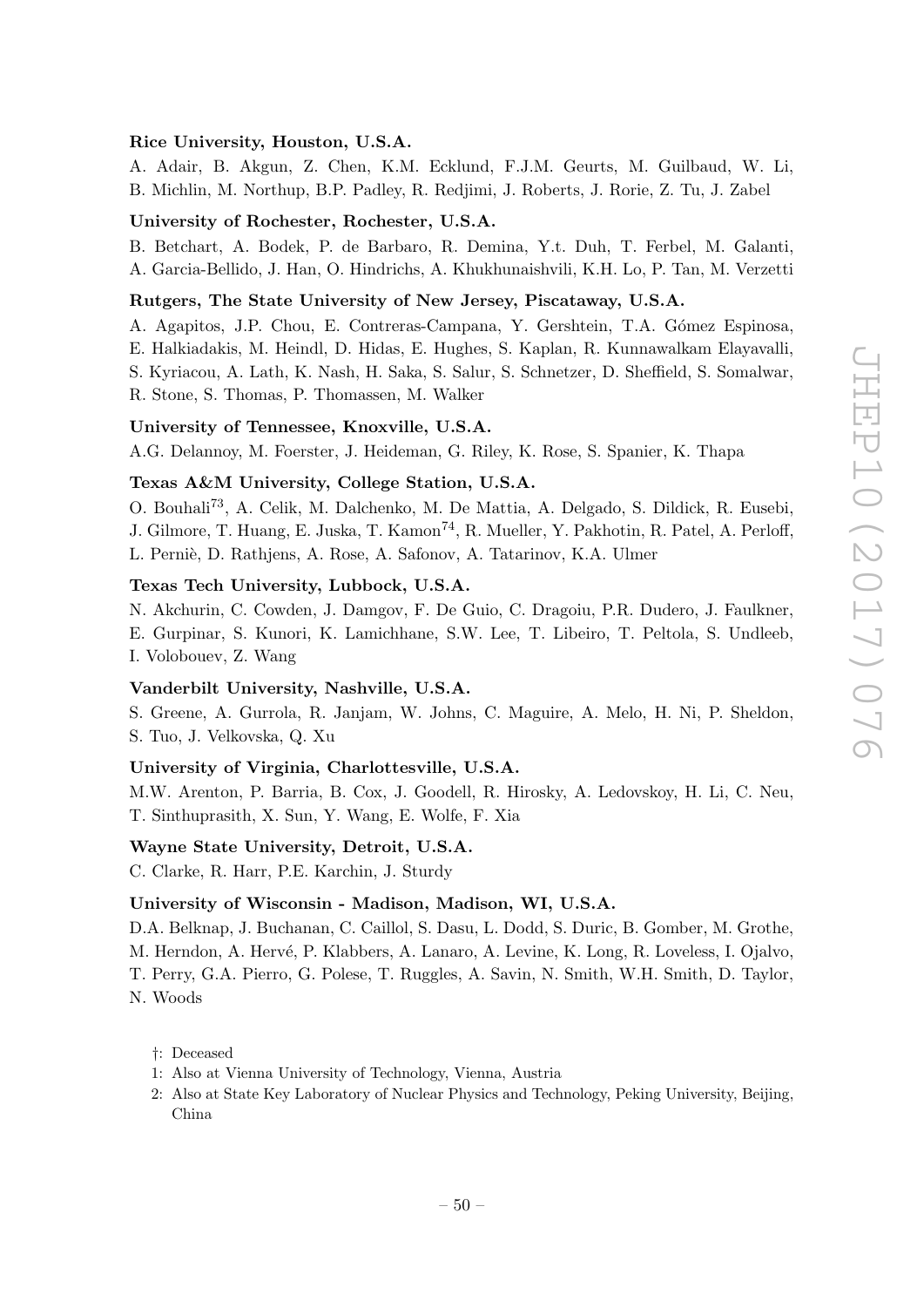**Rice University, Houston, U.S.A.**

A. Adair, B. Akgun, Z. Chen, K.M. Ecklund, F.J.M. Geurts, M. Guilbaud, W. Li, B. Michlin, M. Northup, B.P. Padley, R. Redjimi, J. Roberts, J. Rorie, Z. Tu, J. Zabel

**University of Rochester, Rochester, U.S.A.**

B. Betchart, A. Bodek, P. de Barbaro, R. Demina, Y.t. Duh, T. Ferbel, M. Galanti, A. Garcia-Bellido, J. Han, O. Hindrichs, A. Khukhunaishvili, K.H. Lo, P. Tan, M. Verzetti

**Rutgers, The State University of New Jersey, Piscataway, U.S.A.**

A. Agapitos, J.P. Chou, E. Contreras-Campana, Y. Gershtein, T.A. Gómez Espinosa, E. Halkiadakis, M. Heindl, D. Hidas, E. Hughes, S. Kaplan, R. Kunnawalkam Elayavalli, S. Kyriacou, A. Lath, K. Nash, H. Saka, S. Salur, S. Schnetzer, D. Sheffield, S. Somalwar, R. Stone, S. Thomas, P. Thomassen, M. Walker

**University of Tennessee, Knoxville, U.S.A.**

A.G. Delannoy, M. Foerster, J. Heideman, G. Riley, K. Rose, S. Spanier, K. Thapa

**Texas A&M University, College Station, U.S.A.**

O. Bouhali[73], A. Celik, M. Dalchenko, M. De Mattia, A. Delgado, S. Dildick, R. Eusebi, J. Gilmore, T. Huang, E. Juska, T. Kamon[74], R. Mueller, Y. Pakhotin, R. Patel, A. Perloff, L. Perniè, D. Rathjens, A. Rose, A. Safonov, A. Tatarinov, K.A. Ulmer

**Texas Tech University, Lubbock, U.S.A.**

N. Akchurin, C. Cowden, J. Damgov, F. De Guio, C. Dragoiu, P.R. Dudero, J. Faulkner, E. Gurpinar, S. Kunori, K. Lamichhane, S.W. Lee, T. Libeiro, T. Peltola, S. Undleeb, I. Volobouev, Z. Wang

**Vanderbilt University, Nashville, U.S.A.**

S. Greene, A. Gurrola, R. Janjam, W. Johns, C. Maguire, A. Melo, H. Ni, P. Sheldon, S. Tuo, J. Velkovska, Q. Xu

**University of Virginia, Charlottesville, U.S.A.**

M.W. Arenton, P. Barria, B. Cox, J. Goodell, R. Hirosky, A. Ledovskoy, H. Li, C. Neu, T. Sinthuprasith, X. Sun, Y. Wang, E. Wolfe, F. Xia

**Wayne State University, Detroit, U.S.A.**

C. Clarke, R. Harr, P.E. Karchin, J. Sturdy

**University of Wisconsin - Madison, Madison, WI, U.S.A.**

D.A. Belknap, J. Buchanan, C. Caillol, S. Dasu, L. Dodd, S. Duric, B. Gomber, M. Grothe, M. Herndon, A. Hervé, P. Klabbers, A. Lanaro, A. Levine, K. Long, R. Loveless, I. Ojalvo, T. Perry, G.A. Pierro, G. Polese, T. Ruggles, A. Savin, N. Smith, W.H. Smith, D. Taylor, N. Woods

†: Deceased

1: Also at Vienna University of Technology, Vienna, Austria

2: Also at State Key Laboratory of Nuclear Physics and Technology, Peking University, Beijing, China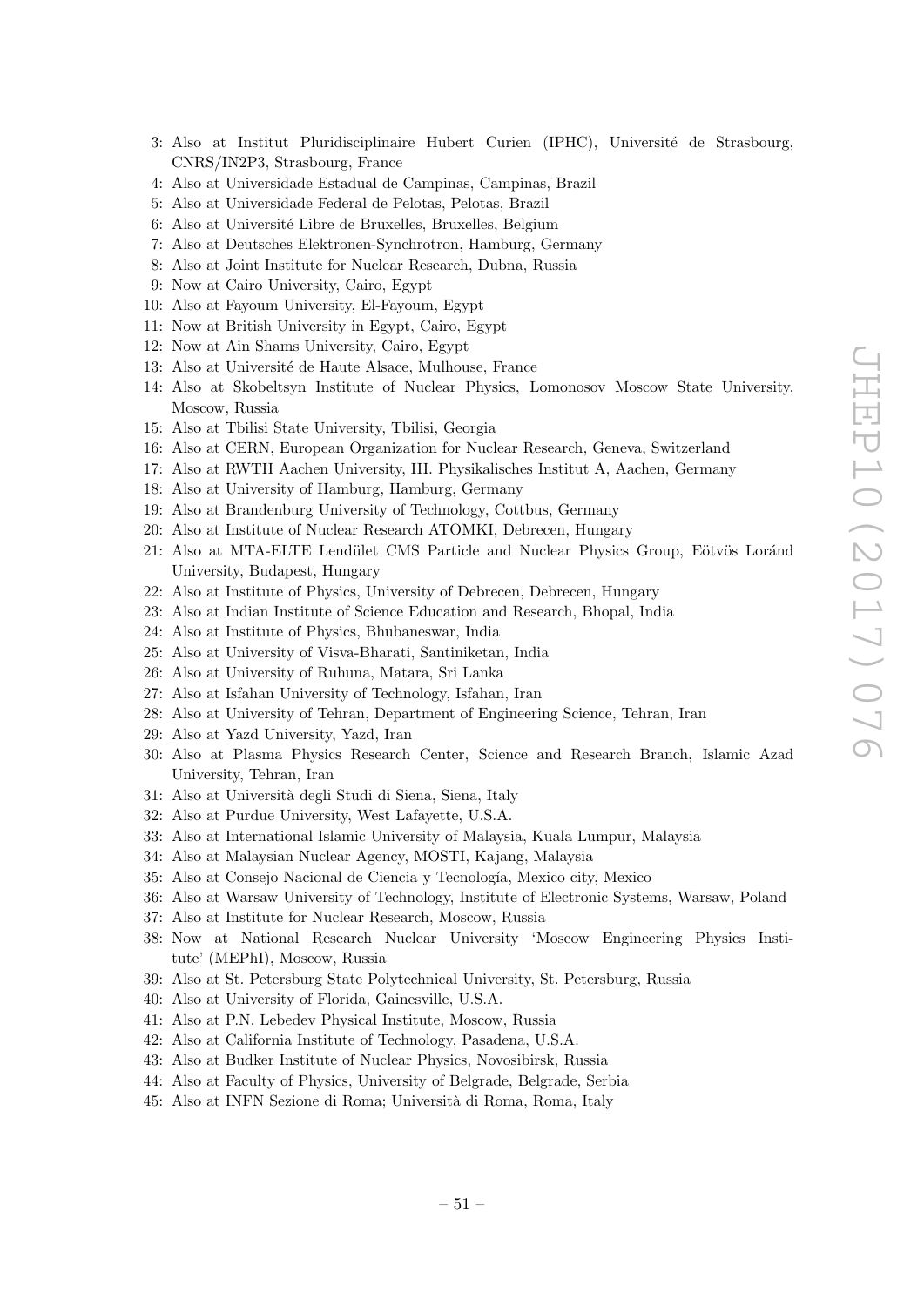3: Also at Institut Pluridisciplinaire Hubert Curien (IPHC), Université de Strasbourg, CNRS/IN2P3, Strasbourg, France
4: Also at Universidade Estadual de Campinas, Campinas, Brazil
5: Also at Universidade Federal de Pelotas, Pelotas, Brazil
6: Also at Université Libre de Bruxelles, Bruxelles, Belgium
7: Also at Deutsches Elektronen-Synchrotron, Hamburg, Germany
8: Also at Joint Institute for Nuclear Research, Dubna, Russia
9: Now at Cairo University, Cairo, Egypt
10: Also at Fayoum University, El-Fayoum, Egypt
11: Now at British University in Egypt, Cairo, Egypt
12: Now at Ain Shams University, Cairo, Egypt
13: Also at Université de Haute Alsace, Mulhouse, France
14: Also at Skobeltsyn Institute of Nuclear Physics, Lomonosov Moscow State University, Moscow, Russia
15: Also at Tbilisi State University, Tbilisi, Georgia
16: Also at CERN, European Organization for Nuclear Research, Geneva, Switzerland
17: Also at RWTH Aachen University, III. Physikalisches Institut A, Aachen, Germany
18: Also at University of Hamburg, Hamburg, Germany
19: Also at Brandenburg University of Technology, Cottbus, Germany
20: Also at Institute of Nuclear Research ATOMKI, Debrecen, Hungary
21: Also at MTA-ELTE Lendület CMS Particle and Nuclear Physics Group, Eötvös Loránd University, Budapest, Hungary
22: Also at Institute of Physics, University of Debrecen, Debrecen, Hungary
23: Also at Indian Institute of Science Education and Research, Bhopal, India
24: Also at Institute of Physics, Bhubaneswar, India
25: Also at University of Visva-Bharati, Santiniketan, India
26: Also at University of Ruhuna, Matara, Sri Lanka
27: Also at Isfahan University of Technology, Isfahan, Iran
28: Also at University of Tehran, Department of Engineering Science, Tehran, Iran
29: Also at Yazd University, Yazd, Iran
30: Also at Plasma Physics Research Center, Science and Research Branch, Islamic Azad University, Tehran, Iran
31: Also at Università degli Studi di Siena, Siena, Italy
32: Also at Purdue University, West Lafayette, U.S.A.
33: Also at International Islamic University of Malaysia, Kuala Lumpur, Malaysia
34: Also at Malaysian Nuclear Agency, MOSTI, Kajang, Malaysia
35: Also at Consejo Nacional de Ciencia y Tecnología, Mexico city, Mexico
36: Also at Warsaw University of Technology, Institute of Electronic Systems, Warsaw, Poland
37: Also at Institute for Nuclear Research, Moscow, Russia
38: Now at National Research Nuclear University 'Moscow Engineering Physics Institute' (MEPhI), Moscow, Russia
39: Also at St. Petersburg State Polytechnical University, St. Petersburg, Russia
40: Also at University of Florida, Gainesville, U.S.A.
41: Also at P.N. Lebedev Physical Institute, Moscow, Russia
42: Also at California Institute of Technology, Pasadena, U.S.A.
43: Also at Budker Institute of Nuclear Physics, Novosibirsk, Russia
44: Also at Faculty of Physics, University of Belgrade, Belgrade, Serbia
45: Also at INFN Sezione di Roma; Università di Roma, Roma, Italy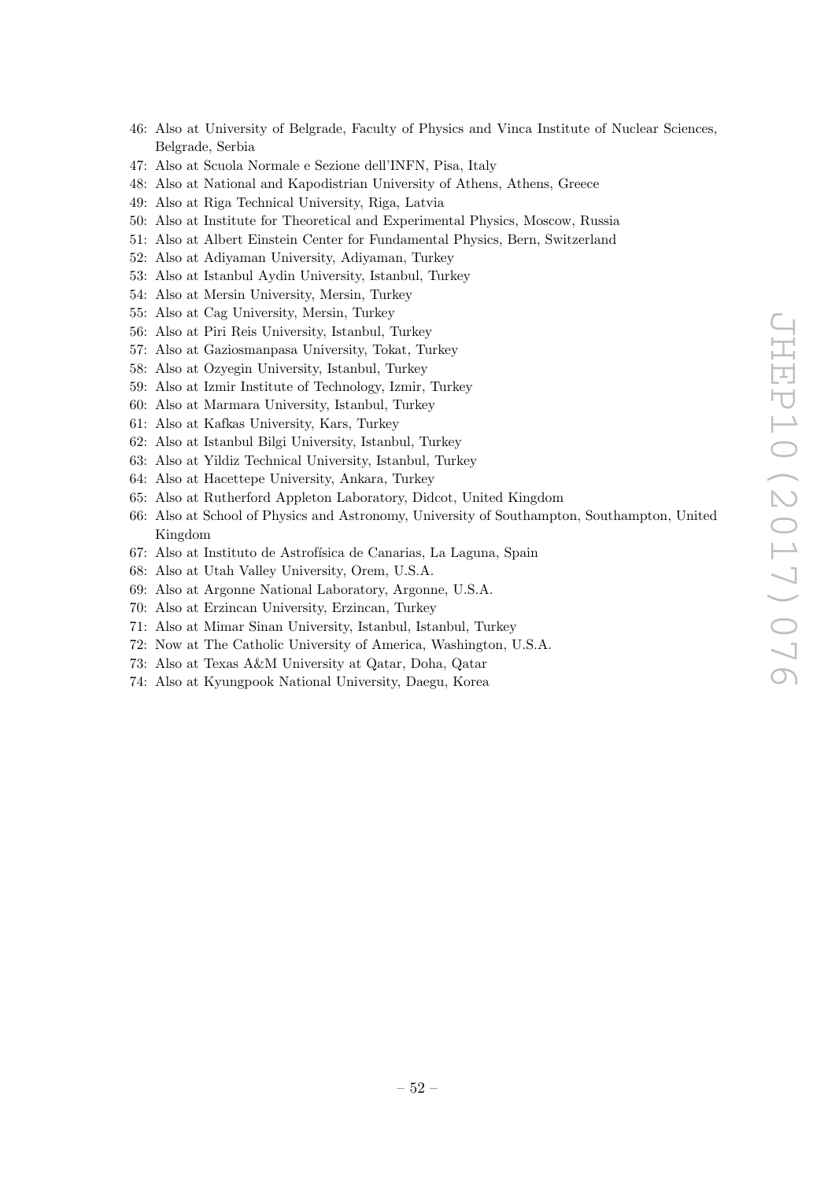46: Also at University of Belgrade, Faculty of Physics and Vinca Institute of Nuclear Sciences, Belgrade, Serbia  
47: Also at Scuola Normale e Sezione dell'INFN, Pisa, Italy  
48: Also at National and Kapodistrian University of Athens, Athens, Greece  
49: Also at Riga Technical University, Riga, Latvia  
50: Also at Institute for Theoretical and Experimental Physics, Moscow, Russia  
51: Also at Albert Einstein Center for Fundamental Physics, Bern, Switzerland  
52: Also at Adiyaman University, Adiyaman, Turkey  
53: Also at Istanbul Aydin University, Istanbul, Turkey  
54: Also at Mersin University, Mersin, Turkey  
55: Also at Cag University, Mersin, Turkey  
56: Also at Piri Reis University, Istanbul, Turkey  
57: Also at Gaziosmanpasa University, Tokat, Turkey  
58: Also at Ozyegin University, Istanbul, Turkey  
59: Also at Izmir Institute of Technology, Izmir, Turkey  
60: Also at Marmara University, Istanbul, Turkey  
61: Also at Kafkas University, Kars, Turkey  
62: Also at Istanbul Bilgi University, Istanbul, Turkey  
63: Also at Yildiz Technical University, Istanbul, Turkey  
64: Also at Hacettepe University, Ankara, Turkey  
65: Also at Rutherford Appleton Laboratory, Didcot, United Kingdom  
66: Also at School of Physics and Astronomy, University of Southampton, Southampton, United Kingdom  
67: Also at Instituto de Astrofísica de Canarias, La Laguna, Spain  
68: Also at Utah Valley University, Orem, U.S.A.  
69: Also at Argonne National Laboratory, Argonne, U.S.A.  
70: Also at Erzincan University, Erzincan, Turkey  
71: Also at Mimar Sinan University, Istanbul, Istanbul, Turkey  
72: Now at The Catholic University of America, Washington, U.S.A.  
73: Also at Texas A&M University at Qatar, Doha, Qatar  
74: Also at Kyungpook National University, Daegu, Korea